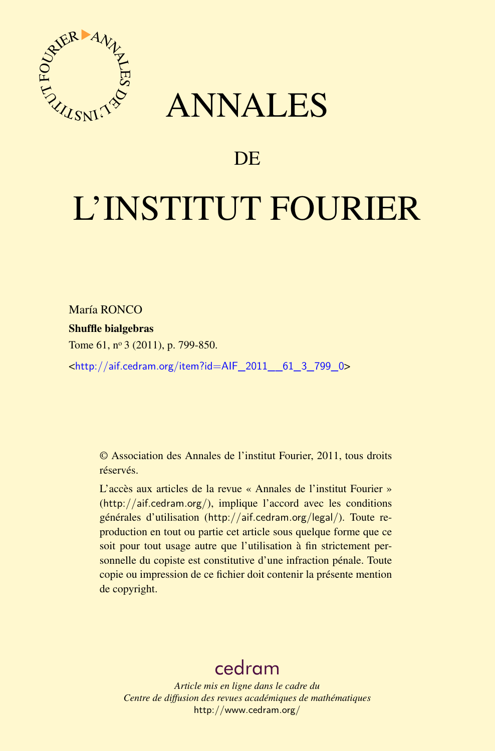# ANNALES

# DE

# L'INSTITUT FOURIER

María RONCO

**Shuffle bialgebras**

Tome 61, n° 3 (2011), p. 799-850.

<http://aif.cedram.org/item?id=AIF_2011__61_3_799_0>

© Association des Annales de l'institut Fourier, 2011, tous droits réservés.

L'accès aux articles de la revue « Annales de l'institut Fourier » (http://aif.cedram.org/), implique l'accord avec les conditions générales d'utilisation (http://aif.cedram.org/legal/). Toute reproduction en tout ou partie cet article sous quelque forme que ce soit pour tout usage autre que l'utilisation à fin strictement personnelle du copiste est constitutive d'une infraction pénale. Toute copie ou impression de ce fichier doit contenir la présente mention de copyright.

cedram

*Article mis en ligne dans le cadre du*
*Centre de diffusion des revues académiques de mathématiques*
http://www.cedram.org/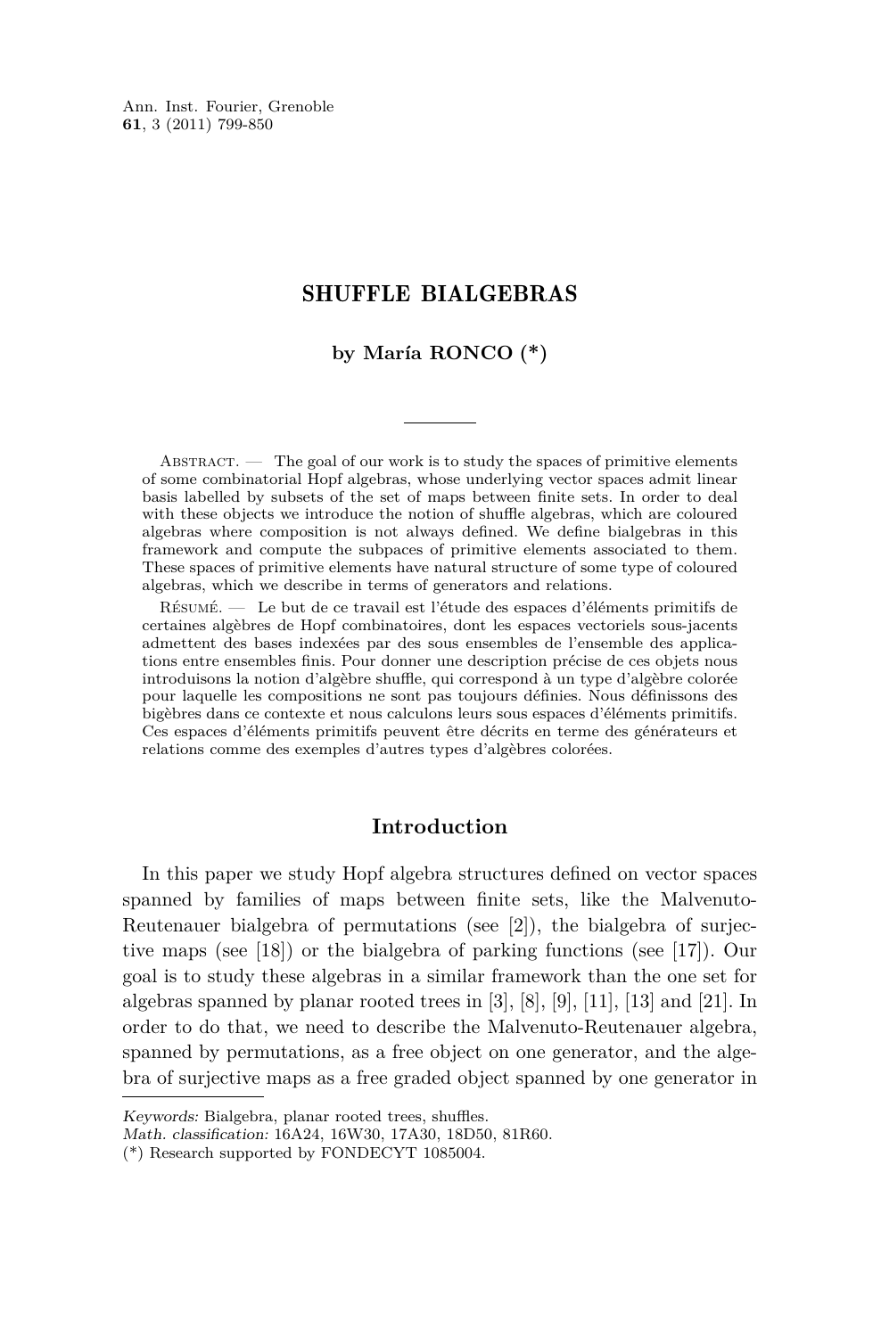Ann. Inst. Fourier, Grenoble
**61**, 3 (2011) 799-850

# SHUFFLE BIALGEBRAS

**by María RONCO (\*)**

Abstract. — The goal of our work is to study the spaces of primitive elements of some combinatorial Hopf algebras, whose underlying vector spaces admit linear basis labelled by subsets of the set of maps between finite sets. In order to deal with these objects we introduce the notion of shuffle algebras, which are coloured algebras where composition is not always defined. We define bialgebras in this framework and compute the subpaces of primitive elements associated to them. These spaces of primitive elements have natural structure of some type of coloured algebras, which we describe in terms of generators and relations.

Résumé. — Le but de ce travail est l'étude des espaces d'éléments primitifs de certaines algèbres de Hopf combinatoires, dont les espaces vectoriels sous-jacents admettent des bases indexées par des sous ensembles de l'ensemble des applications entre ensembles finis. Pour donner une description précise de ces objets nous introduisons la notion d'algèbre shuffle, qui correspond à un type d'algèbre colorée pour laquelle les compositions ne sont pas toujours définies. Nous définissons des bigèbres dans ce contexte et nous calculons leurs sous espaces d'éléments primitifs. Ces espaces d'éléments primitifs peuvent être décrits en terme des générateurs et relations comme des exemples d'autres types d'algèbres colorées.

## Introduction

In this paper we study Hopf algebra structures defined on vector spaces spanned by families of maps between finite sets, like the Malvenuto-Reutenauer bialgebra of permutations (see [2]), the bialgebra of surjective maps (see [18]) or the bialgebra of parking functions (see [17]). Our goal is to study these algebras in a similar framework than the one set for algebras spanned by planar rooted trees in [3], [8], [9], [11], [13] and [21]. In order to do that, we need to describe the Malvenuto-Reutenauer algebra, spanned by permutations, as a free object on one generator, and the algebra of surjective maps as a free graded object spanned by one generator in

*Keywords:* Bialgebra, planar rooted trees, shuffles.
*Math. classification:* 16A24, 16W30, 17A30, 18D50, 81R60.
(\*) Research supported by FONDECYT 1085004.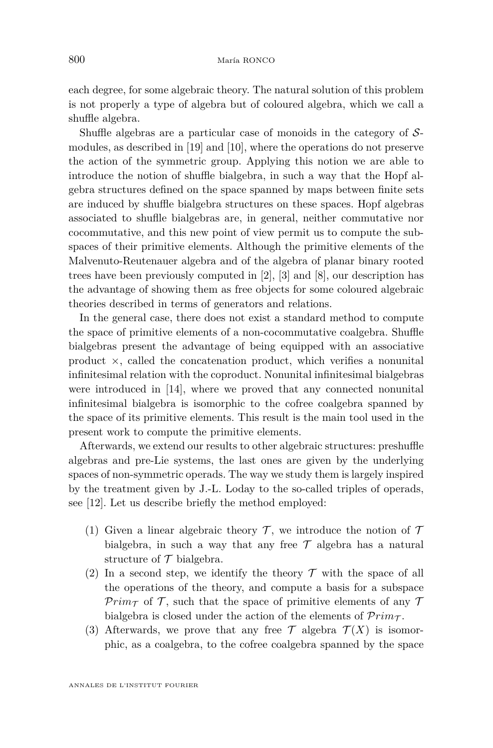each degree, for some algebraic theory. The natural solution of this problem is not properly a type of algebra but of coloured algebra, which we call a shuffle algebra.

Shuffle algebras are a particular case of monoids in the category of $\mathcal{S}$-modules, as described in [19] and [10], where the operations do not preserve the action of the symmetric group. Applying this notion we are able to introduce the notion of shuffle bialgebra, in such a way that the Hopf algebra structures defined on the space spanned by maps between finite sets are induced by shuffle bialgebra structures on these spaces. Hopf algebras associated to shuffle bialgebras are, in general, neither commutative nor cocommutative, and this new point of view permit us to compute the subspaces of their primitive elements. Although the primitive elements of the Malvenuto-Reutenauer algebra and of the algebra of planar binary rooted trees have been previously computed in [2], [3] and [8], our description has the advantage of showing them as free objects for some coloured algebraic theories described in terms of generators and relations.

In the general case, there does not exist a standard method to compute the space of primitive elements of a non-cocommutative coalgebra. Shuffle bialgebras present the advantage of being equipped with an associative product $\times$, called the concatenation product, which verifies a nonunital infinitesimal relation with the coproduct. Nonunital infinitesimal bialgebras were introduced in [14], where we proved that any connected nonunital infinitesimal bialgebra is isomorphic to the cofree coalgebra spanned by the space of its primitive elements. This result is the main tool used in the present work to compute the primitive elements.

Afterwards, we extend our results to other algebraic structures: preshuffle algebras and pre-Lie systems, the last ones are given by the underlying spaces of non-symmetric operads. The way we study them is largely inspired by the treatment given by J.-L. Loday to the so-called triples of operads, see [12]. Let us describe briefly the method employed:

1. Given a linear algebraic theory $\mathcal{T}$, we introduce the notion of $\mathcal{T}$ bialgebra, in such a way that any free $\mathcal{T}$ algebra has a natural structure of $\mathcal{T}$ bialgebra.
2. In a second step, we identify the theory $\mathcal{T}$ with the space of all the operations of the theory, and compute a basis for a subspace $\mathcal{P}rim_{\mathcal{T}}$ of $\mathcal{T}$, such that the space of primitive elements of any $\mathcal{T}$ bialgebra is closed under the action of the elements of $\mathcal{P}rim_{\mathcal{T}}$.
3. Afterwards, we prove that any free $\mathcal{T}$ algebra $\mathcal{T}(X)$ is isomorphic, as a coalgebra, to the cofree coalgebra spanned by the space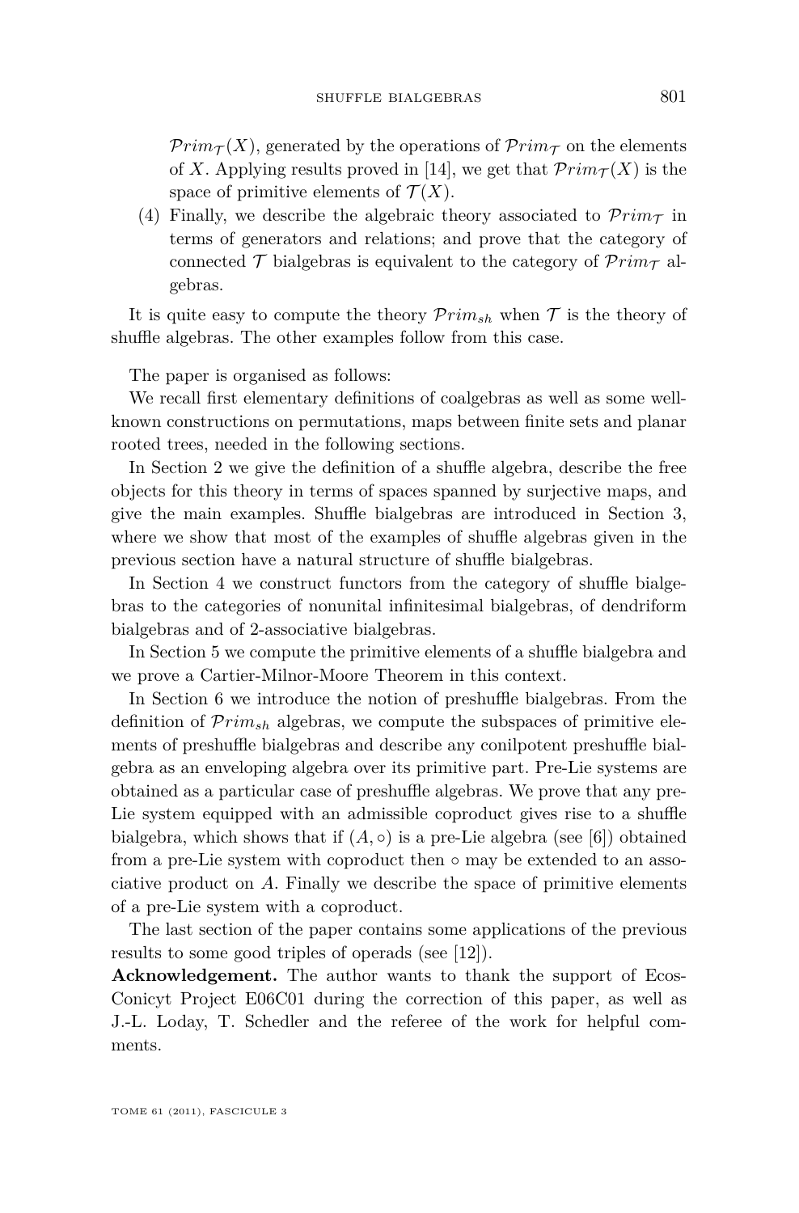$\mathcal{P}rim_{\mathcal{T}}(X)$, generated by the operations of $\mathcal{P}rim_{\mathcal{T}}$ on the elements of $X$. Applying results proved in [14], we get that $\mathcal{P}rim_{\mathcal{T}}(X)$ is the space of primitive elements of $\mathcal{T}(X)$.

(4) Finally, we describe the algebraic theory associated to $\mathcal{P}rim_{\mathcal{T}}$ in terms of generators and relations; and prove that the category of connected $\mathcal{T}$ bialgebras is equivalent to the category of $\mathcal{P}rim_{\mathcal{T}}$ algebras.

It is quite easy to compute the theory $\mathcal{P}rim_{sh}$ when $\mathcal{T}$ is the theory of shuffle algebras. The other examples follow from this case.

The paper is organised as follows:

We recall first elementary definitions of coalgebras as well as some well-known constructions on permutations, maps between finite sets and planar rooted trees, needed in the following sections.

In Section 2 we give the definition of a shuffle algebra, describe the free objects for this theory in terms of spaces spanned by surjective maps, and give the main examples. Shuffle bialgebras are introduced in Section 3, where we show that most of the examples of shuffle algebras given in the previous section have a natural structure of shuffle bialgebras.

In Section 4 we construct functors from the category of shuffle bialgebras to the categories of nonunital infinitesimal bialgebras, of dendriform bialgebras and of 2-associative bialgebras.

In Section 5 we compute the primitive elements of a shuffle bialgebra and we prove a Cartier-Milnor-Moore Theorem in this context.

In Section 6 we introduce the notion of preshuffle bialgebras. From the definition of $\mathcal{P}rim_{sh}$ algebras, we compute the subspaces of primitive elements of preshuffle bialgebras and describe any conilpotent preshuffle bialgebra as an enveloping algebra over its primitive part. Pre-Lie systems are obtained as a particular case of preshuffle algebras. We prove that any pre-Lie system equipped with an admissible coproduct gives rise to a shuffle bialgebra, which shows that if $(A, \circ)$ is a pre-Lie algebra (see [6]) obtained from a pre-Lie system with coproduct then $\circ$ may be extended to an associative product on $A$. Finally we describe the space of primitive elements of a pre-Lie system with a coproduct.

The last section of the paper contains some applications of the previous results to some good triples of operads (see [12]).

**Acknowledgement.** The author wants to thank the support of Ecos-Conicyt Project E06C01 during the correction of this paper, as well as J.-L. Loday, T. Schedler and the referee of the work for helpful comments.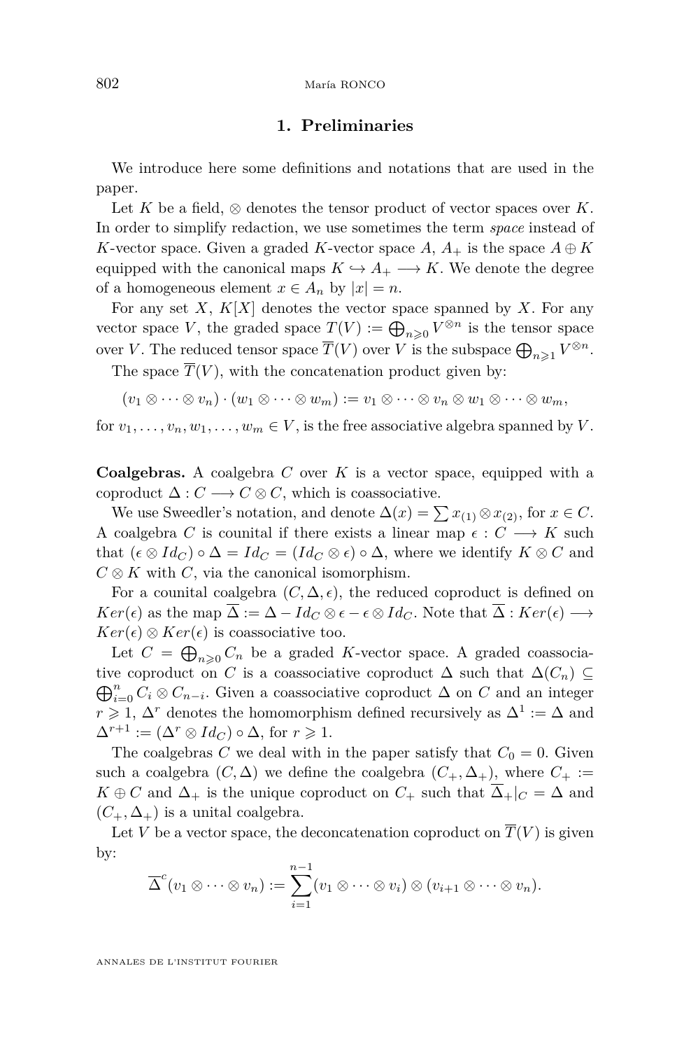## 1. Preliminaries

We introduce here some definitions and notations that are used in the paper.

Let $K$ be a field, $\otimes$ denotes the tensor product of vector spaces over $K$. In order to simplify redaction, we use sometimes the term *space* instead of $K$-vector space. Given a graded $K$-vector space $A$, $A_+$ is the space $A \oplus K$ equipped with the canonical maps $K \hookrightarrow A_+ \longrightarrow K$. We denote the degree of a homogeneous element $x \in A_n$ by $|x| = n$.

For any set $X$, $K[X]$ denotes the vector space spanned by $X$. For any vector space $V$, the graded space $T(V) := \bigoplus_{n \geqslant 0} V^{\otimes n}$ is the tensor space over $V$. The reduced tensor space $\overline{T}(V)$ over $V$ is the subspace $\bigoplus_{n \geqslant 1} V^{\otimes n}$.

The space $\overline{T}(V)$, with the concatenation product given by:

$$(v_1 \otimes \cdots \otimes v_n) \cdot (w_1 \otimes \cdots \otimes w_m) := v_1 \otimes \cdots \otimes v_n \otimes w_1 \otimes \cdots \otimes w_m,$$

for $v_1, \ldots, v_n, w_1, \ldots, w_m \in V$, is the free associative algebra spanned by $V$.

**Coalgebras.** A coalgebra $C$ over $K$ is a vector space, equipped with a coproduct $\Delta : C \longrightarrow C \otimes C$, which is coassociative.

We use Sweedler's notation, and denote $\Delta(x) = \sum x_{(1)} \otimes x_{(2)}$, for $x \in C$. A coalgebra $C$ is counital if there exists a linear map $\epsilon : C \longrightarrow K$ such that $(\epsilon \otimes Id_C) \circ \Delta = Id_C = (Id_C \otimes \epsilon) \circ \Delta$, where we identify $K \otimes C$ and $C \otimes K$ with $C$, via the canonical isomorphism.

For a counital coalgebra $(C, \Delta, \epsilon)$, the reduced coproduct is defined on $Ker(\epsilon)$ as the map $\overline{\Delta} := \Delta - Id_C \otimes \epsilon - \epsilon \otimes Id_C$. Note that $\overline{\Delta} : Ker(\epsilon) \longrightarrow Ker(\epsilon) \otimes Ker(\epsilon)$ is coassociative too.

Let $C = \bigoplus_{n \geqslant 0} C_n$ be a graded $K$-vector space. A graded coassociative coproduct on $C$ is a coassociative coproduct $\Delta$ such that $\Delta(C_n) \subseteq \bigoplus_{i=0}^{n} C_i \otimes C_{n-i}$. Given a coassociative coproduct $\Delta$ on $C$ and an integer $r \geqslant 1$, $\Delta^r$ denotes the homomorphism defined recursively as $\Delta^1 := \Delta$ and $\Delta^{r+1} := (\Delta^r \otimes Id_C) \circ \Delta$, for $r \geqslant 1$.

The coalgebras $C$ we deal with in the paper satisfy that $C_0 = 0$. Given such a coalgebra $(C, \Delta)$ we define the coalgebra $(C_+, \Delta_+)$, where $C_+ := K \oplus C$ and $\Delta_+$ is the unique coproduct on $C_+$ such that $\overline{\Delta}_+|_C = \Delta$ and $(C_+, \Delta_+)$ is a unital coalgebra.

Let $V$ be a vector space, the deconcatenation coproduct on $\overline{T}(V)$ is given by:

$$\overline{\Delta}^c(v_1 \otimes \cdots \otimes v_n) := \sum_{i=1}^{n-1} (v_1 \otimes \cdots \otimes v_i) \otimes (v_{i+1} \otimes \cdots \otimes v_n).$$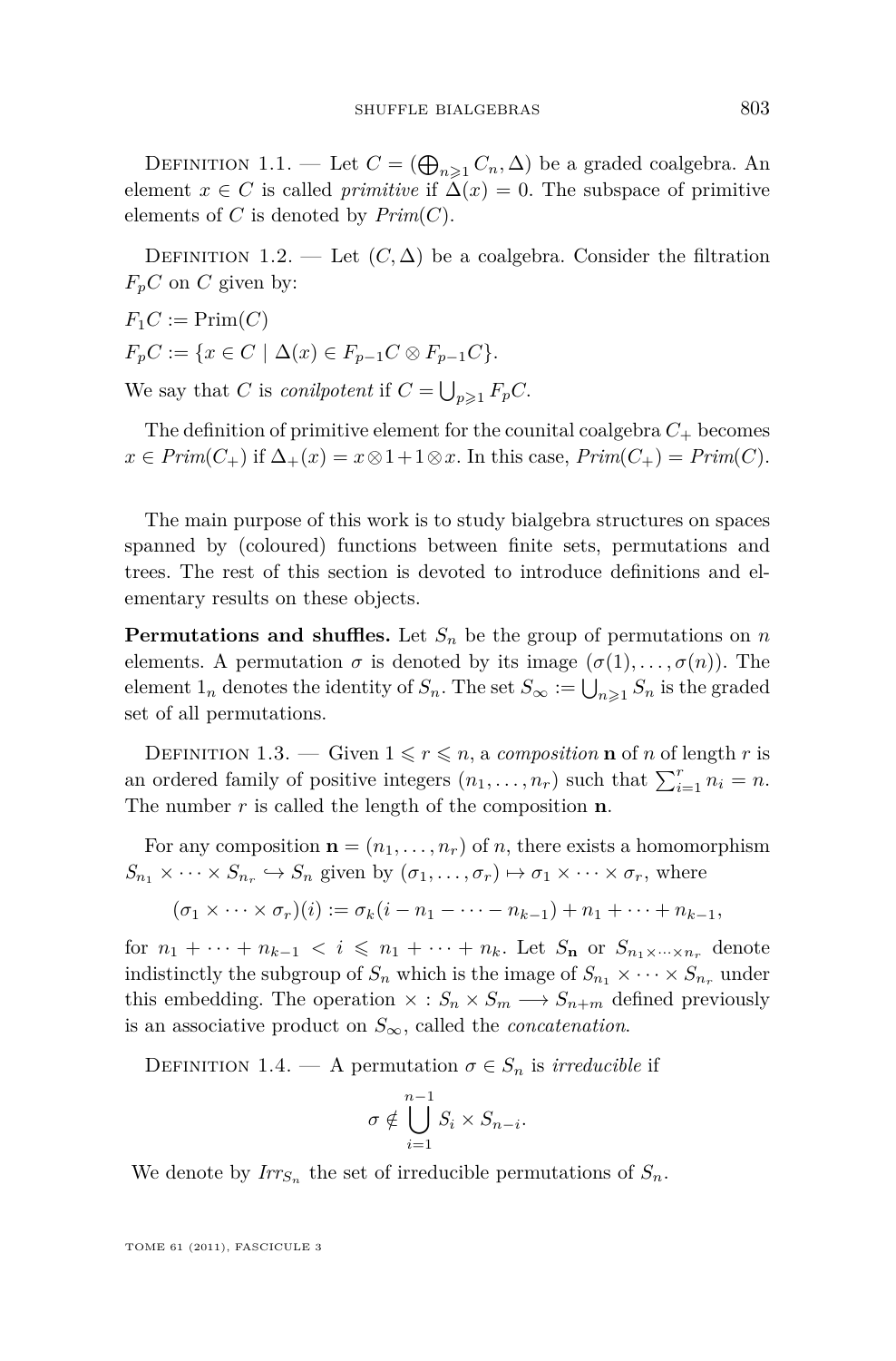Definition 1.1. — Let $C = (\bigoplus_{n\geqslant 1} C_n, \Delta)$ be a graded coalgebra. An element $x \in C$ is called *primitive* if $\Delta(x) = 0$. The subspace of primitive elements of $C$ is denoted by $Prim(C)$.

Definition 1.2. — Let $(C, \Delta)$ be a coalgebra. Consider the filtration $F_pC$ on $C$ given by:

$F_1C := \mathrm{Prim}(C)$

$F_pC := \{x \in C \mid \Delta(x) \in F_{p-1}C \otimes F_{p-1}C\}$.

We say that $C$ is *conilpotent* if $C = \bigcup_{p\geqslant 1} F_pC$.

The definition of primitive element for the counital coalgebra $C_+$ becomes $x \in Prim(C_+)$ if $\Delta_+(x) = x\otimes 1 + 1\otimes x$. In this case, $Prim(C_+) = Prim(C)$.

The main purpose of this work is to study bialgebra structures on spaces spanned by (coloured) functions between finite sets, permutations and trees. The rest of this section is devoted to introduce definitions and elementary results on these objects.

**Permutations and shuffles.** Let $S_n$ be the group of permutations on $n$ elements. A permutation $\sigma$ is denoted by its image $(\sigma(1), \dots, \sigma(n))$. The element $1_n$ denotes the identity of $S_n$. The set $S_\infty := \bigcup_{n\geqslant 1} S_n$ is the graded set of all permutations.

Definition 1.3. — Given $1 \leqslant r \leqslant n$, a *composition* $\mathbf{n}$ of $n$ of length $r$ is an ordered family of positive integers $(n_1, \dots, n_r)$ such that $\sum_{i=1}^r n_i = n$. The number $r$ is called the length of the composition $\mathbf{n}$.

For any composition $\mathbf{n} = (n_1, \dots, n_r)$ of $n$, there exists a homomorphism $S_{n_1} \times \cdots \times S_{n_r} \hookrightarrow S_n$ given by $(\sigma_1, \dots, \sigma_r) \mapsto \sigma_1 \times \cdots \times \sigma_r$, where

$$(\sigma_1 \times \cdots \times \sigma_r)(i) := \sigma_k(i - n_1 - \cdots - n_{k-1}) + n_1 + \cdots + n_{k-1},$$

for $n_1 + \cdots + n_{k-1} < i \leqslant n_1 + \cdots + n_k$. Let $S_{\mathbf{n}}$ or $S_{n_1\times\cdots\times n_r}$ denote indistinctly the subgroup of $S_n$ which is the image of $S_{n_1} \times \cdots \times S_{n_r}$ under this embedding. The operation $\times : S_n \times S_m \longrightarrow S_{n+m}$ defined previously is an associative product on $S_\infty$, called the *concatenation*.

Definition 1.4. — A permutation $\sigma \in S_n$ is *irreducible* if

$$\sigma \notin \bigcup_{i=1}^{n-1} S_i \times S_{n-i}.$$

We denote by $Irr_{S_n}$ the set of irreducible permutations of $S_n$.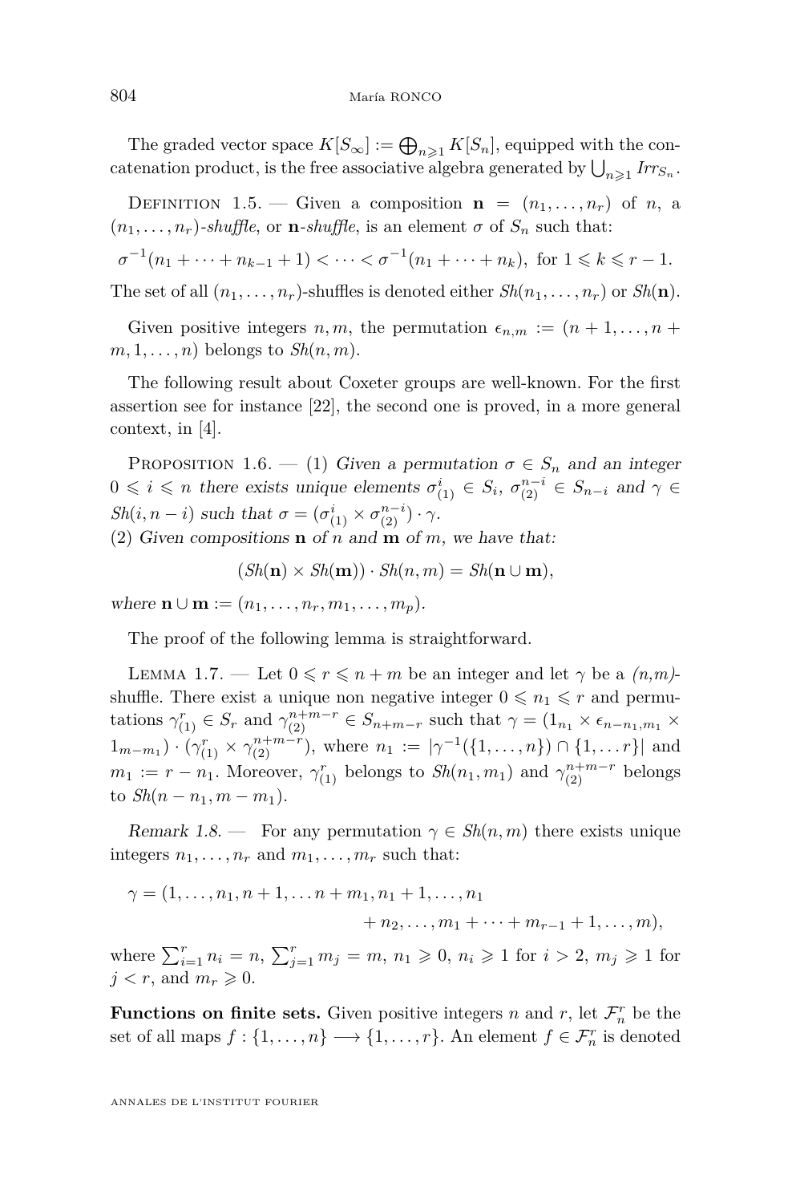The graded vector space $K[S_\infty] := \bigoplus_{n\geqslant 1} K[S_n]$, equipped with the concatenation product, is the free associative algebra generated by $\bigcup_{n\geqslant 1} Irr_{S_n}$.

Definition 1.5. — Given a composition $\mathbf{n} = (n_1, \dots, n_r)$ of $n$, a $(n_1,\dots,n_r)$-*shuffle*, or $\mathbf{n}$-*shuffle*, is an element $\sigma$ of $S_n$ such that:

$$\sigma^{-1}(n_1 + \dots + n_{k-1} + 1) < \dots < \sigma^{-1}(n_1 + \dots + n_k), \text{ for } 1 \leqslant k \leqslant r-1.$$

The set of all $(n_1,\dots,n_r)$-shuffles is denoted either $Sh(n_1,\dots,n_r)$ or $Sh(\mathbf{n})$.

Given positive integers $n, m$, the permutation $\epsilon_{n,m} := (n+1,\dots,n+m,1,\dots,n)$ belongs to $Sh(n,m)$.

The following result about Coxeter groups are well-known. For the first assertion see for instance [22], the second one is proved, in a more general context, in [4].

Proposition 1.6. — (1) *Given a permutation $\sigma \in S_n$ and an integer $0 \leqslant i \leqslant n$ there exists unique elements $\sigma^i_{(1)} \in S_i$, $\sigma^{n-i}_{(2)} \in S_{n-i}$ and $\gamma \in Sh(i, n-i)$ such that $\sigma = (\sigma^i_{(1)} \times \sigma^{n-i}_{(2)}) \cdot \gamma$.*
(2) *Given compositions $\mathbf{n}$ of $n$ and $\mathbf{m}$ of $m$, we have that:*

$$(Sh(\mathbf{n}) \times Sh(\mathbf{m})) \cdot Sh(n,m) = Sh(\mathbf{n} \cup \mathbf{m}),$$

*where $\mathbf{n} \cup \mathbf{m} := (n_1,\dots,n_r,m_1,\dots,m_p)$.*

The proof of the following lemma is straightforward.

Lemma 1.7. — Let $0 \leqslant r \leqslant n+m$ be an integer and let $\gamma$ be a *(n,m)*-shuffle. There exist a unique non negative integer $0 \leqslant n_1 \leqslant r$ and permutations $\gamma^r_{(1)} \in S_r$ and $\gamma^{n+m-r}_{(2)} \in S_{n+m-r}$ such that $\gamma = (1_{n_1} \times \epsilon_{n-n_1,m_1} \times 1_{m-m_1}) \cdot (\gamma^r_{(1)} \times \gamma^{n+m-r}_{(2)})$, where $n_1 := |\gamma^{-1}(\{1,\dots,n\}) \cap \{1,\dots r\}|$ and $m_1 := r - n_1$. Moreover, $\gamma^r_{(1)}$ belongs to $Sh(n_1, m_1)$ and $\gamma^{n+m-r}_{(2)}$ belongs to $Sh(n-n_1, m-m_1)$.

*Remark 1.8.* — For any permutation $\gamma \in Sh(n,m)$ there exists unique integers $n_1,\dots,n_r$ and $m_1,\dots,m_r$ such that:

$$\gamma = (1,\dots,n_1, n+1, \dots n+m_1, n_1+1, \dots, n_1 + n_2, \dots, m_1 + \dots + m_{r-1} + 1, \dots, m),$$

where $\sum_{i=1}^r n_i = n$, $\sum_{j=1}^r m_j = m$, $n_1 \geqslant 0$, $n_i \geqslant 1$ for $i > 2$, $m_j \geqslant 1$ for $j < r$, and $m_r \geqslant 0$.

**Functions on finite sets.** Given positive integers $n$ and $r$, let $\mathcal{F}^r_n$ be the set of all maps $f : \{1,\dots,n\} \longrightarrow \{1,\dots,r\}$. An element $f \in \mathcal{F}^r_n$ is denoted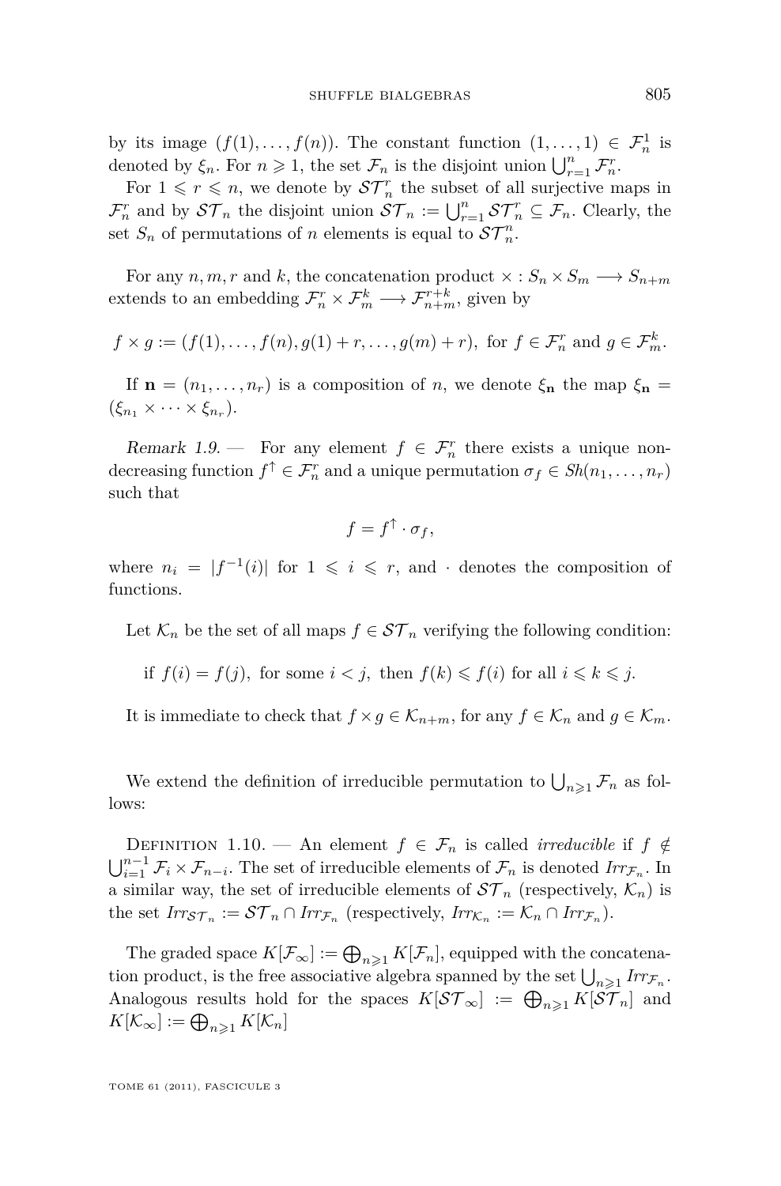by its image $(f(1), \dots, f(n))$. The constant function $(1, \dots, 1) \in \mathcal{F}_n^1$ is denoted by $\xi_n$. For $n \geqslant 1$, the set $\mathcal{F}_n$ is the disjoint union $\bigcup_{r=1}^{n} \mathcal{F}_n^r$.

For $1 \leqslant r \leqslant n$, we denote by $\mathcal{ST}_n^r$ the subset of all surjective maps in $\mathcal{F}_n^r$ and by $\mathcal{ST}_n$ the disjoint union $\mathcal{ST}_n := \bigcup_{r=1}^{n} \mathcal{ST}_n^r \subseteq \mathcal{F}_n$. Clearly, the set $S_n$ of permutations of $n$ elements is equal to $\mathcal{ST}_n^n$.

For any $n, m, r$ and $k$, the concatenation product $\times : S_n \times S_m \longrightarrow S_{n+m}$ extends to an embedding $\mathcal{F}_n^r \times \mathcal{F}_m^k \longrightarrow \mathcal{F}_{n+m}^{r+k}$, given by

$$f \times g := (f(1), \dots, f(n), g(1) + r, \dots, g(m) + r), \text{ for } f \in \mathcal{F}_n^r \text{ and } g \in \mathcal{F}_m^k.$$

If $\mathbf{n} = (n_1, \dots, n_r)$ is a composition of $n$, we denote $\xi_{\mathbf{n}}$ the map $\xi_{\mathbf{n}} = (\xi_{n_1} \times \dots \times \xi_{n_r})$.

*Remark 1.9.* — For any element $f \in \mathcal{F}_n^r$ there exists a unique non-decreasing function $f^{\uparrow} \in \mathcal{F}_n^r$ and a unique permutation $\sigma_f \in Sh(n_1, \dots, n_r)$ such that

$$f = f^{\uparrow} \cdot \sigma_f,$$

where $n_i = |f^{-1}(i)|$ for $1 \leqslant i \leqslant r$, and $\cdot$ denotes the composition of functions.

Let $\mathcal{K}_n$ be the set of all maps $f \in \mathcal{ST}_n$ verifying the following condition:

$$\text{if } f(i) = f(j), \text{ for some } i < j, \text{ then } f(k) \leqslant f(i) \text{ for all } i \leqslant k \leqslant j.$$

It is immediate to check that $f \times g \in \mathcal{K}_{n+m}$, for any $f \in \mathcal{K}_n$ and $g \in \mathcal{K}_m$.

We extend the definition of irreducible permutation to $\bigcup_{n \geqslant 1} \mathcal{F}_n$ as follows:

Definition 1.10. — An element $f \in \mathcal{F}_n$ is called *irreducible* if $f \notin \bigcup_{i=1}^{n-1} \mathcal{F}_i \times \mathcal{F}_{n-i}$. The set of irreducible elements of $\mathcal{F}_n$ is denoted $Irr_{\mathcal{F}_n}$. In a similar way, the set of irreducible elements of $\mathcal{ST}_n$ (respectively, $\mathcal{K}_n$) is the set $Irr_{\mathcal{ST}_n} := \mathcal{ST}_n \cap Irr_{\mathcal{F}_n}$ (respectively, $Irr_{\mathcal{K}_n} := \mathcal{K}_n \cap Irr_{\mathcal{F}_n}$).

The graded space $K[\mathcal{F}_\infty] := \bigoplus_{n \geqslant 1} K[\mathcal{F}_n]$, equipped with the concatenation product, is the free associative algebra spanned by the set $\bigcup_{n \geqslant 1} Irr_{\mathcal{F}_n}$. Analogous results hold for the spaces $K[\mathcal{ST}_\infty] := \bigoplus_{n \geqslant 1} K[\mathcal{ST}_n]$ and $K[\mathcal{K}_\infty] := \bigoplus_{n \geqslant 1} K[\mathcal{K}_n]$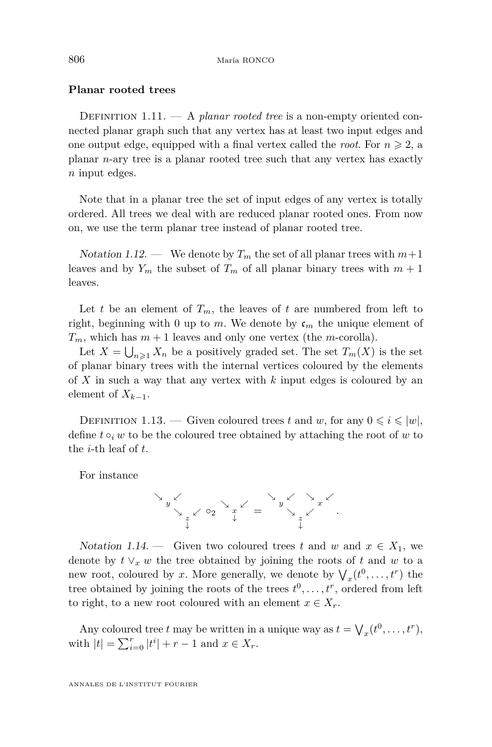### Planar rooted trees

Definition 1.11. — A *planar rooted tree* is a non-empty oriented connected planar graph such that any vertex has at least two input edges and one output edge, equipped with a final vertex called the *root*. For $n \geqslant 2$, a planar $n$-ary tree is a planar rooted tree such that any vertex has exactly $n$ input edges.

Note that in a planar tree the set of input edges of any vertex is totally ordered. All trees we deal with are reduced planar rooted ones. From now on, we use the term planar tree instead of planar rooted tree.

*Notation 1.12.* — We denote by $T_m$ the set of all planar trees with $m+1$ leaves and by $Y_m$ the subset of $T_m$ of all planar binary trees with $m+1$ leaves.

Let $t$ be an element of $T_m$, the leaves of $t$ are numbered from left to right, beginning with 0 up to $m$. We denote by $\mathfrak{c}_m$ the unique element of $T_m$, which has $m+1$ leaves and only one vertex (the $m$-corolla).

Let $X = \bigcup_{n \geqslant 1} X_n$ be a positively graded set. The set $T_m(X)$ is the set of planar binary trees with the internal vertices coloured by the elements of $X$ in such a way that any vertex with $k$ input edges is coloured by an element of $X_{k-1}$.

Definition 1.13. — Given coloured trees $t$ and $w$, for any $0 \leqslant i \leqslant |w|$, define $t \circ_i w$ to be the coloured tree obtained by attaching the root of $w$ to the $i$-th leaf of $t$.

For instance

$$\begin{smallmatrix} \searrow & & \swarrow & & & \\ & y & & & & \\ & & \searrow & & \swarrow & \\ & & & z & & \\ & & & \downarrow & & \end{smallmatrix} \circ_2 \begin{smallmatrix} \searrow & & \swarrow \\ & x & \\ & \downarrow & \end{smallmatrix} = \begin{smallmatrix} \searrow & & \swarrow & & \searrow & & \swarrow \\ & y & & & & x & \\ & & \searrow & & \swarrow & & \\ & & & z & & & \\ & & & \downarrow & & & \end{smallmatrix}.$$

*Notation 1.14.* — Given two coloured trees $t$ and $w$ and $x \in X_1$, we denote by $t \vee_x w$ the tree obtained by joining the roots of $t$ and $w$ to a new root, coloured by $x$. More generally, we denote by $\bigvee_x(t^0, \dots, t^r)$ the tree obtained by joining the roots of the trees $t^0, \dots, t^r$, ordered from left to right, to a new root coloured with an element $x \in X_r$.

Any coloured tree $t$ may be written in a unique way as $t = \bigvee_x(t^0, \dots, t^r)$, with $|t| = \sum_{i=0}^{r} |t^i| + r - 1$ and $x \in X_r$.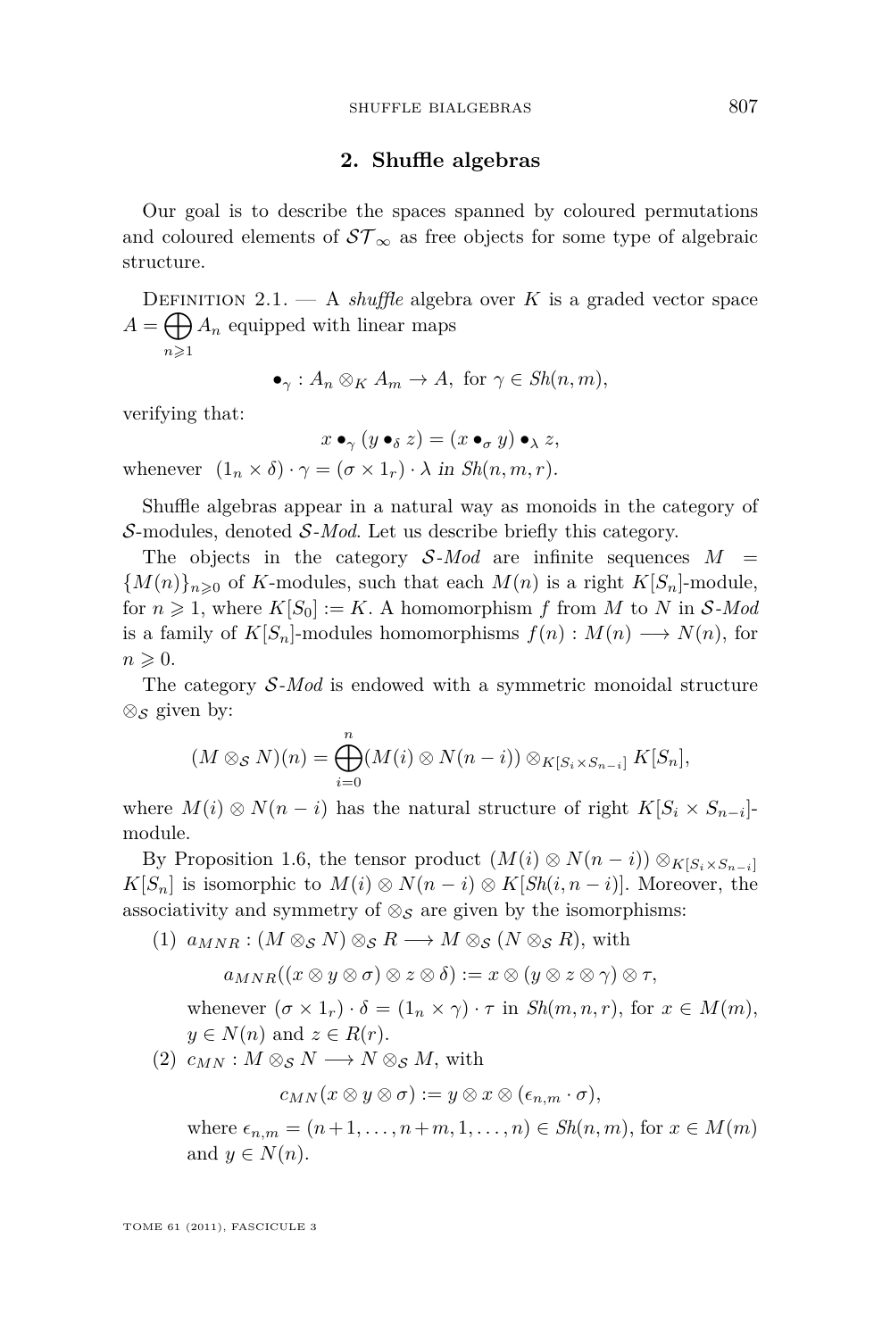## 2. Shuffle algebras

Our goal is to describe the spaces spanned by coloured permutations and coloured elements of $\mathcal{ST}_\infty$ as free objects for some type of algebraic structure.

Definition 2.1. — A *shuffle* algebra over $K$ is a graded vector space $A = \bigoplus_{n\geqslant 1} A_n$ equipped with linear maps

$$\bullet_\gamma : A_n \otimes_K A_m \to A, \text{ for } \gamma \in Sh(n,m),$$

verifying that:

$$x \bullet_\gamma (y \bullet_\delta z) = (x \bullet_\sigma y) \bullet_\lambda z,$$

whenever $(1_n \times \delta) \cdot \gamma = (\sigma \times 1_r) \cdot \lambda$ *in* $Sh(n,m,r)$.

Shuffle algebras appear in a natural way as monoids in the category of $\mathcal{S}$-modules, denoted $\mathcal{S}$-*Mod*. Let us describe briefly this category.

The objects in the category $\mathcal{S}$-*Mod* are infinite sequences $M = \{M(n)\}_{n\geqslant 0}$ of $K$-modules, such that each $M(n)$ is a right $K[S_n]$-module, for $n \geqslant 1$, where $K[S_0] := K$. A homomorphism $f$ from $M$ to $N$ in $\mathcal{S}$-*Mod* is a family of $K[S_n]$-modules homomorphisms $f(n) : M(n) \longrightarrow N(n)$, for $n \geqslant 0$.

The category $\mathcal{S}$-*Mod* is endowed with a symmetric monoidal structure $\otimes_{\mathcal{S}}$ given by:

$$(M \otimes_{\mathcal{S}} N)(n) = \bigoplus_{i=0}^{n} (M(i) \otimes N(n-i)) \otimes_{K[S_i \times S_{n-i}]} K[S_n],$$

where $M(i) \otimes N(n-i)$ has the natural structure of right $K[S_i \times S_{n-i}]$-module.

By Proposition 1.6, the tensor product $(M(i) \otimes N(n-i)) \otimes_{K[S_i\times S_{n-i}]} K[S_n]$ is isomorphic to $M(i) \otimes N(n-i) \otimes K[Sh(i, n-i)]$. Moreover, the associativity and symmetry of $\otimes_{\mathcal{S}}$ are given by the isomorphisms:

(1) $a_{MNR} : (M \otimes_{\mathcal{S}} N) \otimes_{\mathcal{S}} R \longrightarrow M \otimes_{\mathcal{S}} (N \otimes_{\mathcal{S}} R)$, with

$$a_{MNR}((x \otimes y \otimes \sigma) \otimes z \otimes \delta) := x \otimes (y \otimes z \otimes \gamma) \otimes \tau,$$

whenever $(\sigma \times 1_r) \cdot \delta = (1_n \times \gamma) \cdot \tau$ in $Sh(m,n,r)$, for $x \in M(m)$, $y \in N(n)$ and $z \in R(r)$.

(2) $c_{MN} : M \otimes_{\mathcal{S}} N \longrightarrow N \otimes_{\mathcal{S}} M$, with

$$c_{MN}(x \otimes y \otimes \sigma) := y \otimes x \otimes (\epsilon_{n,m} \cdot \sigma),$$

where $\epsilon_{n,m} = (n+1, \dots, n+m, 1, \dots, n) \in Sh(n,m)$, for $x \in M(m)$ and $y \in N(n)$.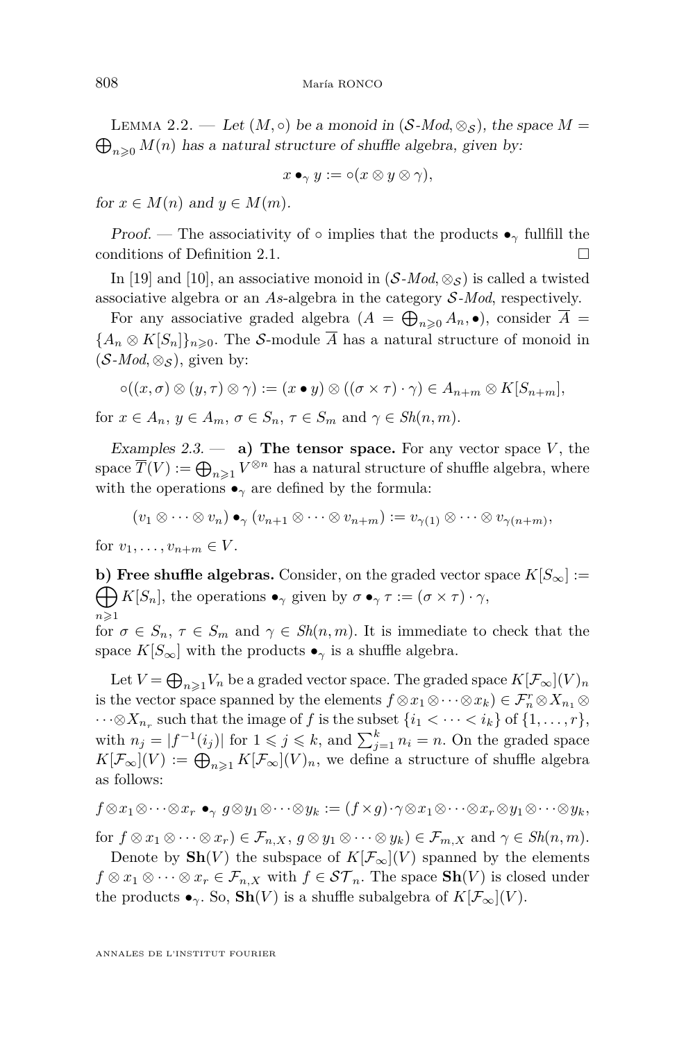Lemma 2.2. — *Let $(M, \circ)$ be a monoid in $(\mathcal{S}\text{-}Mod, \otimes_{\mathcal{S}})$, the space $M = \bigoplus_{n\geqslant 0} M(n)$ has a natural structure of shuffle algebra, given by:*

$$x \bullet_\gamma y := \circ(x \otimes y \otimes \gamma),$$

*for $x \in M(n)$ and $y \in M(m)$.*

*Proof.* — The associativity of $\circ$ implies that the products $\bullet_\gamma$ fullfill the conditions of Definition 2.1. □

In [19] and [10], an associative monoid in $(\mathcal{S}\text{-}Mod, \otimes_{\mathcal{S}})$ is called a twisted associative algebra or an *As*-algebra in the category $\mathcal{S}\text{-}Mod$, respectively.

For any associative graded algebra $(A = \bigoplus_{n\geqslant 0} A_n, \bullet)$, consider $\overline{A} = \{A_n \otimes K[S_n]\}_{n\geqslant 0}$. The $\mathcal{S}$-module $\overline{A}$ has a natural structure of monoid in $(\mathcal{S}\text{-}Mod, \otimes_{\mathcal{S}})$, given by:

$$\circ((x,\sigma)\otimes(y,\tau)\otimes\gamma) := (x\bullet y)\otimes((\sigma\times\tau)\cdot\gamma) \in A_{n+m}\otimes K[S_{n+m}],$$

for $x \in A_n$, $y \in A_m$, $\sigma \in S_n$, $\tau \in S_m$ and $\gamma \in Sh(n,m)$.

*Examples 2.3.* — **a) The tensor space.** For any vector space $V$, the space $\overline{T}(V) := \bigoplus_{n\geqslant 1} V^{\otimes n}$ has a natural structure of shuffle algebra, where with the operations $\bullet_\gamma$ are defined by the formula:

$$(v_1\otimes\cdots\otimes v_n)\bullet_\gamma(v_{n+1}\otimes\cdots\otimes v_{n+m}) := v_{\gamma(1)}\otimes\cdots\otimes v_{\gamma(n+m)},$$

for $v_1, \dots, v_{n+m} \in V$.

**b) Free shuffle algebras.** Consider, on the graded vector space $K[S_\infty] := \bigoplus_{n\geqslant 1} K[S_n]$, the operations $\bullet_\gamma$ given by $\sigma\bullet_\gamma\tau := (\sigma\times\tau)\cdot\gamma$, for $\sigma\in S_n$, $\tau\in S_m$ and $\gamma\in Sh(n,m)$. It is immediate to check that the space $K[S_\infty]$ with the products $\bullet_\gamma$ is a shuffle algebra.

Let $V = \bigoplus_{n\geqslant 1} V_n$ be a graded vector space. The graded space $K[\mathcal{F}_\infty](V)_n$ is the vector space spanned by the elements $f\otimes x_1\otimes\cdots\otimes x_k) \in \mathcal{F}_n^r\otimes X_{n_1}\otimes\cdots\otimes X_{n_r}$ such that the image of $f$ is the subset $\{i_1<\cdots<i_k\}$ of $\{1,\dots,r\}$, with $n_j = |f^{-1}(i_j)|$ for $1\leqslant j\leqslant k$, and $\sum_{j=1}^k n_i = n$. On the graded space $K[\mathcal{F}_\infty](V) := \bigoplus_{n\geqslant 1} K[\mathcal{F}_\infty](V)_n$, we define a structure of shuffle algebra as follows:

$$f\otimes x_1\otimes\cdots\otimes x_r \bullet_\gamma g\otimes y_1\otimes\cdots\otimes y_k := (f\times g)\cdot\gamma\otimes x_1\otimes\cdots\otimes x_r\otimes y_1\otimes\cdots\otimes y_k,$$

for $f\otimes x_1\otimes\cdots\otimes x_r) \in \mathcal{F}_{n,X}$, $g\otimes y_1\otimes\cdots\otimes y_k) \in \mathcal{F}_{m,X}$ and $\gamma\in Sh(n,m)$.

Denote by $\mathbf{Sh}(V)$ the subspace of $K[\mathcal{F}_\infty](V)$ spanned by the elements $f\otimes x_1\otimes\cdots\otimes x_r \in \mathcal{F}_{n,X}$ with $f\in\mathcal{ST}_n$. The space $\mathbf{Sh}(V)$ is closed under the products $\bullet_\gamma$. So, $\mathbf{Sh}(V)$ is a shuffle subalgebra of $K[\mathcal{F}_\infty](V)$.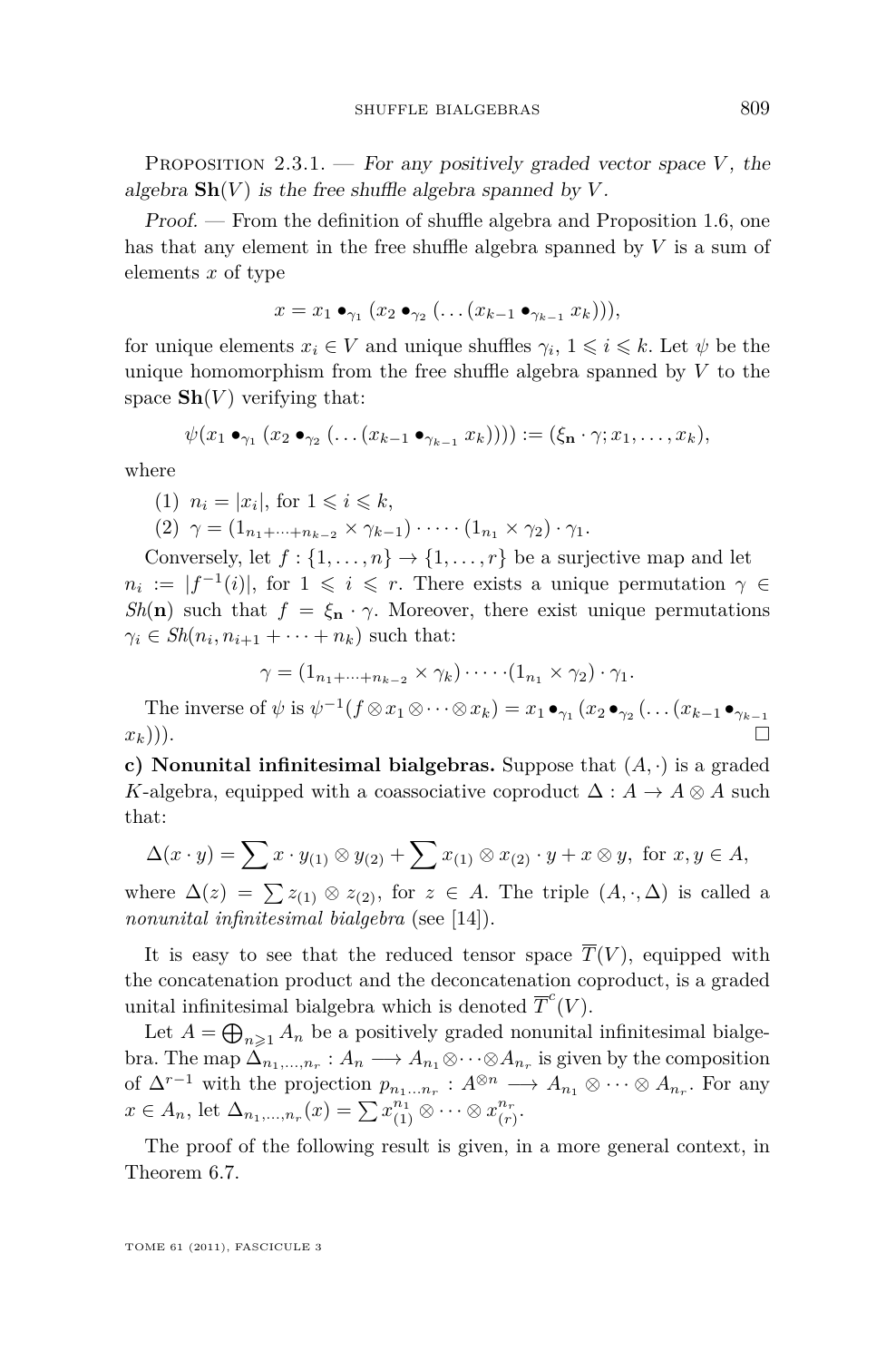Proposition 2.3.1. — *For any positively graded vector space $V$, the algebra $\mathbf{Sh}(V)$ is the free shuffle algebra spanned by $V$.*

*Proof.* — From the definition of shuffle algebra and Proposition 1.6, one has that any element in the free shuffle algebra spanned by $V$ is a sum of elements $x$ of type

$$x = x_1 \bullet_{\gamma_1} (x_2 \bullet_{\gamma_2} (\dots (x_{k-1} \bullet_{\gamma_{k-1}} x_k))),$$

for unique elements $x_i \in V$ and unique shuffles $\gamma_i$, $1 \leqslant i \leqslant k$. Let $\psi$ be the unique homomorphism from the free shuffle algebra spanned by $V$ to the space $\mathbf{Sh}(V)$ verifying that:

$$\psi(x_1 \bullet_{\gamma_1} (x_2 \bullet_{\gamma_2} (\dots (x_{k-1} \bullet_{\gamma_{k-1}} x_k)))) := (\xi_{\mathbf{n}} \cdot \gamma; x_1, \dots, x_k),$$

where

(1) $n_i = |x_i|$, for $1 \leqslant i \leqslant k$,

(2) $\gamma = (1_{n_1+\dots+n_{k-2}} \times \gamma_{k-1}) \cdot \dots \cdot (1_{n_1} \times \gamma_2) \cdot \gamma_1$.

Conversely, let $f : \{1, \dots, n\} \to \{1, \dots, r\}$ be a surjective map and let $n_i := |f^{-1}(i)|$, for $1 \leqslant i \leqslant r$. There exists a unique permutation $\gamma \in Sh(\mathbf{n})$ such that $f = \xi_{\mathbf{n}} \cdot \gamma$. Moreover, there exist unique permutations $\gamma_i \in Sh(n_i, n_{i+1} + \dots + n_k)$ such that:

$$\gamma = (1_{n_1+\dots+n_{k-2}} \times \gamma_k) \cdot \dots \cdot (1_{n_1} \times \gamma_2) \cdot \gamma_1.$$

The inverse of $\psi$ is $\psi^{-1}(f \otimes x_1 \otimes \dots \otimes x_k) = x_1 \bullet_{\gamma_1} (x_2 \bullet_{\gamma_2} (\dots (x_{k-1} \bullet_{\gamma_{k-1}} x_k)))$. $\square$

**c) Nonunital infinitesimal bialgebras.** Suppose that $(A, \cdot)$ is a graded $K$-algebra, equipped with a coassociative coproduct $\Delta : A \to A \otimes A$ such that:

$$\Delta(x \cdot y) = \sum x \cdot y_{(1)} \otimes y_{(2)} + \sum x_{(1)} \otimes x_{(2)} \cdot y + x \otimes y, \text{ for } x, y \in A,$$

where $\Delta(z) = \sum z_{(1)} \otimes z_{(2)}$, for $z \in A$. The triple $(A, \cdot, \Delta)$ is called a *nonunital infinitesimal bialgebra* (see [14]).

It is easy to see that the reduced tensor space $\overline{T}(V)$, equipped with the concatenation product and the deconcatenation coproduct, is a graded unital infinitesimal bialgebra which is denoted $\overline{T}^c(V)$.

Let $A = \bigoplus_{n \geqslant 1} A_n$ be a positively graded nonunital infinitesimal bialgebra. The map $\Delta_{n_1,\dots,n_r} : A_n \longrightarrow A_{n_1} \otimes \dots \otimes A_{n_r}$ is given by the composition of $\Delta^{r-1}$ with the projection $p_{n_1 \dots n_r} : A^{\otimes n} \longrightarrow A_{n_1} \otimes \dots \otimes A_{n_r}$. For any $x \in A_n$, let $\Delta_{n_1,\dots,n_r}(x) = \sum x_{(1)}^{n_1} \otimes \dots \otimes x_{(r)}^{n_r}$.

The proof of the following result is given, in a more general context, in Theorem 6.7.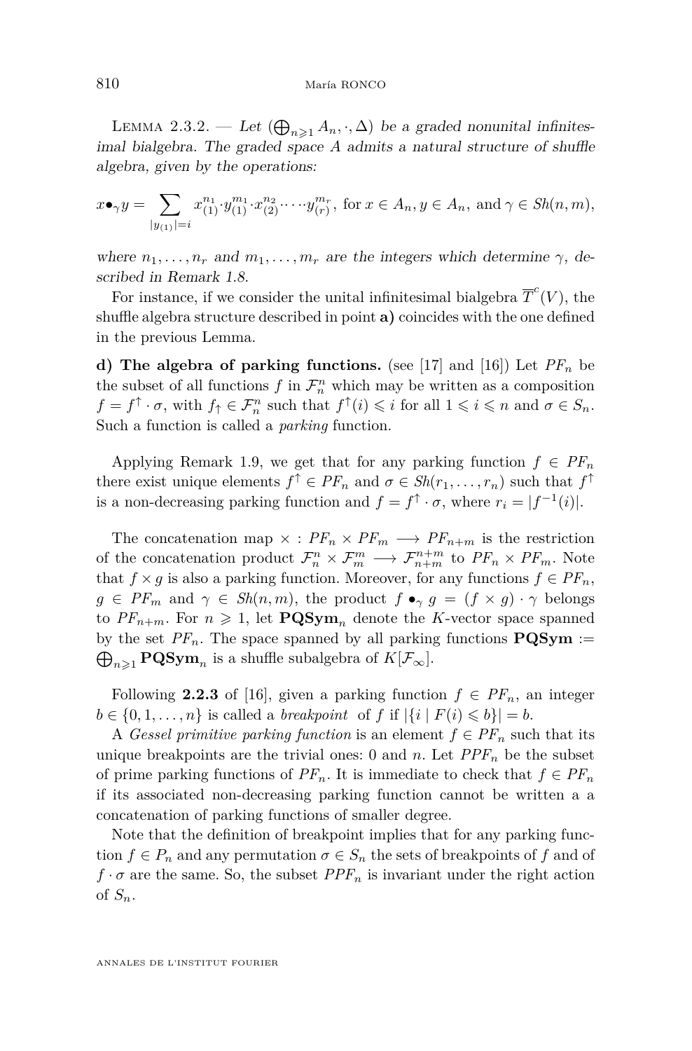Lemma 2.3.2. — *Let $(\bigoplus_{n\geqslant 1} A_n, \cdot, \Delta)$ be a graded nonunital infinitesimal bialgebra. The graded space $A$ admits a natural structure of shuffle algebra, given by the operations:*

$$x\bullet_\gamma y = \sum_{|y_{(1)}|=i} x_{(1)}^{n_1}\cdot y_{(1)}^{m_1}\cdot x_{(2)}^{n_2}\cdot\dots\cdot y_{(r)}^{m_r},\ \text{for } x\in A_n, y\in A_n, \text{ and } \gamma\in Sh(n,m),$$

*where $n_1,\dots,n_r$ and $m_1,\dots,m_r$ are the integers which determine $\gamma$, described in Remark 1.8.*

For instance, if we consider the unital infinitesimal bialgebra $\overline{T}^c(V)$, the shuffle algebra structure described in point **a)** coincides with the one defined in the previous Lemma.

**d) The algebra of parking functions.** (see [17] and [16]) Let $PF_n$ be the subset of all functions $f$ in $\mathcal{F}_n^n$ which may be written as a composition $f = f^{\uparrow}\cdot\sigma$, with $f_{\uparrow}\in\mathcal{F}_n^n$ such that $f^{\uparrow}(i)\leqslant i$ for all $1\leqslant i\leqslant n$ and $\sigma\in S_n$. Such a function is called a *parking* function.

Applying Remark 1.9, we get that for any parking function $f\in PF_n$ there exist unique elements $f^{\uparrow}\in PF_n$ and $\sigma\in Sh(r_1,\dots,r_n)$ such that $f^{\uparrow}$ is a non-decreasing parking function and $f = f^{\uparrow}\cdot\sigma$, where $r_i = |f^{-1}(i)|$.

The concatenation map $\times : PF_n\times PF_m\longrightarrow PF_{n+m}$ is the restriction of the concatenation product $\mathcal{F}_n^n\times\mathcal{F}_m^m\longrightarrow\mathcal{F}_{n+m}^{n+m}$ to $PF_n\times PF_m$. Note that $f\times g$ is also a parking function. Moreover, for any functions $f\in PF_n$, $g\in PF_m$ and $\gamma\in Sh(n,m)$, the product $f\bullet_\gamma g = (f\times g)\cdot\gamma$ belongs to $PF_{n+m}$. For $n\geqslant 1$, let $\mathbf{PQSym}_n$ denote the $K$-vector space spanned by the set $PF_n$. The space spanned by all parking functions $\mathbf{PQSym} := \bigoplus_{n\geqslant 1}\mathbf{PQSym}_n$ is a shuffle subalgebra of $K[\mathcal{F}_\infty]$.

Following **2.2.3** of [16], given a parking function $f\in PF_n$, an integer $b\in\{0,1,\dots,n\}$ is called a *breakpoint* of $f$ if $|\{i\mid F(i)\leqslant b\}| = b$.

A *Gessel primitive parking function* is an element $f\in PF_n$ such that its unique breakpoints are the trivial ones: 0 and $n$. Let $PPF_n$ be the subset of prime parking functions of $PF_n$. It is immediate to check that $f\in PF_n$ if its associated non-decreasing parking function cannot be written a a concatenation of parking functions of smaller degree.

Note that the definition of breakpoint implies that for any parking function $f\in P_n$ and any permutation $\sigma\in S_n$ the sets of breakpoints of $f$ and of $f\cdot\sigma$ are the same. So, the subset $PPF_n$ is invariant under the right action of $S_n$.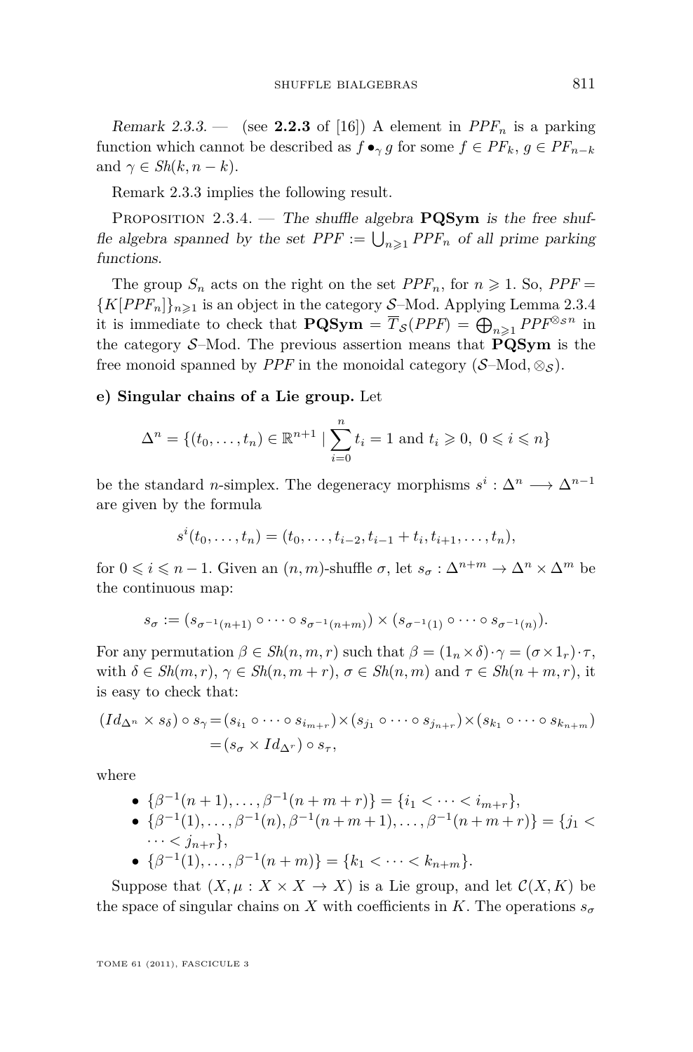*Remark 2.3.3.* — (see **2.2.3** of [16]) A element in $PPF_n$ is a parking function which cannot be described as $f \bullet_\gamma g$ for some $f \in PF_k$, $g \in PF_{n-k}$ and $\gamma \in Sh(k, n-k)$.

Remark 2.3.3 implies the following result.

Proposition 2.3.4. — *The shuffle algebra* **PQSym** *is the free shuffle algebra spanned by the set* $PPF := \bigcup_{n\geqslant 1} PPF_n$ *of all prime parking functions.*

The group $S_n$ acts on the right on the set $PPF_n$, for $n \geqslant 1$. So, $PPF = \{K[PPF_n]\}_{n\geqslant 1}$ is an object in the category $\mathcal{S}$–Mod. Applying Lemma 2.3.4 it is immediate to check that $\mathbf{PQSym} = \overline{T}_{\mathcal{S}}(PPF) = \bigoplus_{n\geqslant 1} PPF^{\otimes s n}$ in the category $\mathcal{S}$–Mod. The previous assertion means that **PQSym** is the free monoid spanned by $PPF$ in the monoidal category $(\mathcal{S}\text{–Mod}, \otimes_{\mathcal{S}})$.

**e) Singular chains of a Lie group.** Let

$$\Delta^n = \{(t_0, \dots, t_n) \in \mathbb{R}^{n+1} \mid \sum_{i=0}^{n} t_i = 1 \text{ and } t_i \geqslant 0,\ 0 \leqslant i \leqslant n\}$$

be the standard $n$-simplex. The degeneracy morphisms $s^i : \Delta^n \longrightarrow \Delta^{n-1}$ are given by the formula

$$s^i(t_0, \dots, t_n) = (t_0, \dots, t_{i-2}, t_{i-1} + t_i, t_{i+1}, \dots, t_n),$$

for $0 \leqslant i \leqslant n-1$. Given an $(n,m)$-shuffle $\sigma$, let $s_\sigma : \Delta^{n+m} \to \Delta^n \times \Delta^m$ be the continuous map:

$$s_\sigma := (s_{\sigma^{-1}(n+1)} \circ \dots \circ s_{\sigma^{-1}(n+m)}) \times (s_{\sigma^{-1}(1)} \circ \dots \circ s_{\sigma^{-1}(n)}).$$

For any permutation $\beta \in Sh(n,m,r)$ such that $\beta = (1_n \times \delta)\cdot\gamma = (\sigma \times 1_r)\cdot\tau$, with $\delta \in Sh(m,r)$, $\gamma \in Sh(n, m+r)$, $\sigma \in Sh(n,m)$ and $\tau \in Sh(n+m, r)$, it is easy to check that:

$$\begin{aligned}(Id_{\Delta^n} \times s_\delta) \circ s_\gamma &= (s_{i_1} \circ \dots \circ s_{i_{m+r}}) \times (s_{j_1} \circ \dots \circ s_{j_{n+r}}) \times (s_{k_1} \circ \dots \circ s_{k_{n+m}})\\ &= (s_\sigma \times Id_{\Delta^r}) \circ s_\tau,\end{aligned}$$

where

- $\{\beta^{-1}(n+1), \dots, \beta^{-1}(n+m+r)\} = \{i_1 < \dots < i_{m+r}\}$,
- $\{\beta^{-1}(1), \dots, \beta^{-1}(n), \beta^{-1}(n+m+1), \dots, \beta^{-1}(n+m+r)\} = \{j_1 < \dots < j_{n+r}\}$,
- $\{\beta^{-1}(1), \dots, \beta^{-1}(n+m)\} = \{k_1 < \dots < k_{n+m}\}$.

Suppose that $(X, \mu : X \times X \to X)$ is a Lie group, and let $\mathcal{C}(X, K)$ be the space of singular chains on $X$ with coefficients in $K$. The operations $s_\sigma$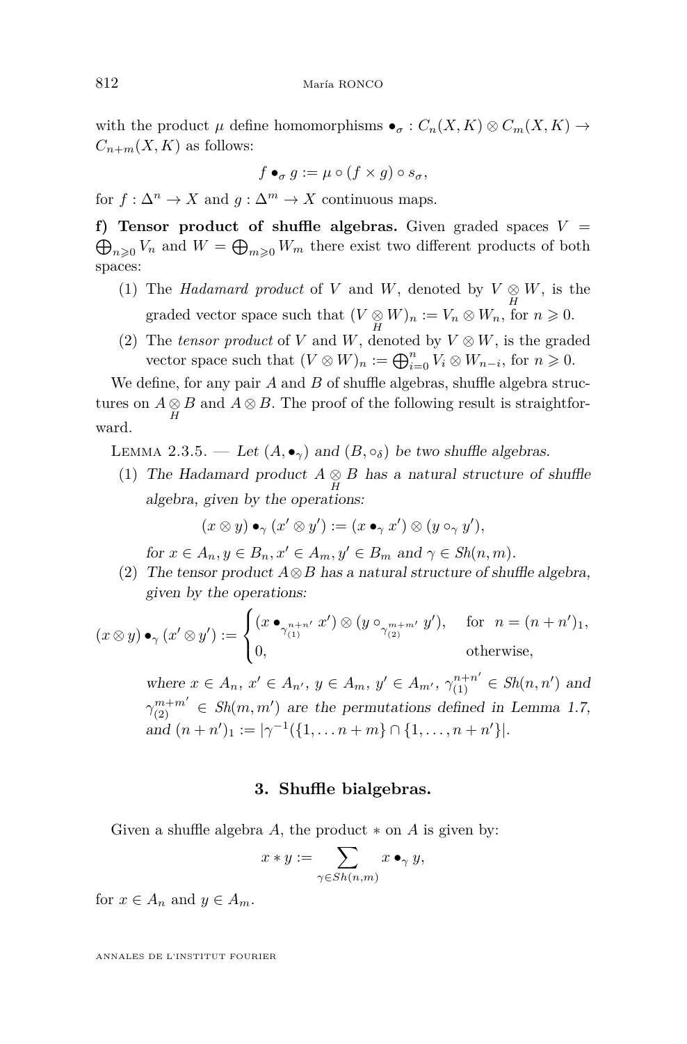with the product $\mu$ define homomorphisms $\bullet_\sigma : C_n(X,K)\otimes C_m(X,K) \to C_{n+m}(X,K)$ as follows:

$$f \bullet_\sigma g := \mu \circ (f\times g)\circ s_\sigma,$$

for $f:\Delta^n \to X$ and $g:\Delta^m\to X$ continuous maps.

**f) Tensor product of shuffle algebras.** Given graded spaces $V = \bigoplus_{n\geqslant 0} V_n$ and $W=\bigoplus_{m\geqslant 0} W_m$ there exist two different products of both spaces:

1. The *Hadamard product* of $V$ and $W$, denoted by $V \underset{H}{\otimes} W$, is the graded vector space such that $(V\underset{H}{\otimes} W)_n := V_n\otimes W_n$, for $n\geqslant 0$.
2. The *tensor product* of $V$ and $W$, denoted by $V\otimes W$, is the graded vector space such that $(V\otimes W)_n := \bigoplus_{i=0}^n V_i\otimes W_{n-i}$, for $n\geqslant 0$.

We define, for any pair $A$ and $B$ of shuffle algebras, shuffle algebra structures on $A\underset{H}{\otimes} B$ and $A\otimes B$. The proof of the following result is straightforward.

Lemma 2.3.5. — *Let $(A,\bullet_\gamma)$ and $(B,\circ_\delta)$ be two shuffle algebras.*

1. *The Hadamard product $A\underset{H}{\otimes} B$ has a natural structure of shuffle algebra, given by the operations:*

$$(x\otimes y)\bullet_\gamma (x'\otimes y') := (x\bullet_\gamma x')\otimes (y\circ_\gamma y'),$$

*for $x\in A_n, y\in B_n, x'\in A_m, y'\in B_m$ and $\gamma\in Sh(n,m)$.*

2. *The tensor product $A\otimes B$ has a natural structure of shuffle algebra, given by the operations:*

$$(x\otimes y)\bullet_\gamma (x'\otimes y') := \begin{cases} (x\bullet_{\gamma_{(1)}^{n+n'}} x')\otimes (y\circ_{\gamma_{(2)}^{m+m'}} y'), & \text{for } \ n=(n+n')_1,\\ 0, & \text{otherwise,}\end{cases}$$

*where $x\in A_n$, $x'\in A_{n'}$, $y\in A_m$, $y'\in A_{m'}$, $\gamma_{(1)}^{n+n'}\in Sh(n,n')$ and $\gamma_{(2)}^{m+m'}\in Sh(m,m')$ are the permutations defined in Lemma 1.7, and $(n+n')_1 := |\gamma^{-1}(\{1,\dots n+m\}\cap\{1,\dots,n+n'\}|$.*

## 3. Shuffle bialgebras.

Given a shuffle algebra $A$, the product $*$ on $A$ is given by:

$$x * y := \sum_{\gamma\in Sh(n,m)} x\bullet_\gamma y,$$

for $x\in A_n$ and $y\in A_m$.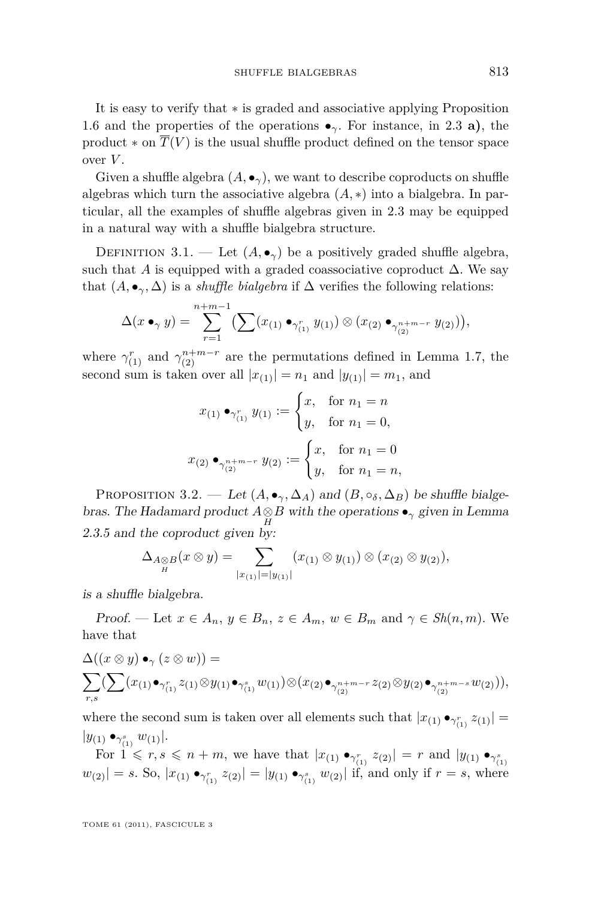It is easy to verify that $*$ is graded and associative applying Proposition 1.6 and the properties of the operations $\bullet_\gamma$. For instance, in 2.3 **a)**, the product $*$ on $\overline{T}(V)$ is the usual shuffle product defined on the tensor space over $V$.

Given a shuffle algebra $(A, \bullet_\gamma)$, we want to describe coproducts on shuffle algebras which turn the associative algebra $(A, *)$ into a bialgebra. In particular, all the examples of shuffle algebras given in 2.3 may be equipped in a natural way with a shuffle bialgebra structure.

Definition 3.1. — Let $(A, \bullet_\gamma)$ be a positively graded shuffle algebra, such that $A$ is equipped with a graded coassociative coproduct $\Delta$. We say that $(A, \bullet_\gamma, \Delta)$ is a *shuffle bialgebra* if $\Delta$ verifies the following relations:

$$\Delta(x \bullet_\gamma y) = \sum_{r=1}^{n+m-1} \big(\sum (x_{(1)} \bullet_{\gamma^r_{(1)}} y_{(1)}) \otimes (x_{(2)} \bullet_{\gamma^{n+m-r}_{(2)}} y_{(2)})\big),$$

where $\gamma^r_{(1)}$ and $\gamma^{n+m-r}_{(2)}$ are the permutations defined in Lemma 1.7, the second sum is taken over all $|x_{(1)}| = n_1$ and $|y_{(1)}| = m_1$, and

$$x_{(1)} \bullet_{\gamma^r_{(1)}} y_{(1)} := \begin{cases} x, & \text{for } n_1 = n \\ y, & \text{for } n_1 = 0, \end{cases}$$

$$x_{(2)} \bullet_{\gamma^{n+m-r}_{(2)}} y_{(2)} := \begin{cases} x, & \text{for } n_1 = 0 \\ y, & \text{for } n_1 = n, \end{cases}$$

Proposition 3.2. — *Let $(A, \bullet_\gamma, \Delta_A)$ and $(B, \circ_\delta, \Delta_B)$ be shuffle bialgebras. The Hadamard product $A \underset{H}{\otimes} B$ with the operations $\bullet_\gamma$ given in Lemma 2.3.5 and the coproduct given by:*

$$\Delta_{A \underset{H}{\otimes} B}(x \otimes y) = \sum_{|x_{(1)}| = |y_{(1)}|} (x_{(1)} \otimes y_{(1)}) \otimes (x_{(2)} \otimes y_{(2)}),$$

*is a shuffle bialgebra.*

*Proof.* — Let $x \in A_n$, $y \in B_n$, $z \in A_m$, $w \in B_m$ and $\gamma \in Sh(n, m)$. We have that

$$\Delta((x \otimes y) \bullet_\gamma (z \otimes w)) =$$
$$\sum_{r,s} \big(\sum (x_{(1)} \bullet_{\gamma^r_{(1)}} z_{(1)} \otimes y_{(1)} \bullet_{\gamma^s_{(1)}} w_{(1)}) \otimes (x_{(2)} \bullet_{\gamma^{n+m-r}_{(2)}} z_{(2)} \otimes y_{(2)} \bullet_{\gamma^{n+m-s}_{(2)}} w_{(2)})\big),$$

where the second sum is taken over all elements such that $|x_{(1)} \bullet_{\gamma^r_{(1)}} z_{(1)}| = |y_{(1)} \bullet_{\gamma^s_{(1)}} w_{(1)}|$.

For $1 \leqslant r, s \leqslant n+m$, we have that $|x_{(1)} \bullet_{\gamma^r_{(1)}} z_{(2)}| = r$ and $|y_{(1)} \bullet_{\gamma^s_{(1)}} w_{(2)}| = s$. So, $|x_{(1)} \bullet_{\gamma^r_{(1)}} z_{(2)}| = |y_{(1)} \bullet_{\gamma^s_{(1)}} w_{(2)}|$ if, and only if $r = s$, where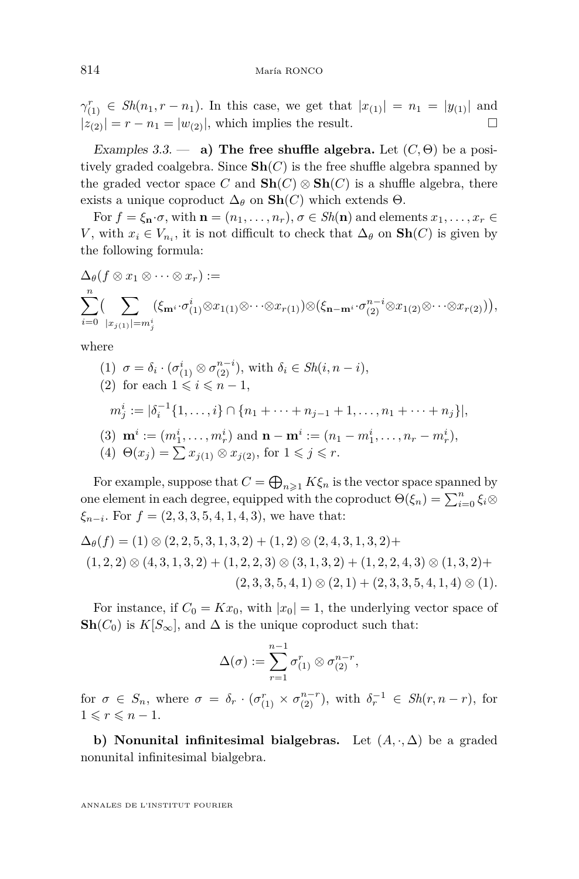$\gamma^r_{(1)} \in Sh(n_1, r-n_1)$. In this case, we get that $|x_{(1)}| = n_1 = |y_{(1)}|$ and $|z_{(2)}| = r - n_1 = |w_{(2)}|$, which implies the result. □

*Examples 3.3.* — **a) The free shuffle algebra.** Let $(C, \Theta)$ be a positively graded coalgebra. Since $\mathbf{Sh}(C)$ is the free shuffle algebra spanned by the graded vector space $C$ and $\mathbf{Sh}(C) \otimes \mathbf{Sh}(C)$ is a shuffle algebra, there exists a unique coproduct $\Delta_\theta$ on $\mathbf{Sh}(C)$ which extends $\Theta$.

For $f = \xi_{\mathbf{n}} \cdot \sigma$, with $\mathbf{n} = (n_1, \dots, n_r)$, $\sigma \in Sh(\mathbf{n})$ and elements $x_1, \dots, x_r \in V$, with $x_i \in V_{n_i}$, it is not difficult to check that $\Delta_\theta$ on $\mathbf{Sh}(C)$ is given by the following formula:

$$\Delta_\theta(f \otimes x_1 \otimes \cdots \otimes x_r) :=$$
$$\sum_{i=0}^{n} \Big( \sum_{|x_{j(1)}| = m^i_j} (\xi_{\mathbf{m}^i} \cdot \sigma^i_{(1)} \otimes x_{1(1)} \otimes \cdots \otimes x_{r(1)}) \otimes (\xi_{\mathbf{n}-\mathbf{m}^i} \cdot \sigma^{n-i}_{(2)} \otimes x_{1(2)} \otimes \cdots \otimes x_{r(2)}) \Big),$$

where

(1) $\sigma = \delta_i \cdot (\sigma^i_{(1)} \otimes \sigma^{n-i}_{(2)})$, with $\delta_i \in Sh(i, n-i)$,

(2) for each $1 \leqslant i \leqslant n-1$,

$$m^i_j := |\delta_i^{-1}\{1, \dots, i\} \cap \{n_1 + \cdots + n_{j-1} + 1, \dots, n_1 + \cdots + n_j\}|,$$

(3) $\mathbf{m}^i := (m^i_1, \dots, m^i_r)$ and $\mathbf{n} - \mathbf{m}^i := (n_1 - m^i_1, \dots, n_r - m^i_r)$,

(4) $\Theta(x_j) = \sum x_{j(1)} \otimes x_{j(2)}$, for $1 \leqslant j \leqslant r$.

For example, suppose that $C = \bigoplus_{n \geqslant 1} K\xi_n$ is the vector space spanned by one element in each degree, equipped with the coproduct $\Theta(\xi_n) = \sum_{i=0}^{n} \xi_i \otimes \xi_{n-i}$. For $f = (2, 3, 3, 5, 4, 1, 4, 3)$, we have that:

$$\Delta_\theta(f) = (1) \otimes (2, 2, 5, 3, 1, 3, 2) + (1, 2) \otimes (2, 4, 3, 1, 3, 2) +$$
$$(1, 2, 2) \otimes (4, 3, 1, 3, 2) + (1, 2, 2, 3) \otimes (3, 1, 3, 2) + (1, 2, 2, 4, 3) \otimes (1, 3, 2) +$$
$$(2, 3, 3, 5, 4, 1) \otimes (2, 1) + (2, 3, 3, 5, 4, 1, 4) \otimes (1).$$

For instance, if $C_0 = Kx_0$, with $|x_0| = 1$, the underlying vector space of $\mathbf{Sh}(C_0)$ is $K[S_\infty]$, and $\Delta$ is the unique coproduct such that:

$$\Delta(\sigma) := \sum_{r=1}^{n-1} \sigma^r_{(1)} \otimes \sigma^{n-r}_{(2)},$$

for $\sigma \in S_n$, where $\sigma = \delta_r \cdot (\sigma^r_{(1)} \times \sigma^{n-r}_{(2)})$, with $\delta_r^{-1} \in Sh(r, n-r)$, for $1 \leqslant r \leqslant n-1$.

**b) Nonunital infinitesimal bialgebras.** Let $(A, \cdot, \Delta)$ be a graded nonunital infinitesimal bialgebra.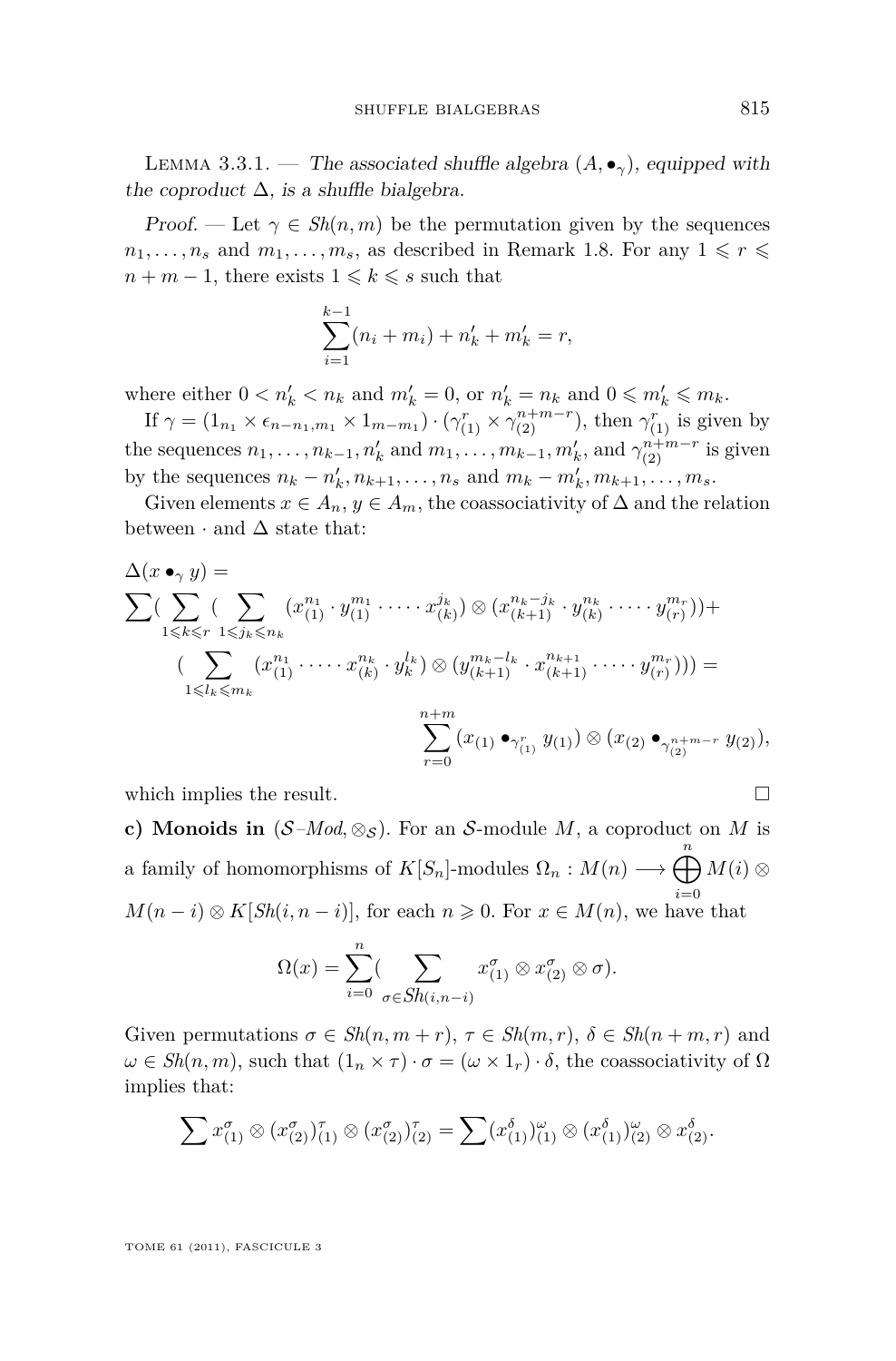Lemma 3.3.1. — *The associated shuffle algebra $(A, \bullet_\gamma)$, equipped with the coproduct $\Delta$, is a shuffle bialgebra.*

*Proof.* — Let $\gamma \in Sh(n,m)$ be the permutation given by the sequences $n_1, \dots, n_s$ and $m_1, \dots, m_s$, as described in Remark 1.8. For any $1 \leqslant r \leqslant n+m-1$, there exists $1 \leqslant k \leqslant s$ such that

$$\sum_{i=1}^{k-1} (n_i + m_i) + n'_k + m'_k = r,$$

where either $0 < n'_k < n_k$ and $m'_k = 0$, or $n'_k = n_k$ and $0 \leqslant m'_k \leqslant m_k$.

If $\gamma = (1_{n_1} \times \epsilon_{n-n_1,m_1} \times 1_{m-m_1}) \cdot (\gamma^r_{(1)} \times \gamma^{n+m-r}_{(2)})$, then $\gamma^r_{(1)}$ is given by the sequences $n_1, \dots, n_{k-1}, n'_k$ and $m_1, \dots, m_{k-1}, m'_k$, and $\gamma^{n+m-r}_{(2)}$ is given by the sequences $n_k - n'_k, n_{k+1}, \dots, n_s$ and $m_k - m'_k, m_{k+1}, \dots, m_s$.

Given elements $x \in A_n$, $y \in A_m$, the coassociativity of $\Delta$ and the relation between $\cdot$ and $\Delta$ state that:

$$\begin{aligned}
&\Delta(x \bullet_\gamma y) = \\
&\sum \Big( \sum_{1 \leqslant k \leqslant r} \Big( \sum_{1 \leqslant j_k \leqslant n_k} (x^{n_1}_{(1)} \cdot y^{m_1}_{(1)} \cdot \dots \cdot x^{j_k}_{(k)}) \otimes (x^{n_k - j_k}_{(k+1)} \cdot y^{n_k}_{(k)} \cdot \dots \cdot y^{m_r}_{(r)}) \Big) + \\
&\quad \Big( \sum_{1 \leqslant l_k \leqslant m_k} (x^{n_1}_{(1)} \cdot \dots \cdot x^{n_k}_{(k)} \cdot y^{l_k}_{k}) \otimes (y^{m_k - l_k}_{(k+1)} \cdot x^{n_{k+1}}_{(k+1)} \cdot \dots \cdot y^{m_r}_{(r)}) \Big) \Big) = \\
&\qquad \sum_{r=0}^{n+m} (x_{(1)} \bullet_{\gamma^r_{(1)}} y_{(1)}) \otimes (x_{(2)} \bullet_{\gamma^{n+m-r}_{(2)}} y_{(2)}),
\end{aligned}$$

which implies the result. $\square$

**c) Monoids in** $(\mathcal{S}\text{–}Mod, \otimes_{\mathcal{S}})$. For an $\mathcal{S}$-module $M$, a coproduct on $M$ is a family of homomorphisms of $K[S_n]$-modules $\Omega_n : M(n) \longrightarrow \bigoplus_{i=0}^{n} M(i) \otimes M(n-i) \otimes K[Sh(i, n-i)]$, for each $n \geqslant 0$. For $x \in M(n)$, we have that

$$\Omega(x) = \sum_{i=0}^{n} \Big( \sum_{\sigma \in Sh(i,n-i)} x^\sigma_{(1)} \otimes x^\sigma_{(2)} \otimes \sigma \Big).$$

Given permutations $\sigma \in Sh(n, m+r)$, $\tau \in Sh(m,r)$, $\delta \in Sh(n+m, r)$ and $\omega \in Sh(n,m)$, such that $(1_n \times \tau) \cdot \sigma = (\omega \times 1_r) \cdot \delta$, the coassociativity of $\Omega$ implies that:

$$\sum x^\sigma_{(1)} \otimes (x^\sigma_{(2)})^\tau_{(1)} \otimes (x^\sigma_{(2)})^\tau_{(2)} = \sum (x^\delta_{(1)})^\omega_{(1)} \otimes (x^\delta_{(1)})^\omega_{(2)} \otimes x^\delta_{(2)}.$$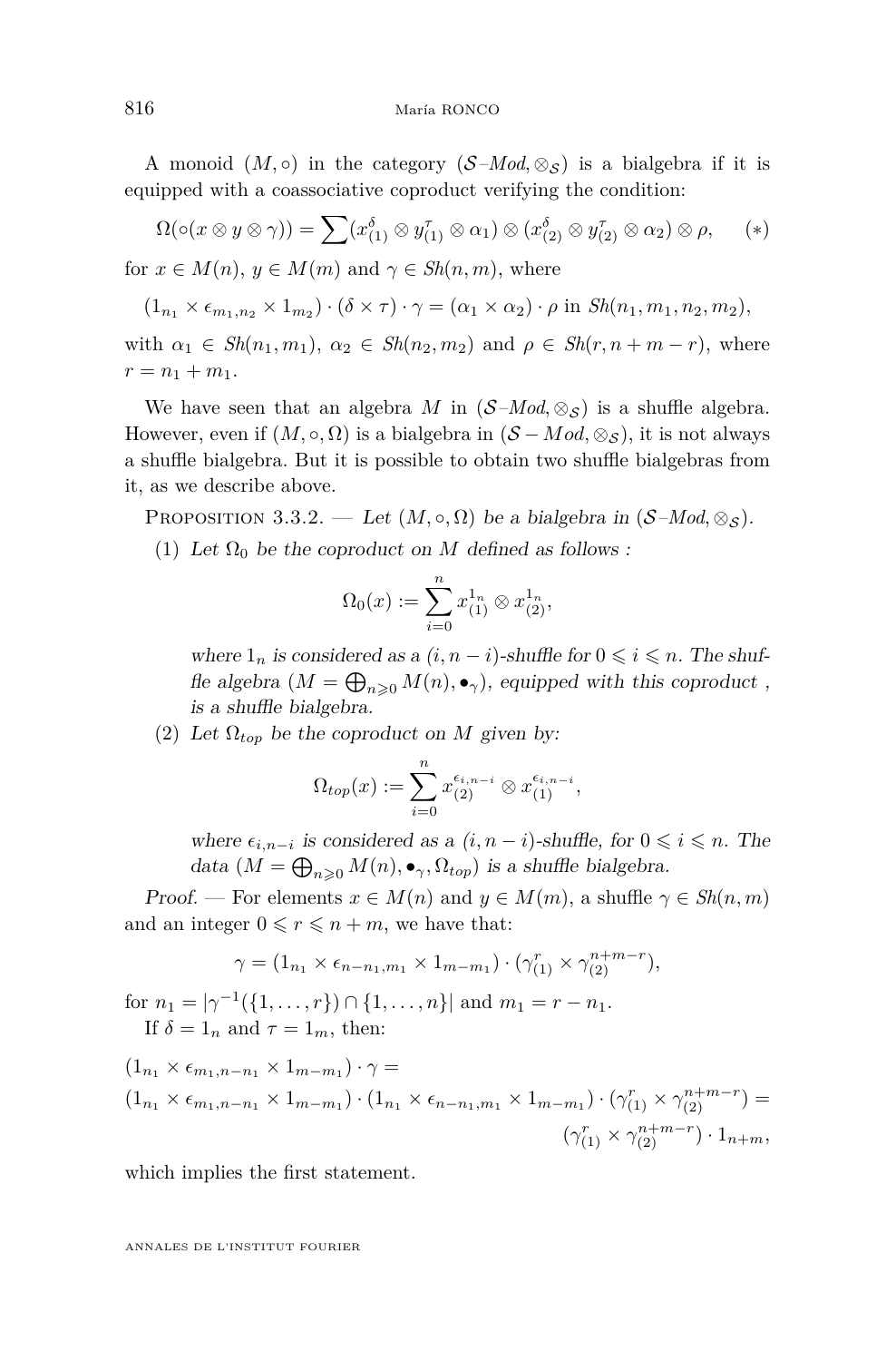A monoid $(M, \circ)$ in the category $(\mathcal{S}\text{–}Mod, \otimes_{\mathcal{S}})$ is a bialgebra if it is equipped with a coassociative coproduct verifying the condition:

$$\Omega(\circ(x \otimes y \otimes \gamma)) = \sum (x^{\delta}_{(1)} \otimes y^{\tau}_{(1)} \otimes \alpha_1) \otimes (x^{\delta}_{(2)} \otimes y^{\tau}_{(2)} \otimes \alpha_2) \otimes \rho, \qquad (*)$$

for $x \in M(n)$, $y \in M(m)$ and $\gamma \in Sh(n, m)$, where

$$(1_{n_1} \times \epsilon_{m_1, n_2} \times 1_{m_2}) \cdot (\delta \times \tau) \cdot \gamma = (\alpha_1 \times \alpha_2) \cdot \rho \text{ in } Sh(n_1, m_1, n_2, m_2),$$

with $\alpha_1 \in Sh(n_1, m_1)$, $\alpha_2 \in Sh(n_2, m_2)$ and $\rho \in Sh(r, n + m - r)$, where $r = n_1 + m_1$.

We have seen that an algebra $M$ in $(\mathcal{S}\text{–}Mod, \otimes_{\mathcal{S}})$ is a shuffle algebra. However, even if $(M, \circ, \Omega)$ is a bialgebra in $(\mathcal{S} - Mod, \otimes_{\mathcal{S}})$, it is not always a shuffle bialgebra. But it is possible to obtain two shuffle bialgebras from it, as we describe above.

Proposition 3.3.2. — *Let $(M, \circ, \Omega)$ be a bialgebra in $(\mathcal{S}\text{–}Mod, \otimes_{\mathcal{S}})$.*

(1) *Let $\Omega_0$ be the coproduct on $M$ defined as follows :*

$$\Omega_0(x) := \sum_{i=0}^{n} x^{1_n}_{(1)} \otimes x^{1_n}_{(2)},$$

*where $1_n$ is considered as a $(i, n-i)$-shuffle for $0 \leqslant i \leqslant n$. The shuffle algebra $(M = \bigoplus_{n \geqslant 0} M(n), \bullet_{\gamma})$, equipped with this coproduct , is a shuffle bialgebra.*

(2) *Let $\Omega_{top}$ be the coproduct on $M$ given by:*

$$\Omega_{top}(x) := \sum_{i=0}^{n} x^{\epsilon_{i,n-i}}_{(2)} \otimes x^{\epsilon_{i,n-i}}_{(1)},$$

*where $\epsilon_{i,n-i}$ is considered as a $(i, n-i)$-shuffle, for $0 \leqslant i \leqslant n$. The data $(M = \bigoplus_{n \geqslant 0} M(n), \bullet_{\gamma}, \Omega_{top})$ is a shuffle bialgebra.*

*Proof.* — For elements $x \in M(n)$ and $y \in M(m)$, a shuffle $\gamma \in Sh(n, m)$ and an integer $0 \leqslant r \leqslant n + m$, we have that:

$$\gamma = (1_{n_1} \times \epsilon_{n-n_1, m_1} \times 1_{m-m_1}) \cdot (\gamma^{r}_{(1)} \times \gamma^{n+m-r}_{(2)}),$$

for $n_1 = |\gamma^{-1}(\{1, \ldots, r\}) \cap \{1, \ldots, n\}|$ and $m_1 = r - n_1$.

If $\delta = 1_n$ and $\tau = 1_m$, then:

$$\begin{aligned}
&(1_{n_1} \times \epsilon_{m_1, n-n_1} \times 1_{m-m_1}) \cdot \gamma = \\
&(1_{n_1} \times \epsilon_{m_1, n-n_1} \times 1_{m-m_1}) \cdot (1_{n_1} \times \epsilon_{n-n_1, m_1} \times 1_{m-m_1}) \cdot (\gamma^{r}_{(1)} \times \gamma^{n+m-r}_{(2)}) = \\
&\qquad\qquad (\gamma^{r}_{(1)} \times \gamma^{n+m-r}_{(2)}) \cdot 1_{n+m},
\end{aligned}$$

which implies the first statement.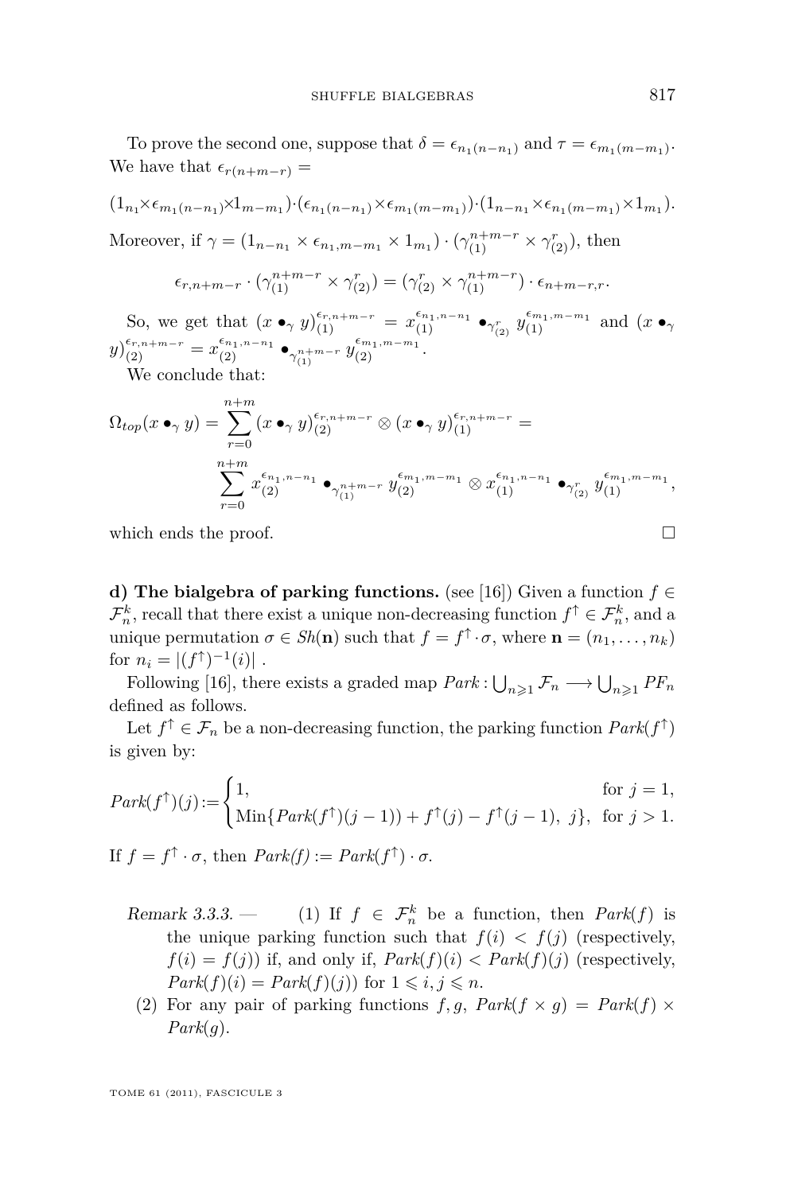To prove the second one, suppose that $\delta = \epsilon_{n_1(n-n_1)}$ and $\tau = \epsilon_{m_1(m-m_1)}$. We have that $\epsilon_{r(n+m-r)} =$

$$(1_{n_1}\times\epsilon_{m_1(n-n_1)}\times 1_{m-m_1})\cdot(\epsilon_{n_1(n-n_1)}\times\epsilon_{m_1(m-m_1)})\cdot(1_{n-n_1}\times\epsilon_{n_1(m-m_1)}\times 1_{m_1}).$$

Moreover, if $\gamma = (1_{n-n_1} \times \epsilon_{n_1,m-m_1} \times 1_{m_1}) \cdot (\gamma_{(1)}^{n+m-r} \times \gamma_{(2)}^{r})$, then

$$\epsilon_{r,n+m-r} \cdot (\gamma_{(1)}^{n+m-r} \times \gamma_{(2)}^{r}) = (\gamma_{(2)}^{r} \times \gamma_{(1)}^{n+m-r}) \cdot \epsilon_{n+m-r,r}.$$

So, we get that $(x \bullet_\gamma y)_{(1)}^{\epsilon_{r,n+m-r}} = x_{(1)}^{\epsilon_{n_1,n-n_1}} \bullet_{\gamma_{(2)}^{r}} y_{(1)}^{\epsilon_{m_1,m-m_1}}$ and $(x \bullet_\gamma y)_{(2)}^{\epsilon_{r,n+m-r}} = x_{(2)}^{\epsilon_{n_1,n-n_1}} \bullet_{\gamma_{(1)}^{n+m-r}} y_{(2)}^{\epsilon_{m_1,m-m_1}}$.

We conclude that:

$$\Omega_{top}(x \bullet_\gamma y) = \sum_{r=0}^{n+m} (x \bullet_\gamma y)_{(2)}^{\epsilon_{r,n+m-r}} \otimes (x \bullet_\gamma y)_{(1)}^{\epsilon_{r,n+m-r}} = \sum_{r=0}^{n+m} x_{(2)}^{\epsilon_{n_1,n-n_1}} \bullet_{\gamma_{(1)}^{n+m-r}} y_{(2)}^{\epsilon_{m_1,m-m_1}} \otimes x_{(1)}^{\epsilon_{n_1,n-n_1}} \bullet_{\gamma_{(2)}^{r}} y_{(1)}^{\epsilon_{m_1,m-m_1}},$$

which ends the proof. □

**d) The bialgebra of parking functions.** (see [16]) Given a function $f \in \mathcal{F}_n^k$, recall that there exist a unique non-decreasing function $f^{\uparrow} \in \mathcal{F}_n^k$, and a unique permutation $\sigma \in Sh(\mathbf{n})$ such that $f = f^{\uparrow} \cdot \sigma$, where $\mathbf{n} = (n_1, \dots, n_k)$ for $n_i = |(f^{\uparrow})^{-1}(i)|$ .

Following [16], there exists a graded map $Park\colon \bigcup_{n\geqslant 1} \mathcal{F}_n \longrightarrow \bigcup_{n\geqslant 1} PF_n$ defined as follows.

Let $f^{\uparrow} \in \mathcal{F}_n$ be a non-decreasing function, the parking function $Park(f^{\uparrow})$ is given by:

$$Park(f^{\uparrow})(j) := \begin{cases} 1, & \text{for } j = 1,\\ \text{Min}\{Park(f^{\uparrow})(j-1)) + f^{\uparrow}(j) - f^{\uparrow}(j-1),\ j\}, & \text{for } j > 1.\end{cases}$$

If $f = f^{\uparrow} \cdot \sigma$, then $Park(f) := Park(f^{\uparrow}) \cdot \sigma$.

*Remark 3.3.3.* —

1. If $f \in \mathcal{F}_n^k$ be a function, then $Park(f)$ is the unique parking function such that $f(i) < f(j)$ (respectively, $f(i) = f(j)$) if, and only if, $Park(f)(i) < Park(f)(j)$ (respectively, $Park(f)(i) = Park(f)(j)$) for $1 \leqslant i, j \leqslant n$.
2. For any pair of parking functions $f, g$, $Park(f \times g) = Park(f) \times Park(g)$.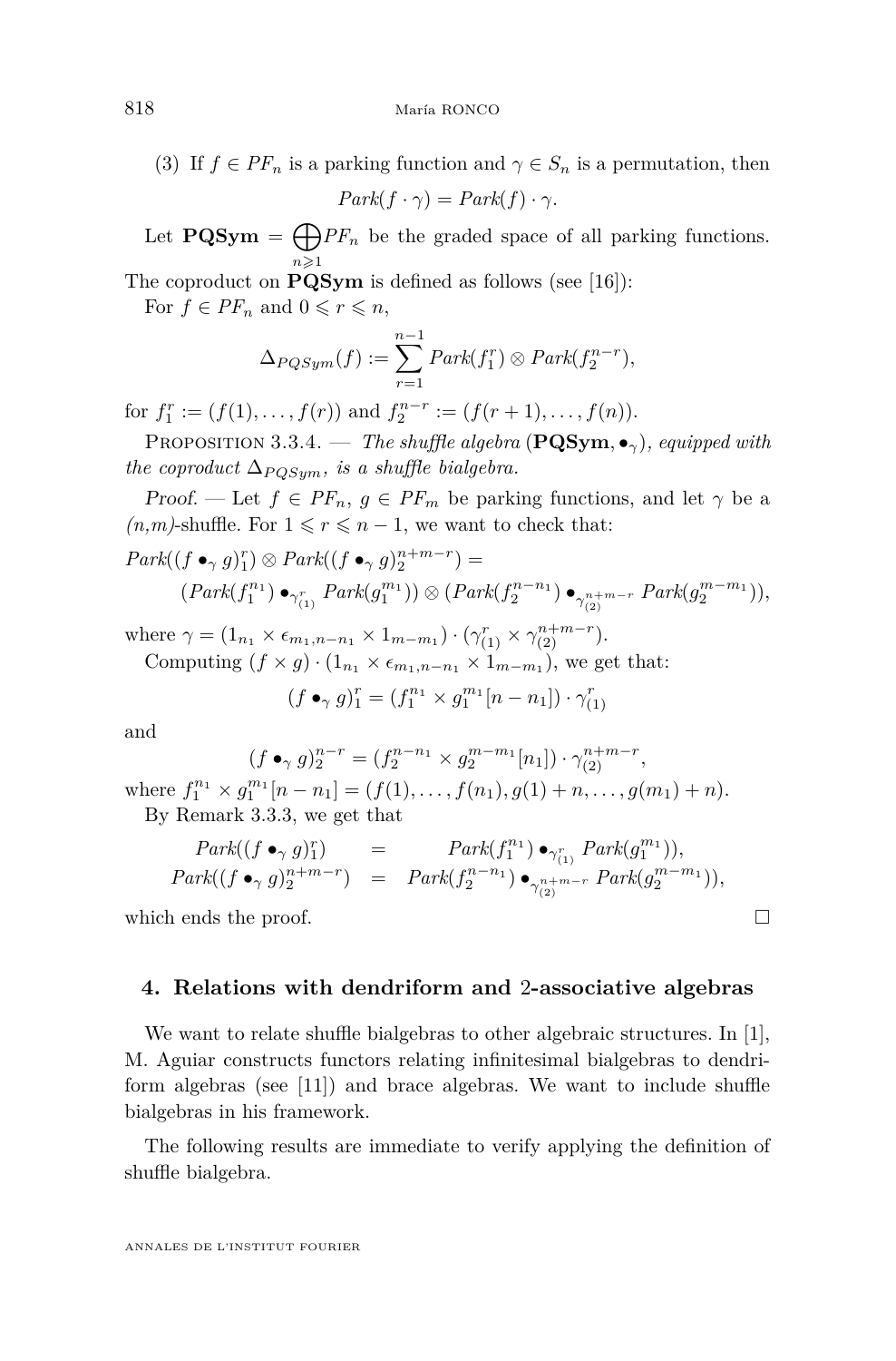(3) If $f \in PF_n$ is a parking function and $\gamma \in S_n$ is a permutation, then

$$Park(f \cdot \gamma) = Park(f) \cdot \gamma.$$

Let $\mathbf{PQSym} = \bigoplus_{n \geqslant 1} PF_n$ be the graded space of all parking functions. The coproduct on $\mathbf{PQSym}$ is defined as follows (see [16]):

For $f \in PF_n$ and $0 \leqslant r \leqslant n$,

$$\Delta_{PQSym}(f) := \sum_{r=1}^{n-1} Park(f_1^r) \otimes Park(f_2^{n-r}),$$

for $f_1^r := (f(1), \dots, f(r))$ and $f_2^{n-r} := (f(r+1), \dots, f(n))$.

Proposition 3.3.4. — *The shuffle algebra* $(\mathbf{PQSym}, \bullet_\gamma)$*, equipped with the coproduct* $\Delta_{PQSym}$*, is a shuffle bialgebra.*

*Proof.* — Let $f \in PF_n$, $g \in PF_m$ be parking functions, and let $\gamma$ be a *(n,m)*-shuffle. For $1 \leqslant r \leqslant n-1$, we want to check that:

$$Park((f \bullet_\gamma g)_1^r) \otimes Park((f \bullet_\gamma g)_2^{n+m-r}) =$$
$$(Park(f_1^{n_1}) \bullet_{\gamma_{(1)}^r} Park(g_1^{m_1})) \otimes (Park(f_2^{n-n_1}) \bullet_{\gamma_{(2)}^{n+m-r}} Park(g_2^{m-m_1})),$$

where $\gamma = (1_{n_1} \times \epsilon_{m_1, n-n_1} \times 1_{m-m_1}) \cdot (\gamma_{(1)}^r \times \gamma_{(2)}^{n+m-r})$.

Computing $(f \times g) \cdot (1_{n_1} \times \epsilon_{m_1, n-n_1} \times 1_{m-m_1})$, we get that:

$$(f \bullet_\gamma g)_1^r = (f_1^{n_1} \times g_1^{m_1}[n-n_1]) \cdot \gamma_{(1)}^r$$

and

$$(f \bullet_\gamma g)_2^{n-r} = (f_2^{n-n_1} \times g_2^{m-m_1}[n_1]) \cdot \gamma_{(2)}^{n+m-r},$$

where $f_1^{n_1} \times g_1^{m_1}[n-n_1] = (f(1), \dots, f(n_1), g(1)+n, \dots, g(m_1)+n)$.

By Remark 3.3.3, we get that

$$\begin{aligned} Park((f \bullet_\gamma g)_1^r) &= Park(f_1^{n_1}) \bullet_{\gamma_{(1)}^r} Park(g_1^{m_1})), \\ Park((f \bullet_\gamma g)_2^{n+m-r}) &= Park(f_2^{n-n_1}) \bullet_{\gamma_{(2)}^{n+m-r}} Park(g_2^{m-m_1})), \end{aligned}$$

which ends the proof. $\square$

## 4. Relations with dendriform and 2-associative algebras

We want to relate shuffle bialgebras to other algebraic structures. In [1], M. Aguiar constructs functors relating infinitesimal bialgebras to dendriform algebras (see [11]) and brace algebras. We want to include shuffle bialgebras in his framework.

The following results are immediate to verify applying the definition of shuffle bialgebra.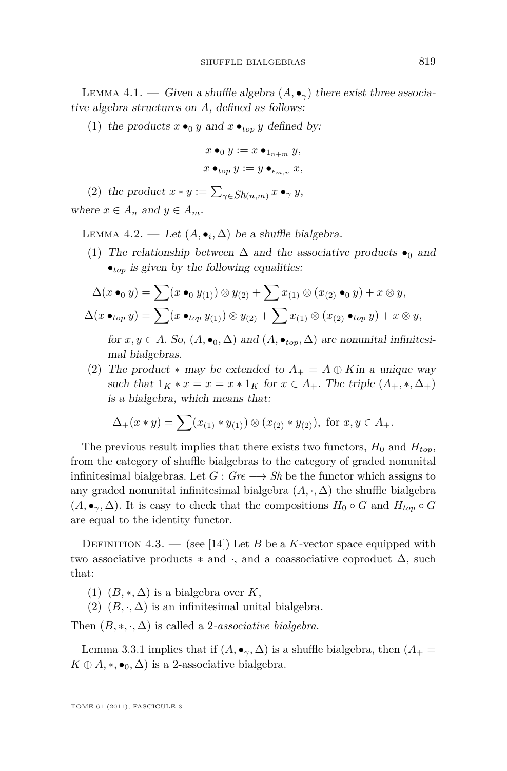Lemma 4.1. — *Given a shuffle algebra $(A, \bullet_\gamma)$ there exist three associative algebra structures on $A$, defined as follows:*

1. *the products $x \bullet_0 y$ and $x \bullet_{top} y$ defined by:*

$$x \bullet_0 y := x \bullet_{1_{n+m}} y,$$
$$x \bullet_{top} y := y \bullet_{\epsilon_{m,n}} x,$$

2. *the product $x * y := \sum_{\gamma \in Sh(n,m)} x \bullet_\gamma y$,*

*where $x \in A_n$ and $y \in A_m$.*

Lemma 4.2. — *Let $(A, \bullet_i, \Delta)$ be a shuffle bialgebra.*

1. *The relationship between $\Delta$ and the associative products $\bullet_0$ and $\bullet_{top}$ is given by the following equalities:*

$$\Delta(x \bullet_0 y) = \sum (x \bullet_0 y_{(1)}) \otimes y_{(2)} + \sum x_{(1)} \otimes (x_{(2)} \bullet_0 y) + x \otimes y,$$
$$\Delta(x \bullet_{top} y) = \sum (x \bullet_{top} y_{(1)}) \otimes y_{(2)} + \sum x_{(1)} \otimes (x_{(2)} \bullet_{top} y) + x \otimes y,$$

   *for $x, y \in A$. So, $(A, \bullet_0, \Delta)$ and $(A, \bullet_{top}, \Delta)$ are nonunital infinitesimal bialgebras.*

2. *The product $*$ may be extended to $A_+ = A \oplus K$in a unique way such that $1_K * x = x = x * 1_K$ for $x \in A_+$. The triple $(A_+, *, \Delta_+)$ is a bialgebra, which means that:*

$$\Delta_+(x * y) = \sum (x_{(1)} * y_{(1)}) \otimes (x_{(2)} * y_{(2)}), \text{ for } x, y \in A_+.$$

The previous result implies that there exists two functors, $H_0$ and $H_{top}$, from the category of shuffle bialgebras to the category of graded nonunital infinitesimal bialgebras. Let $G : Gr\epsilon \longrightarrow Sh$ be the functor which assigns to any graded nonunital infinitesimal bialgebra $(A, \cdot, \Delta)$ the shuffle bialgebra $(A, \bullet_\gamma, \Delta)$. It is easy to check that the compositions $H_0 \circ G$ and $H_{top} \circ G$ are equal to the identity functor.

Definition 4.3. — (see [14]) Let $B$ be a $K$-vector space equipped with two associative products $*$ and $\cdot$, and a coassociative coproduct $\Delta$, such that:

1. $(B, *, \Delta)$ is a bialgebra over $K$,
2. $(B, \cdot, \Delta)$ is an infinitesimal unital bialgebra.

Then $(B, *, \cdot, \Delta)$ is called a 2-*associative bialgebra*.

Lemma 3.3.1 implies that if $(A, \bullet_\gamma, \Delta)$ is a shuffle bialgebra, then $(A_+ = K \oplus A, *, \bullet_0, \Delta)$ is a 2-associative bialgebra.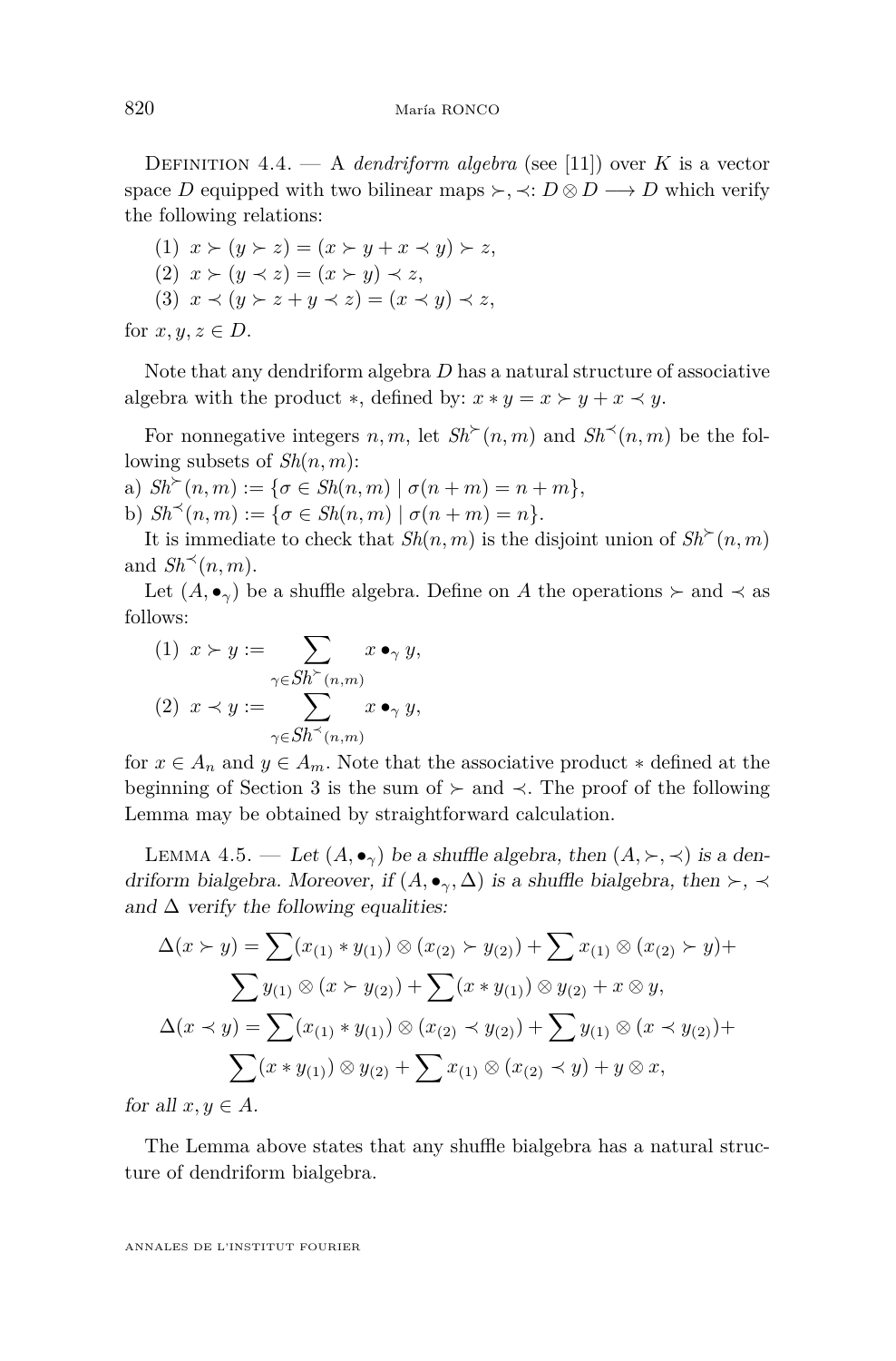Definition 4.4. — A *dendriform algebra* (see [11]) over $K$ is a vector space $D$ equipped with two bilinear maps $\succ, \prec \colon D \otimes D \longrightarrow D$ which verify the following relations:

(1) $x \succ (y \succ z) = (x \succ y + x \prec y) \succ z$,

(2) $x \succ (y \prec z) = (x \succ y) \prec z$,

(3) $x \prec (y \succ z + y \prec z) = (x \prec y) \prec z$,

for $x, y, z \in D$.

Note that any dendriform algebra $D$ has a natural structure of associative algebra with the product $*$, defined by: $x * y = x \succ y + x \prec y$.

For nonnegative integers $n, m$, let $Sh^{\succ}(n,m)$ and $Sh^{\prec}(n,m)$ be the following subsets of $Sh(n,m)$:

a) $Sh^{\succ}(n,m) := \{\sigma \in Sh(n,m) \mid \sigma(n+m) = n+m\}$,

b) $Sh^{\prec}(n,m) := \{\sigma \in Sh(n,m) \mid \sigma(n+m) = n\}$.

It is immediate to check that $Sh(n,m)$ is the disjoint union of $Sh^{\succ}(n,m)$ and $Sh^{\prec}(n,m)$.

Let $(A, \bullet_\gamma)$ be a shuffle algebra. Define on $A$ the operations $\succ$ and $\prec$ as follows:

(1) $$x \succ y := \sum_{\gamma \in Sh^{\succ}(n,m)} x \bullet_\gamma y,$$

(2) $$x \prec y := \sum_{\gamma \in Sh^{\prec}(n,m)} x \bullet_\gamma y,$$

for $x \in A_n$ and $y \in A_m$. Note that the associative product $*$ defined at the beginning of Section 3 is the sum of $\succ$ and $\prec$. The proof of the following Lemma may be obtained by straightforward calculation.

Lemma 4.5. — *Let $(A, \bullet_\gamma)$ be a shuffle algebra, then $(A, \succ, \prec)$ is a dendriform bialgebra. Moreover, if $(A, \bullet_\gamma, \Delta)$ is a shuffle bialgebra, then $\succ$, $\prec$ and $\Delta$ verify the following equalities:*

$$\Delta(x \succ y) = \sum (x_{(1)} * y_{(1)}) \otimes (x_{(2)} \succ y_{(2)}) + \sum x_{(1)} \otimes (x_{(2)} \succ y) + \sum y_{(1)} \otimes (x \succ y_{(2)}) + \sum (x * y_{(1)}) \otimes y_{(2)} + x \otimes y,$$

$$\Delta(x \prec y) = \sum (x_{(1)} * y_{(1)}) \otimes (x_{(2)} \prec y_{(2)}) + \sum y_{(1)} \otimes (x \prec y_{(2)}) + \sum (x * y_{(1)}) \otimes y_{(2)} + \sum x_{(1)} \otimes (x_{(2)} \prec y) + y \otimes x,$$

*for all $x, y \in A$.*

The Lemma above states that any shuffle bialgebra has a natural structure of dendriform bialgebra.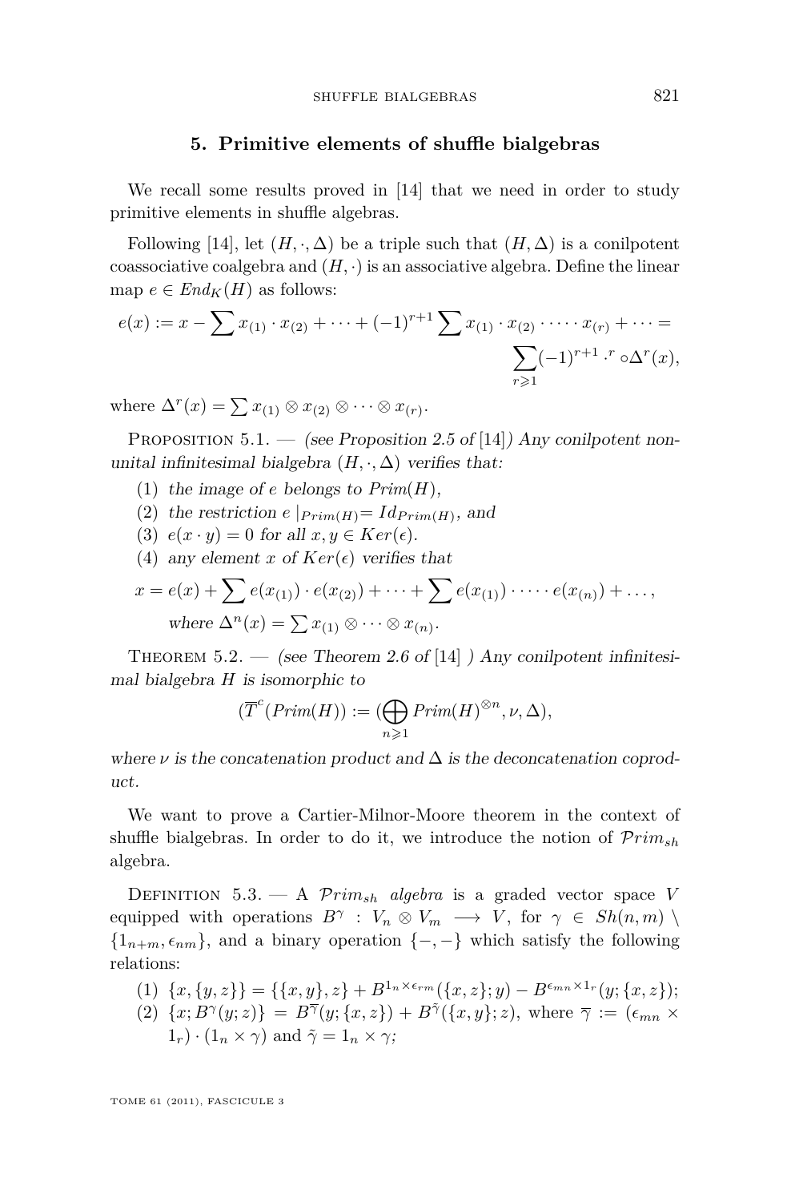## 5. Primitive elements of shuffle bialgebras

We recall some results proved in [14] that we need in order to study primitive elements in shuffle algebras.

Following [14], let $(H, \cdot, \Delta)$ be a triple such that $(H, \Delta)$ is a conilpotent coassociative coalgebra and $(H, \cdot)$ is an associative algebra. Define the linear map $e \in End_K(H)$ as follows:

$$e(x) := x - \sum x_{(1)} \cdot x_{(2)} + \cdots + (-1)^{r+1} \sum x_{(1)} \cdot x_{(2)} \cdot \cdots \cdot x_{(r)} + \cdots = \sum_{r \geqslant 1} (-1)^{r+1} \cdot^r \circ \Delta^r(x),$$

where $\Delta^r(x) = \sum x_{(1)} \otimes x_{(2)} \otimes \cdots \otimes x_{(r)}$.

Proposition 5.1. — *(see Proposition 2.5 of [14]) Any conilpotent non-unital infinitesimal bialgebra $(H, \cdot, \Delta)$ verifies that:*

1. *the image of $e$ belongs to $Prim(H)$,*
2. *the restriction $e\mid_{Prim(H)} = Id_{Prim(H)}$, and*
3. *$e(x \cdot y) = 0$ for all $x, y \in Ker(\epsilon)$.*
4. *any element $x$ of $Ker(\epsilon)$ verifies that*

$$x = e(x) + \sum e(x_{(1)}) \cdot e(x_{(2)}) + \cdots + \sum e(x_{(1)}) \cdot \cdots \cdot e(x_{(n)}) + \ldots,$$

*where $\Delta^n(x) = \sum x_{(1)} \otimes \cdots \otimes x_{(n)}$.*

Theorem 5.2. — *(see Theorem 2.6 of [14] ) Any conilpotent infinitesimal bialgebra $H$ is isomorphic to*

$$(\overline{T}^c(Prim(H)) := (\bigoplus_{n \geqslant 1} Prim(H)^{\otimes n}, \nu, \Delta),$$

*where $\nu$ is the concatenation product and $\Delta$ is the deconcatenation coproduct.*

We want to prove a Cartier-Milnor-Moore theorem in the context of shuffle bialgebras. In order to do it, we introduce the notion of $\mathcal{P}rim_{sh}$ algebra.

Definition 5.3. — A *$\mathcal{P}rim_{sh}$ algebra* is a graded vector space $V$ equipped with operations $B^\gamma : V_n \otimes V_m \longrightarrow V$, for $\gamma \in Sh(n,m) \setminus \{1_{n+m}, \epsilon_{nm}\}$, and a binary operation $\{-,-\}$ which satisfy the following relations:

1. $\{x, \{y, z\}\} = \{\{x, y\}, z\} + B^{1_n \times \epsilon_{rm}}(\{x, z\}; y) - B^{\epsilon_{mn} \times 1_r}(y; \{x, z\})$;
2. $\{x; B^\gamma(y; z)\} = B^{\overline{\gamma}}(y; \{x, z\}) + B^{\tilde{\gamma}}(\{x, y\}; z)$, where $\overline{\gamma} := (\epsilon_{mn} \times 1_r) \cdot (1_n \times \gamma)$ and $\tilde{\gamma} = 1_n \times \gamma$;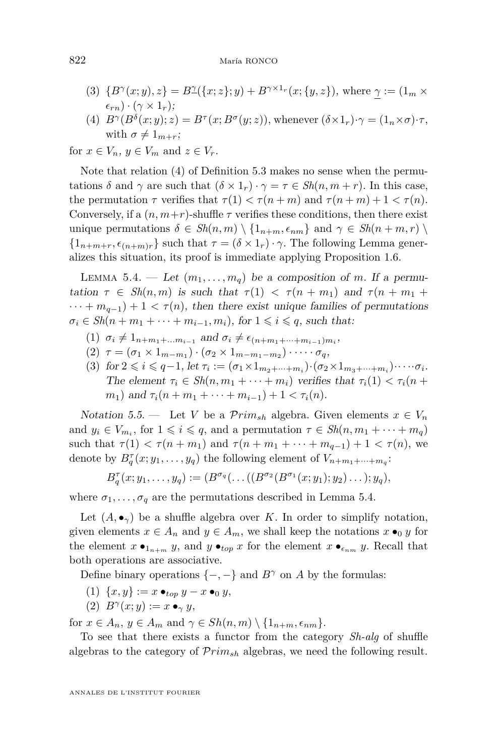(3) $\{B^{\gamma}(x;y), z\} = B^{\underline{\gamma}}(\{x;z\};y) + B^{\gamma\times 1_r}(x;\{y,z\})$, where $\underline{\gamma} := (1_m \times \epsilon_{rn}) \cdot (\gamma \times 1_r)$;

(4) $B^{\gamma}(B^{\delta}(x;y);z) = B^{\tau}(x;B^{\sigma}(y;z))$, whenever $(\delta\times 1_r)\cdot\gamma = (1_n\times\sigma)\cdot\tau$, with $\sigma \neq 1_{m+r}$;

for $x \in V_n$, $y \in V_m$ and $z \in V_r$.

Note that relation (4) of Definition 5.3 makes no sense when the permutations $\delta$ and $\gamma$ are such that $(\delta \times 1_r) \cdot \gamma = \tau \in Sh(n, m+r)$. In this case, the permutation $\tau$ verifies that $\tau(1) < \tau(n+m)$ and $\tau(n+m)+1 < \tau(n)$. Conversely, if a $(n, m+r)$-shuffle $\tau$ verifies these conditions, then there exist unique permutations $\delta \in Sh(n,m) \setminus \{1_{n+m}, \epsilon_{nm}\}$ and $\gamma \in Sh(n+m, r) \setminus \{1_{n+m+r}, \epsilon_{(n+m)r}\}$ such that $\tau = (\delta \times 1_r) \cdot \gamma$. The following Lemma generalizes this situation, its proof is immediate applying Proposition 1.6.

Lemma 5.4. — *Let $(m_1, \dots, m_q)$ be a composition of $m$. If a permutation $\tau \in Sh(n,m)$ is such that $\tau(1) < \tau(n+m_1)$ and $\tau(n+m_1+\cdots+m_{q-1})+1 < \tau(n)$, then there exist unique families of permutations $\sigma_i \in Sh(n+m_1+\cdots+m_{i-1}, m_i)$, for $1 \leqslant i \leqslant q$, such that:*

(1) $\sigma_i \neq 1_{n+m_1+\dots m_{i-1}}$ *and* $\sigma_i \neq \epsilon_{(n+m_1+\cdots+m_{i-1})m_i}$,

(2) $\tau = (\sigma_1 \times 1_{m-m_1}) \cdot (\sigma_2 \times 1_{m-m_1-m_2}) \cdot \cdots \cdot \sigma_q$,

(3) *for* $2 \leqslant i \leqslant q-1$, *let* $\tau_i := (\sigma_1 \times 1_{m_2+\cdots+m_i}) \cdot (\sigma_2 \times 1_{m_3+\cdots+m_i}) \cdot \cdots \cdot \sigma_i$. *The element* $\tau_i \in Sh(n, m_1+\cdots+m_i)$ *verifies that* $\tau_i(1) < \tau_i(n+m_1)$ *and* $\tau_i(n+m_1+\cdots+m_{i-1})+1 < \tau_i(n)$.

*Notation 5.5.* — Let $V$ be a $\mathcal{P}rim_{sh}$ algebra. Given elements $x \in V_n$ and $y_i \in V_{m_i}$, for $1 \leqslant i \leqslant q$, and a permutation $\tau \in Sh(n, m_1+\cdots+m_q)$ such that $\tau(1) < \tau(n+m_1)$ and $\tau(n+m_1+\cdots+m_{q-1})+1 < \tau(n)$, we denote by $B_q^{\tau}(x; y_1, \dots, y_q)$ the following element of $V_{n+m_1+\cdots+m_q}$:

$$B_q^{\tau}(x;y_1,\dots,y_q) := (B^{\sigma_q}(\dots((B^{\sigma_2}(B^{\sigma_1}(x;y_1);y_2)\dots);y_q),$$

where $\sigma_1, \dots, \sigma_q$ are the permutations described in Lemma 5.4.

Let $(A, \bullet_{\gamma})$ be a shuffle algebra over $K$. In order to simplify notation, given elements $x \in A_n$ and $y \in A_m$, we shall keep the notations $x \bullet_0 y$ for the element $x \bullet_{1_{n+m}} y$, and $y \bullet_{top} x$ for the element $x \bullet_{\epsilon_{nm}} y$. Recall that both operations are associative.

Define binary operations $\{-,-\}$ and $B^{\gamma}$ on $A$ by the formulas:

(1) $\{x, y\} := x \bullet_{top} y - x \bullet_0 y$,

(2) $B^{\gamma}(x;y) := x \bullet_{\gamma} y$,

for $x \in A_n$, $y \in A_m$ and $\gamma \in Sh(n,m) \setminus \{1_{n+m}, \epsilon_{nm}\}$.

To see that there exists a functor from the category *Sh-alg* of shuffle algebras to the category of $\mathcal{P}rim_{sh}$ algebras, we need the following result.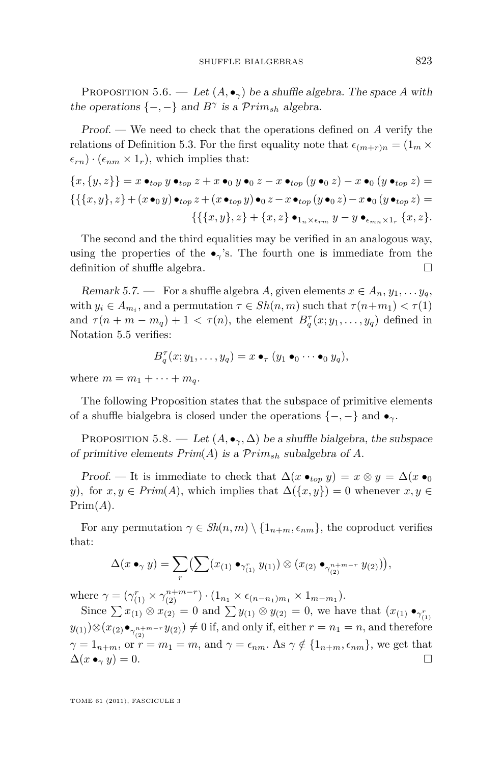Proposition 5.6. — *Let $(A, \bullet_\gamma)$ be a shuffle algebra. The space $A$ with the operations $\{-,-\}$ and $B^\gamma$ is a $\mathcal{P}rim_{sh}$ algebra.*

*Proof.* — We need to check that the operations defined on $A$ verify the relations of Definition 5.3. For the first equality note that $\epsilon_{(m+r)n} = (1_m \times \epsilon_{rn}) \cdot (\epsilon_{nm} \times 1_r)$, which implies that:

$$\{x, \{y, z\}\} = x \bullet_{top} y \bullet_{top} z + x \bullet_0 y \bullet_0 z - x \bullet_{top} (y \bullet_0 z) - x \bullet_0 (y \bullet_{top} z) =$$

$$\{\{\{x, y\}, z\} + (x \bullet_0 y) \bullet_{top} z + (x \bullet_{top} y) \bullet_0 z - x \bullet_{top} (y \bullet_0 z) - x \bullet_0 (y \bullet_{top} z) =$$

$$\{\{\{x, y\}, z\} + \{x, z\} \bullet_{1_n \times \epsilon_{rm}} y - y \bullet_{\epsilon_{mn} \times 1_r} \{x, z\}.$$

The second and the third equalities may be verified in an analogous way, using the properties of the $\bullet_\gamma$'s. The fourth one is immediate from the definition of shuffle algebra. $\square$

*Remark 5.7.* — For a shuffle algebra $A$, given elements $x \in A_n$, $y_1, \dots y_q$, with $y_i \in A_{m_i}$, and a permutation $\tau \in Sh(n, m)$ such that $\tau(n+m_1) < \tau(1)$ and $\tau(n + m - m_q) + 1 < \tau(n)$, the element $B_q^\tau(x; y_1, \dots, y_q)$ defined in Notation 5.5 verifies:

$$B_q^\tau(x; y_1, \dots, y_q) = x \bullet_\tau (y_1 \bullet_0 \cdots \bullet_0 y_q),$$

where $m = m_1 + \cdots + m_q$.

The following Proposition states that the subspace of primitive elements of a shuffle bialgebra is closed under the operations $\{-,-\}$ and $\bullet_\gamma$.

Proposition 5.8. — *Let $(A, \bullet_\gamma, \Delta)$ be a shuffle bialgebra, the subspace of primitive elements $Prim(A)$ is a $\mathcal{P}rim_{sh}$ subalgebra of $A$.*

*Proof.* — It is immediate to check that $\Delta(x \bullet_{top} y) = x \otimes y = \Delta(x \bullet_0 y)$, for $x, y \in Prim(A)$, which implies that $\Delta(\{x, y\}) = 0$ whenever $x, y \in \mathrm{Prim}(A)$.

For any permutation $\gamma \in Sh(n, m) \setminus \{1_{n+m}, \epsilon_{nm}\}$, the coproduct verifies that:

$$\Delta(x \bullet_\gamma y) = \sum_r \big(\sum (x_{(1)} \bullet_{\gamma_{(1)}^r} y_{(1)}) \otimes (x_{(2)} \bullet_{\gamma_{(2)}^{n+m-r}} y_{(2)})\big),$$

where $\gamma = (\gamma_{(1)}^r \times \gamma_{(2)}^{n+m-r}) \cdot (1_{n_1} \times \epsilon_{(n-n_1)m_1} \times 1_{m-m_1})$.

Since $\sum x_{(1)} \otimes x_{(2)} = 0$ and $\sum y_{(1)} \otimes y_{(2)} = 0$, we have that $(x_{(1)} \bullet_{\gamma_{(1)}^r} y_{(1)}) \otimes (x_{(2)} \bullet_{\gamma_{(2)}^{n+m-r}} y_{(2)}) \neq 0$ if, and only if, either $r = n_1 = n$, and therefore $\gamma = 1_{n+m}$, or $r = m_1 = m$, and $\gamma = \epsilon_{nm}$. As $\gamma \notin \{1_{n+m}, \epsilon_{nm}\}$, we get that $\Delta(x \bullet_\gamma y) = 0$. $\square$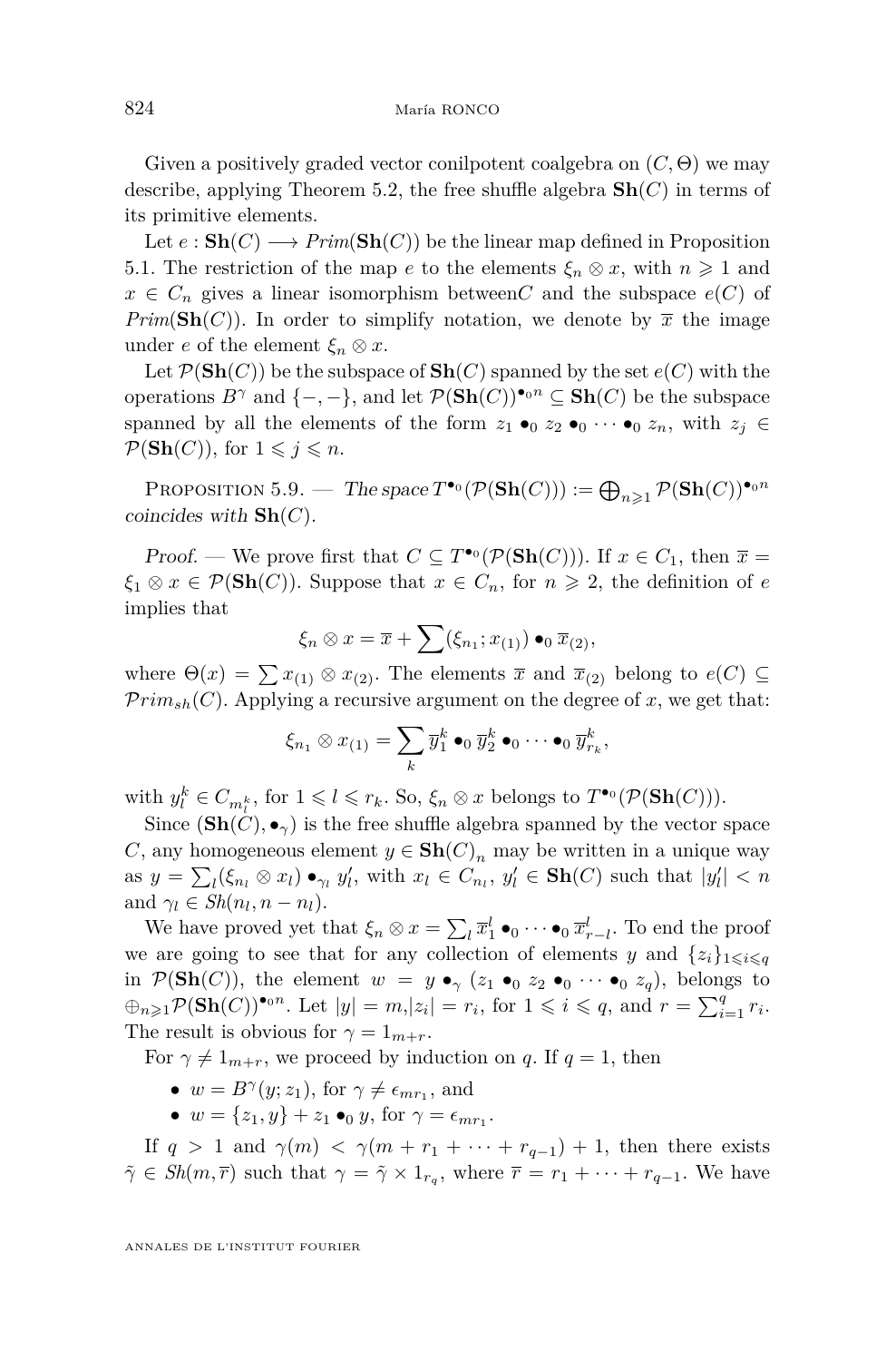Given a positively graded vector conilpotent coalgebra on $(C,\Theta)$ we may describe, applying Theorem 5.2, the free shuffle algebra $\mathbf{Sh}(C)$ in terms of its primitive elements.

Let $e : \mathbf{Sh}(C) \longrightarrow Prim(\mathbf{Sh}(C))$ be the linear map defined in Proposition 5.1. The restriction of the map $e$ to the elements $\xi_n \otimes x$, with $n \geqslant 1$ and $x \in C_n$ gives a linear isomorphism between$C$ and the subspace $e(C)$ of $Prim(\mathbf{Sh}(C))$. In order to simplify notation, we denote by $\overline{x}$ the image under $e$ of the element $\xi_n \otimes x$.

Let $\mathcal{P}(\mathbf{Sh}(C))$ be the subspace of $\mathbf{Sh}(C)$ spanned by the set $e(C)$ with the operations $B^\gamma$ and $\{-,-\}$, and let $\mathcal{P}(\mathbf{Sh}(C))^{\bullet_0 n} \subseteq \mathbf{Sh}(C)$ be the subspace spanned by all the elements of the form $z_1 \bullet_0 z_2 \bullet_0 \cdots \bullet_0 z_n$, with $z_j \in \mathcal{P}(\mathbf{Sh}(C))$, for $1 \leqslant j \leqslant n$.

Proposition 5.9. — *The space $T^{\bullet_0}(\mathcal{P}(\mathbf{Sh}(C))) := \bigoplus_{n\geqslant 1} \mathcal{P}(\mathbf{Sh}(C))^{\bullet_0 n}$ coincides with $\mathbf{Sh}(C)$.*

*Proof.* — We prove first that $C \subseteq T^{\bullet_0}(\mathcal{P}(\mathbf{Sh}(C)))$. If $x \in C_1$, then $\overline{x} = \xi_1 \otimes x \in \mathcal{P}(\mathbf{Sh}(C))$. Suppose that $x \in C_n$, for $n \geqslant 2$, the definition of $e$ implies that

$$\xi_n \otimes x = \overline{x} + \sum (\xi_{n_1}; x_{(1)}) \bullet_0 \overline{x}_{(2)},$$

where $\Theta(x) = \sum x_{(1)} \otimes x_{(2)}$. The elements $\overline{x}$ and $\overline{x}_{(2)}$ belong to $e(C) \subseteq \mathcal{P}rim_{sh}(C)$. Applying a recursive argument on the degree of $x$, we get that:

$$\xi_{n_1} \otimes x_{(1)} = \sum_k \overline{y}_1^k \bullet_0 \overline{y}_2^k \bullet_0 \cdots \bullet_0 \overline{y}_{r_k}^k,$$

with $y_l^k \in C_{m_l^k}$, for $1 \leqslant l \leqslant r_k$. So, $\xi_n \otimes x$ belongs to $T^{\bullet_0}(\mathcal{P}(\mathbf{Sh}(C)))$.

Since $(\mathbf{Sh}(C), \bullet_\gamma)$ is the free shuffle algebra spanned by the vector space $C$, any homogeneous element $y \in \mathbf{Sh}(C)_n$ may be written in a unique way as $y = \sum_l (\xi_{n_l} \otimes x_l) \bullet_{\gamma_l} y'_l$, with $x_l \in C_{n_l}$, $y'_l \in \mathbf{Sh}(C)$ such that $|y'_l| < n$ and $\gamma_l \in Sh(n_l, n - n_l)$.

We have proved yet that $\xi_n \otimes x = \sum_l \overline{x}_1^l \bullet_0 \cdots \bullet_0 \overline{x}_{r-l}^l$. To end the proof we are going to see that for any collection of elements $y$ and $\{z_i\}_{1\leqslant i\leqslant q}$ in $\mathcal{P}(\mathbf{Sh}(C))$, the element $w = y \bullet_\gamma (z_1 \bullet_0 z_2 \bullet_0 \cdots \bullet_0 z_q)$, belongs to $\oplus_{n\geqslant 1}\mathcal{P}(\mathbf{Sh}(C))^{\bullet_0 n}$. Let $|y| = m$,$|z_i| = r_i$, for $1 \leqslant i \leqslant q$, and $r = \sum_{i=1}^q r_i$. The result is obvious for $\gamma = 1_{m+r}$.

For $\gamma \neq 1_{m+r}$, we proceed by induction on $q$. If $q = 1$, then

- $w = B^\gamma(y; z_1)$, for $\gamma \neq \epsilon_{mr_1}$, and
- $w = \{z_1, y\} + z_1 \bullet_0 y$, for $\gamma = \epsilon_{mr_1}$.

If $q > 1$ and $\gamma(m) < \gamma(m + r_1 + \cdots + r_{q-1}) + 1$, then there exists $\tilde{\gamma} \in Sh(m, \overline{r})$ such that $\gamma = \tilde{\gamma} \times 1_{r_q}$, where $\overline{r} = r_1 + \cdots + r_{q-1}$. We have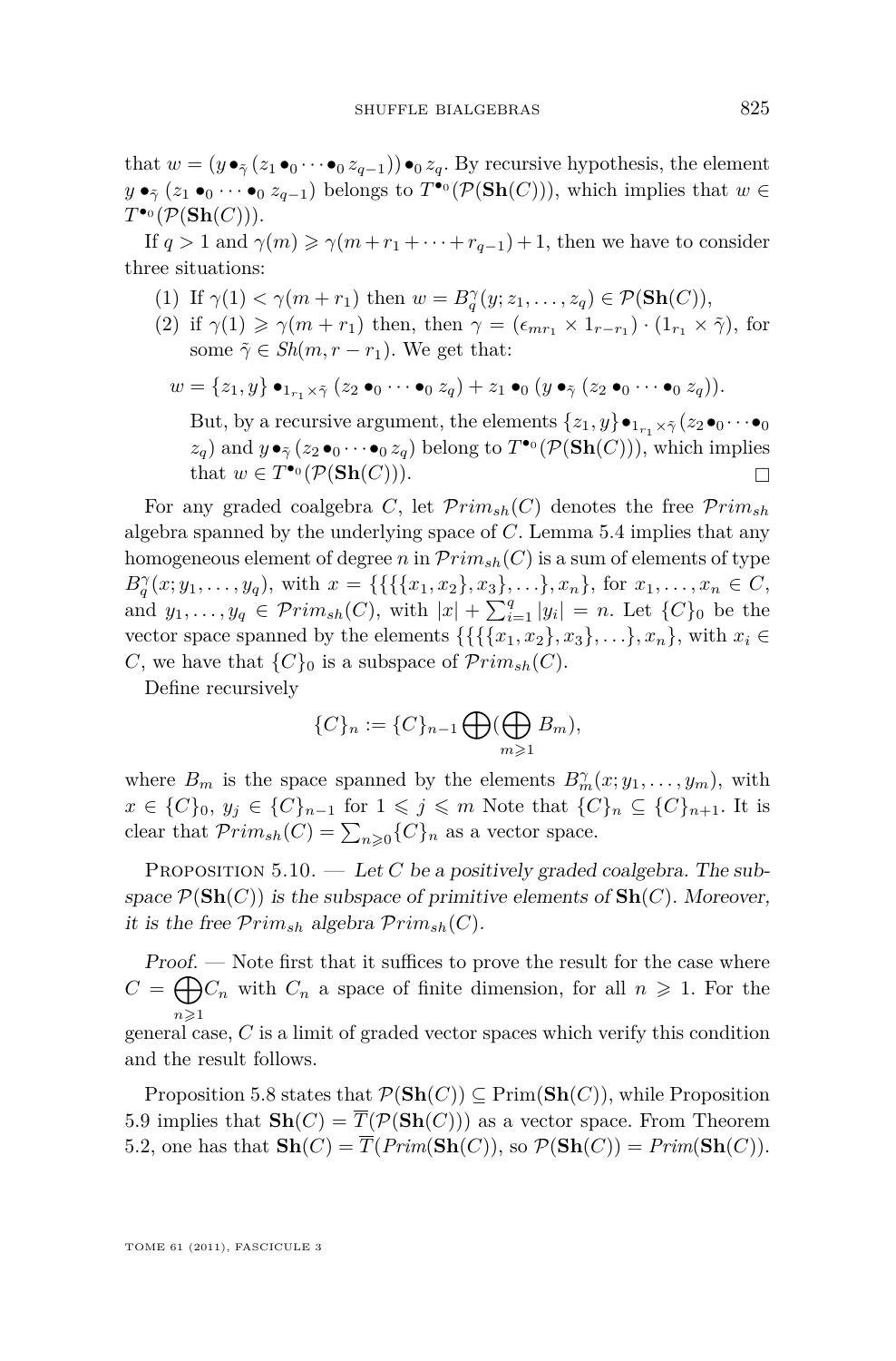that $w = (y \bullet_{\tilde{\gamma}} (z_1 \bullet_0 \cdots \bullet_0 z_{q-1})) \bullet_0 z_q$. By recursive hypothesis, the element $y \bullet_{\tilde{\gamma}} (z_1 \bullet_0 \cdots \bullet_0 z_{q-1})$ belongs to $T^{\bullet_0}(\mathcal{P}(\mathbf{Sh}(C)))$, which implies that $w \in T^{\bullet_0}(\mathcal{P}(\mathbf{Sh}(C)))$.

If $q > 1$ and $\gamma(m) \geqslant \gamma(m + r_1 + \cdots + r_{q-1}) + 1$, then we have to consider three situations:

(1) If $\gamma(1) < \gamma(m + r_1)$ then $w = B_q^{\gamma}(y; z_1, \ldots, z_q) \in \mathcal{P}(\mathbf{Sh}(C))$,

(2) if $\gamma(1) \geqslant \gamma(m + r_1)$ then, then $\gamma = (\epsilon_{mr_1} \times 1_{r-r_1}) \cdot (1_{r_1} \times \tilde{\gamma})$, for some $\tilde{\gamma} \in Sh(m, r - r_1)$. We get that:

$$w = \{z_1, y\} \bullet_{1_{r_1} \times \tilde{\gamma}} (z_2 \bullet_0 \cdots \bullet_0 z_q) + z_1 \bullet_0 (y \bullet_{\tilde{\gamma}} (z_2 \bullet_0 \cdots \bullet_0 z_q)).$$

But, by a recursive argument, the elements $\{z_1, y\} \bullet_{1_{r_1} \times \tilde{\gamma}} (z_2 \bullet_0 \cdots \bullet_0 z_q)$ and $y \bullet_{\tilde{\gamma}} (z_2 \bullet_0 \cdots \bullet_0 z_q)$ belong to $T^{\bullet_0}(\mathcal{P}(\mathbf{Sh}(C)))$, which implies that $w \in T^{\bullet_0}(\mathcal{P}(\mathbf{Sh}(C)))$. □

For any graded coalgebra $C$, let $\mathcal{P}rim_{sh}(C)$ denotes the free $\mathcal{P}rim_{sh}$ algebra spanned by the underlying space of $C$. Lemma 5.4 implies that any homogeneous element of degree $n$ in $\mathcal{P}rim_{sh}(C)$ is a sum of elements of type $B_q^{\gamma}(x; y_1, \ldots, y_q)$, with $x = \{\{\{\{x_1, x_2\}, x_3\}, \ldots\}, x_n\}$, for $x_1, \ldots, x_n \in C$, and $y_1, \ldots, y_q \in \mathcal{P}rim_{sh}(C)$, with $|x| + \sum_{i=1}^{q} |y_i| = n$. Let $\{C\}_0$ be the vector space spanned by the elements $\{\{\{\{x_1, x_2\}, x_3\}, \ldots\}, x_n\}$, with $x_i \in C$, we have that $\{C\}_0$ is a subspace of $\mathcal{P}rim_{sh}(C)$.

Define recursively

$$\{C\}_n := \{C\}_{n-1} \bigoplus (\bigoplus_{m \geqslant 1} B_m),$$

where $B_m$ is the space spanned by the elements $B_m^{\gamma}(x; y_1, \ldots, y_m)$, with $x \in \{C\}_0$, $y_j \in \{C\}_{n-1}$ for $1 \leqslant j \leqslant m$ Note that $\{C\}_n \subseteq \{C\}_{n+1}$. It is clear that $\mathcal{P}rim_{sh}(C) = \sum_{n \geqslant 0} \{C\}_n$ as a vector space.

Proposition 5.10. — *Let $C$ be a positively graded coalgebra. The subspace $\mathcal{P}(\mathbf{Sh}(C))$ is the subspace of primitive elements of $\mathbf{Sh}(C)$. Moreover, it is the free $\mathcal{P}rim_{sh}$ algebra $\mathcal{P}rim_{sh}(C)$.*

*Proof.* — Note first that it suffices to prove the result for the case where $C = \bigoplus_{n \geqslant 1} C_n$ with $C_n$ a space of finite dimension, for all $n \geqslant 1$. For the general case, $C$ is a limit of graded vector spaces which verify this condition and the result follows.

Proposition 5.8 states that $\mathcal{P}(\mathbf{Sh}(C)) \subseteq \mathrm{Prim}(\mathbf{Sh}(C))$, while Proposition 5.9 implies that $\mathbf{Sh}(C) = \overline{T}(\mathcal{P}(\mathbf{Sh}(C)))$ as a vector space. From Theorem 5.2, one has that $\mathbf{Sh}(C) = \overline{T}(Prim(\mathbf{Sh}(C))$, so $\mathcal{P}(\mathbf{Sh}(C)) = Prim(\mathbf{Sh}(C))$.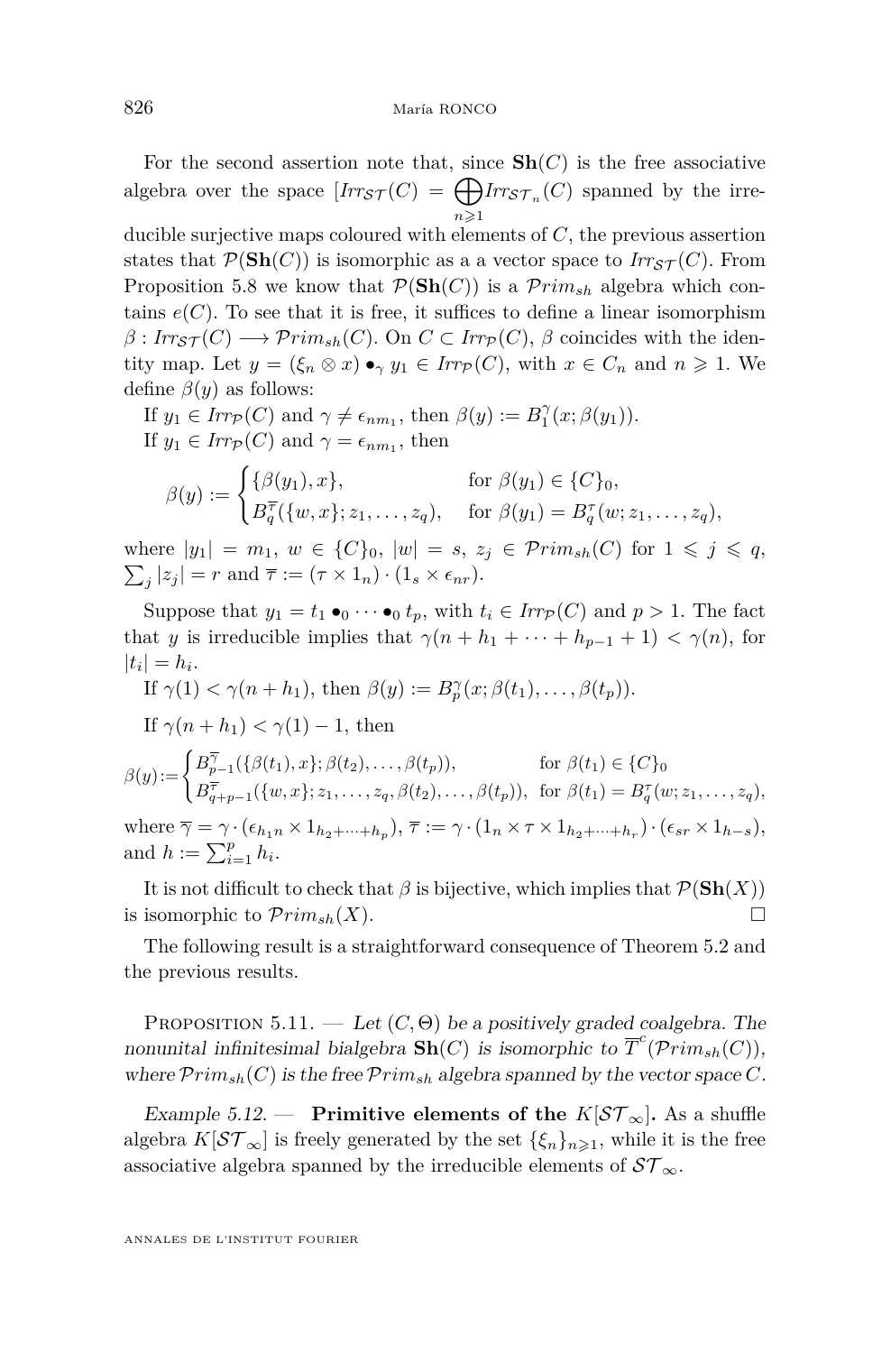For the second assertion note that, since $\mathbf{Sh}(C)$ is the free associative algebra over the space $[Irr_{\mathcal{ST}}(C) = \bigoplus_{n\geqslant 1} Irr_{\mathcal{ST}_n}(C)$ spanned by the irreducible surjective maps coloured with elements of $C$, the previous assertion states that $\mathcal{P}(\mathbf{Sh}(C))$ is isomorphic as a a vector space to $Irr_{\mathcal{ST}}(C)$. From Proposition 5.8 we know that $\mathcal{P}(\mathbf{Sh}(C))$ is a $\mathcal{P}rim_{sh}$ algebra which contains $e(C)$. To see that it is free, it suffices to define a linear isomorphism $\beta : Irr_{\mathcal{ST}}(C) \longrightarrow \mathcal{P}rim_{sh}(C)$. On $C \subset Irr_{\mathcal{P}}(C)$, $\beta$ coincides with the identity map. Let $y = (\xi_n \otimes x) \bullet_\gamma y_1 \in Irr_{\mathcal{P}}(C)$, with $x \in C_n$ and $n \geqslant 1$. We define $\beta(y)$ as follows:

If $y_1 \in Irr_{\mathcal{P}}(C)$ and $\gamma \neq \epsilon_{nm_1}$, then $\beta(y) := B_1^{\gamma}(x; \beta(y_1))$.

If $y_1 \in Irr_{\mathcal{P}}(C)$ and $\gamma = \epsilon_{nm_1}$, then

$$\beta(y) := \begin{cases} \{\beta(y_1), x\}, & \text{for } \beta(y_1) \in \{C\}_0, \\ B_q^{\overline{\tau}}(\{w, x\}; z_1, \ldots, z_q), & \text{for } \beta(y_1) = B_q^{\tau}(w; z_1, \ldots, z_q), \end{cases}$$

where $|y_1| = m_1$, $w \in \{C\}_0$, $|w| = s$, $z_j \in \mathcal{P}rim_{sh}(C)$ for $1 \leqslant j \leqslant q$, $\sum_j |z_j| = r$ and $\overline{\tau} := (\tau \times 1_n) \cdot (1_s \times \epsilon_{nr})$.

Suppose that $y_1 = t_1 \bullet_0 \cdots \bullet_0 t_p$, with $t_i \in Irr_{\mathcal{P}}(C)$ and $p > 1$. The fact that $y$ is irreducible implies that $\gamma(n + h_1 + \cdots + h_{p-1} + 1) < \gamma(n)$, for $|t_i| = h_i$.

If $\gamma(1) < \gamma(n + h_1)$, then $\beta(y) := B_p^{\gamma}(x; \beta(t_1), \ldots, \beta(t_p))$.

If $\gamma(n + h_1) < \gamma(1) - 1$, then

$$\beta(y) := \begin{cases} B_{p-1}^{\overline{\gamma}}(\{\beta(t_1), x\}; \beta(t_2), \ldots, \beta(t_p)), & \text{for } \beta(t_1) \in \{C\}_0 \\ B_{q+p-1}^{\overline{\tau}}(\{w, x\}; z_1, \ldots, z_q, \beta(t_2), \ldots, \beta(t_p)), & \text{for } \beta(t_1) = B_q^{\tau}(w; z_1, \ldots, z_q), \end{cases}$$

where $\overline{\gamma} = \gamma \cdot (\epsilon_{h_1 n} \times 1_{h_2 + \cdots + h_p})$, $\overline{\tau} := \gamma \cdot (1_n \times \tau \times 1_{h_2 + \cdots + h_r}) \cdot (\epsilon_{sr} \times 1_{h-s})$, and $h := \sum_{i=1}^{p} h_i$.

It is not difficult to check that $\beta$ is bijective, which implies that $\mathcal{P}(\mathbf{Sh}(X))$ is isomorphic to $\mathcal{P}rim_{sh}(X)$. $\square$

The following result is a straightforward consequence of Theorem 5.2 and the previous results.

Proposition 5.11. — *Let $(C, \Theta)$ be a positively graded coalgebra. The nonunital infinitesimal bialgebra $\mathbf{Sh}(C)$ is isomorphic to $\overline{T}^c(\mathcal{P}rim_{sh}(C))$, where $\mathcal{P}rim_{sh}(C)$ is the free $\mathcal{P}rim_{sh}$ algebra spanned by the vector space $C$.*

*Example 5.12.* — **Primitive elements of the $K[\mathcal{ST}_\infty]$.** As a shuffle algebra $K[\mathcal{ST}_\infty]$ is freely generated by the set $\{\xi_n\}_{n\geqslant 1}$, while it is the free associative algebra spanned by the irreducible elements of $\mathcal{ST}_\infty$.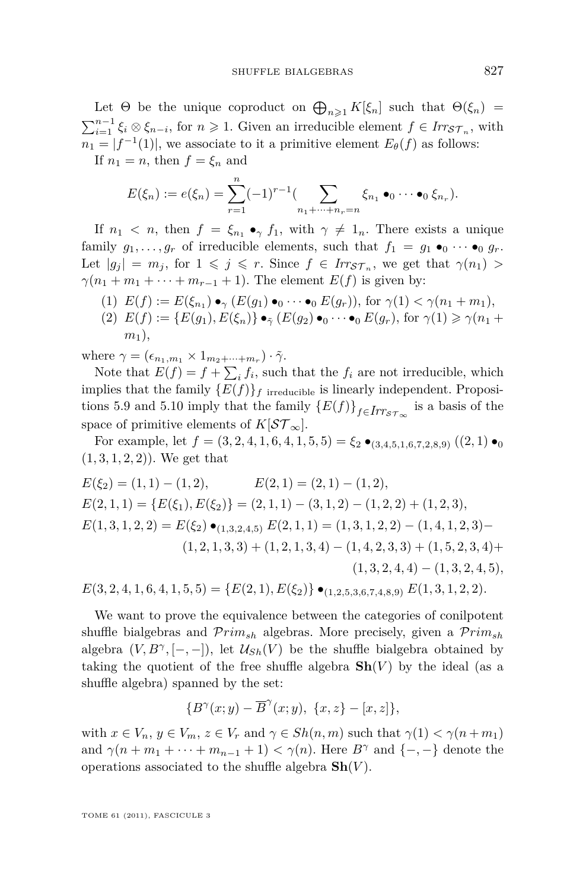Let $\Theta$ be the unique coproduct on $\bigoplus_{n\geqslant 1} K[\xi_n]$ such that $\Theta(\xi_n) = \sum_{i=1}^{n-1} \xi_i \otimes \xi_{n-i}$, for $n \geqslant 1$. Given an irreducible element $f \in Irr_{\mathcal{ST}_n}$, with $n_1 = |f^{-1}(1)|$, we associate to it a primitive element $E_\theta(f)$ as follows:

If $n_1 = n$, then $f = \xi_n$ and

$$E(\xi_n) := e(\xi_n) = \sum_{r=1}^{n} (-1)^{r-1} \Big( \sum_{n_1+\cdots+n_r=n} \xi_{n_1} \bullet_0 \cdots \bullet_0 \xi_{n_r} \Big).$$

If $n_1 < n$, then $f = \xi_{n_1} \bullet_\gamma f_1$, with $\gamma \neq 1_n$. There exists a unique family $g_1, \ldots, g_r$ of irreducible elements, such that $f_1 = g_1 \bullet_0 \cdots \bullet_0 g_r$. Let $|g_j| = m_j$, for $1 \leqslant j \leqslant r$. Since $f \in Irr_{\mathcal{ST}_n}$, we get that $\gamma(n_1) > \gamma(n_1 + m_1 + \cdots + m_{r-1} + 1)$. The element $E(f)$ is given by:

1. $E(f) := E(\xi_{n_1}) \bullet_\gamma (E(g_1) \bullet_0 \cdots \bullet_0 E(g_r))$, for $\gamma(1) < \gamma(n_1 + m_1)$,
2. $E(f) := \{E(g_1), E(\xi_n)\} \bullet_{\tilde{\gamma}} (E(g_2) \bullet_0 \cdots \bullet_0 E(g_r)$, for $\gamma(1) \geqslant \gamma(n_1 + m_1)$,

where $\gamma = (\epsilon_{n_1,m_1} \times 1_{m_2+\cdots+m_r}) \cdot \tilde{\gamma}$.

Note that $E(f) = f + \sum_i f_i$, such that the $f_i$ are not irreducible, which implies that the family $\{E(f)\}_{f \text{ irreducible}}$ is linearly independent. Propositions 5.9 and 5.10 imply that the family $\{E(f)\}_{f \in Irr_{\mathcal{ST}_\infty}}$ is a basis of the space of primitive elements of $K[\mathcal{ST}_\infty]$.

For example, let $f = (3, 2, 4, 1, 6, 4, 1, 5, 5) = \xi_2 \bullet_{(3,4,5,1,6,7,2,8,9)} ((2, 1) \bullet_0 (1, 3, 1, 2, 2))$. We get that

$$\begin{aligned}
&E(\xi_2) = (1, 1) - (1, 2), \qquad\qquad E(2, 1) = (2, 1) - (1, 2),\\
&E(2, 1, 1) = \{E(\xi_1), E(\xi_2)\} = (2, 1, 1) - (3, 1, 2) - (1, 2, 2) + (1, 2, 3),\\
&E(1, 3, 1, 2, 2) = E(\xi_2) \bullet_{(1,3,2,4,5)} E(2, 1, 1) = (1, 3, 1, 2, 2) - (1, 4, 1, 2, 3) -\\
&\qquad (1, 2, 1, 3, 3) + (1, 2, 1, 3, 4) - (1, 4, 2, 3, 3) + (1, 5, 2, 3, 4) +\\
&\qquad (1, 3, 2, 4, 4) - (1, 3, 2, 4, 5),\\
&E(3, 2, 4, 1, 6, 4, 1, 5, 5) = \{E(2, 1), E(\xi_2)\} \bullet_{(1,2,5,3,6,7,4,8,9)} E(1, 3, 1, 2, 2).
\end{aligned}$$

We want to prove the equivalence between the categories of conilpotent shuffle bialgebras and $\mathcal{P}rim_{sh}$ algebras. More precisely, given a $\mathcal{P}rim_{sh}$ algebra $(V, B^\gamma, [-,-])$, let $\mathcal{U}_{Sh}(V)$ be the shuffle bialgebra obtained by taking the quotient of the free shuffle algebra $\mathbf{Sh}(V)$ by the ideal (as a shuffle algebra) spanned by the set:

$$\{B^\gamma(x; y) - \overline{B}^\gamma(x; y),\ \{x, z\} - [x, z]\},$$

with $x \in V_n$, $y \in V_m$, $z \in V_r$ and $\gamma \in Sh(n, m)$ such that $\gamma(1) < \gamma(n + m_1)$ and $\gamma(n + m_1 + \cdots + m_{n-1} + 1) < \gamma(n)$. Here $B^\gamma$ and $\{-,-\}$ denote the operations associated to the shuffle algebra $\mathbf{Sh}(V)$.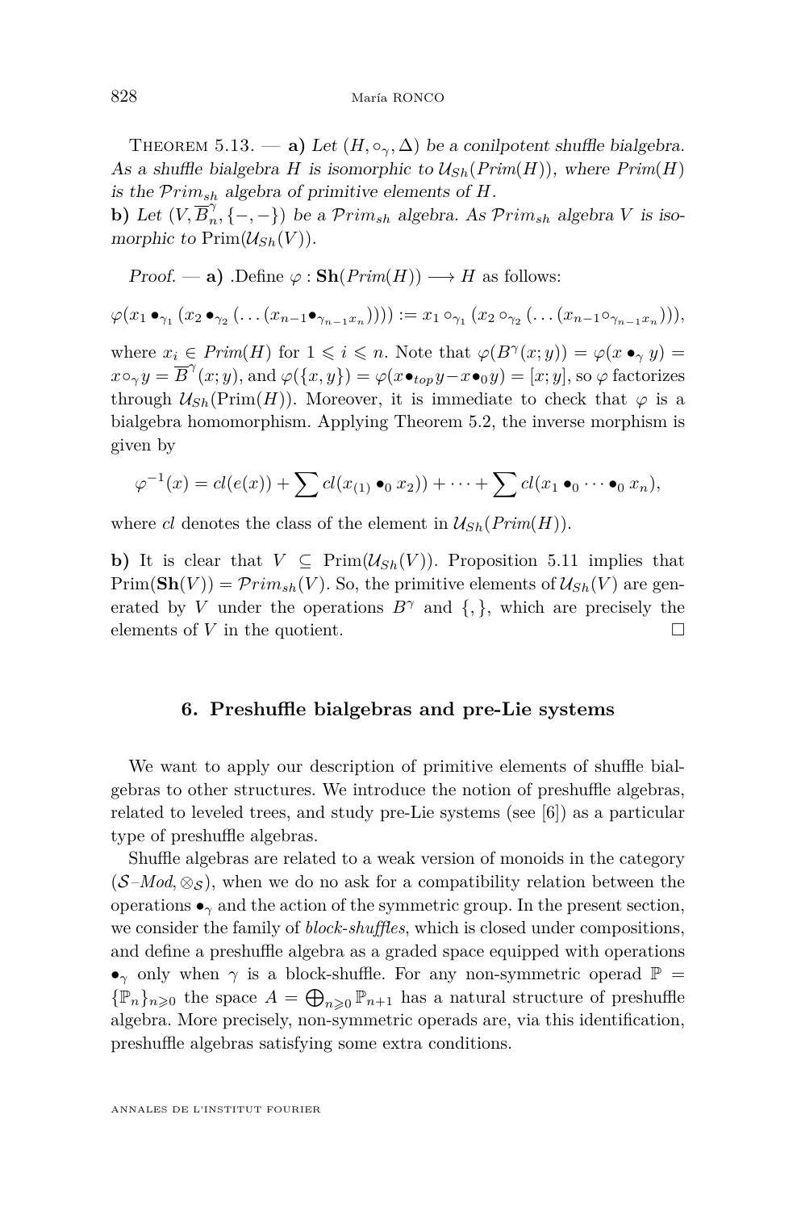Theorem 5.13. — **a)** *Let $(H, \circ_\gamma, \Delta)$ be a conilpotent shuffle bialgebra. As a shuffle bialgebra $H$ is isomorphic to $\mathcal{U}_{Sh}(Prim(H))$, where $Prim(H)$ is the $\mathcal{P}rim_{sh}$ algebra of primitive elements of $H$.*

**b)** *Let $(V, \overline{B}_n^\gamma, \{-,-\})$ be a $\mathcal{P}rim_{sh}$ algebra. As $\mathcal{P}rim_{sh}$ algebra $V$ is isomorphic to $\mathrm{Prim}(\mathcal{U}_{Sh}(V))$.*

*Proof.* — **a)** .Define $\varphi : \mathbf{Sh}(Prim(H)) \longrightarrow H$ as follows:

$$\varphi(x_1 \bullet_{\gamma_1} (x_2 \bullet_{\gamma_2} (\dots (x_{n-1} \bullet_{\gamma_{n-1}} x_n)))) := x_1 \circ_{\gamma_1} (x_2 \circ_{\gamma_2} (\dots (x_{n-1} \circ_{\gamma_{n-1}} x_n))),$$

where $x_i \in Prim(H)$ for $1 \leqslant i \leqslant n$. Note that $\varphi(B^\gamma(x;y)) = \varphi(x \bullet_\gamma y) = x \circ_\gamma y = \overline{B}^\gamma(x;y)$, and $\varphi(\{x,y\}) = \varphi(x \bullet_{top} y - x \bullet_0 y) = [x;y]$, so $\varphi$ factorizes through $\mathcal{U}_{Sh}(\mathrm{Prim}(H))$. Moreover, it is immediate to check that $\varphi$ is a bialgebra homomorphism. Applying Theorem 5.2, the inverse morphism is given by

$$\varphi^{-1}(x) = cl(e(x)) + \sum cl(x_{(1)} \bullet_0 x_2)) + \dots + \sum cl(x_1 \bullet_0 \dots \bullet_0 x_n),$$

where $cl$ denotes the class of the element in $\mathcal{U}_{Sh}(Prim(H))$.

**b)** It is clear that $V \subseteq \mathrm{Prim}(\mathcal{U}_{Sh}(V))$. Proposition 5.11 implies that $\mathrm{Prim}(\mathbf{Sh}(V)) = \mathcal{P}rim_{sh}(V)$. So, the primitive elements of $\mathcal{U}_{Sh}(V)$ are generated by $V$ under the operations $B^\gamma$ and $\{,\}$, which are precisely the elements of $V$ in the quotient. □

## 6. Preshuffle bialgebras and pre-Lie systems

We want to apply our description of primitive elements of shuffle bialgebras to other structures. We introduce the notion of preshuffle algebras, related to leveled trees, and study pre-Lie systems (see [6]) as a particular type of preshuffle algebras.

Shuffle algebras are related to a weak version of monoids in the category $(\mathcal{S}\text{–}Mod, \otimes_{\mathcal{S}})$, when we do no ask for a compatibility relation between the operations $\bullet_\gamma$ and the action of the symmetric group. In the present section, we consider the family of *block-shuffles*, which is closed under compositions, and define a preshuffle algebra as a graded space equipped with operations $\bullet_\gamma$ only when $\gamma$ is a block-shuffle. For any non-symmetric operad $\mathbb{P} = \{\mathbb{P}_n\}_{n\geqslant 0}$ the space $A = \bigoplus_{n\geqslant 0} \mathbb{P}_{n+1}$ has a natural structure of preshuffle algebra. More precisely, non-symmetric operads are, via this identification, preshuffle algebras satisfying some extra conditions.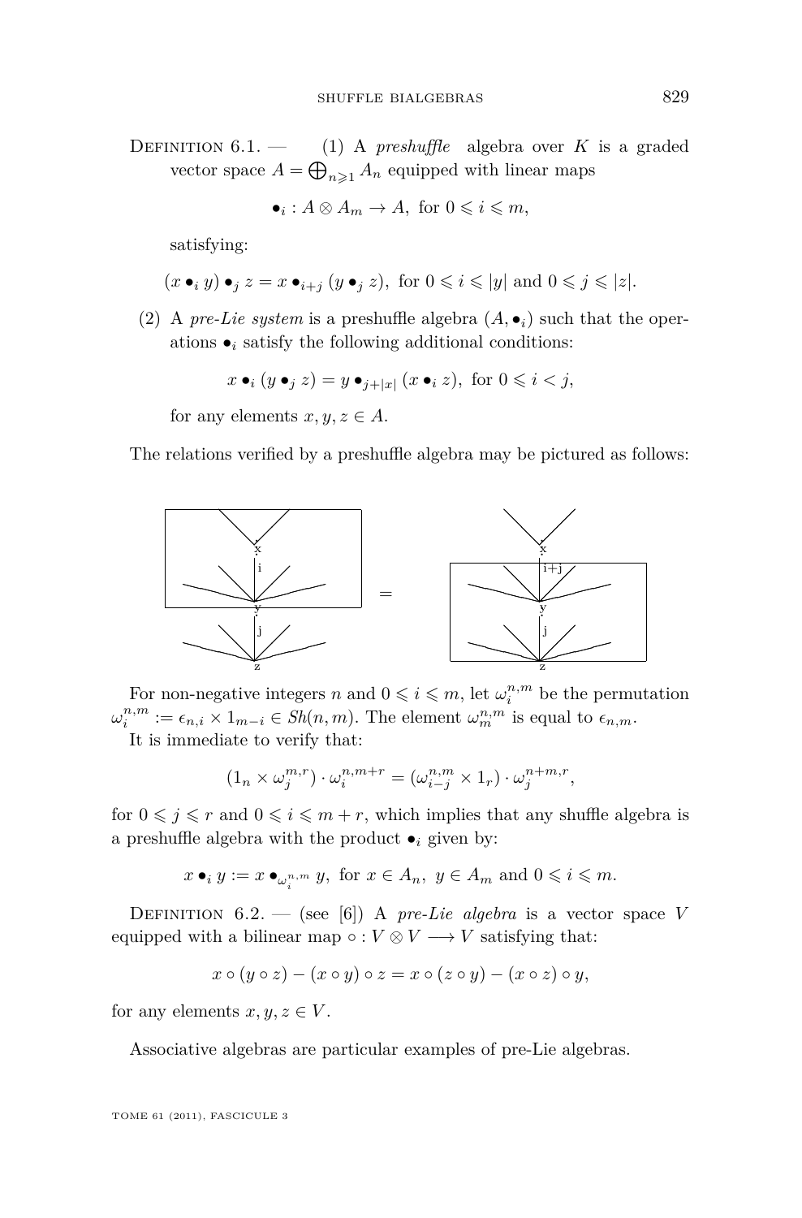Definition 6.1. — (1) A *preshuffle* algebra over $K$ is a graded vector space $A = \bigoplus_{n\geqslant 1} A_n$ equipped with linear maps

$$\bullet_i : A \otimes A_m \to A, \text{ for } 0 \leqslant i \leqslant m,$$

satisfying:

$$(x \bullet_i y) \bullet_j z = x \bullet_{i+j} (y \bullet_j z), \text{ for } 0 \leqslant i \leqslant |y| \text{ and } 0 \leqslant j \leqslant |z|.$$

(2) A *pre-Lie system* is a preshuffle algebra $(A, \bullet_i)$ such that the operations $\bullet_i$ satisfy the following additional conditions:

$$x \bullet_i (y \bullet_j z) = y \bullet_{j+|x|} (x \bullet_i z), \text{ for } 0 \leqslant i < j,$$

for any elements $x, y, z \in A$.

The relations verified by a preshuffle algebra may be pictured as follows:

x
i
y
j
z
=
x
i+j
y
j
z

For non-negative integers $n$ and $0 \leqslant i \leqslant m$, let $\omega_i^{n,m}$ be the permutation $\omega_i^{n,m} := \epsilon_{n,i} \times 1_{m-i} \in Sh(n,m)$. The element $\omega_m^{n,m}$ is equal to $\epsilon_{n,m}$.

It is immediate to verify that:

$$(1_n \times \omega_j^{m,r}) \cdot \omega_i^{n,m+r} = (\omega_{i-j}^{n,m} \times 1_r) \cdot \omega_j^{n+m,r},$$

for $0 \leqslant j \leqslant r$ and $0 \leqslant i \leqslant m + r$, which implies that any shuffle algebra is a preshuffle algebra with the product $\bullet_i$ given by:

$$x \bullet_i y := x \bullet_{\omega_i^{n,m}} y, \text{ for } x \in A_n,\ y \in A_m \text{ and } 0 \leqslant i \leqslant m.$$

Definition 6.2. — (see [6]) A *pre-Lie algebra* is a vector space $V$ equipped with a bilinear map $\circ : V \otimes V \longrightarrow V$ satisfying that:

$$x \circ (y \circ z) - (x \circ y) \circ z = x \circ (z \circ y) - (x \circ z) \circ y,$$

for any elements $x, y, z \in V$.

Associative algebras are particular examples of pre-Lie algebras.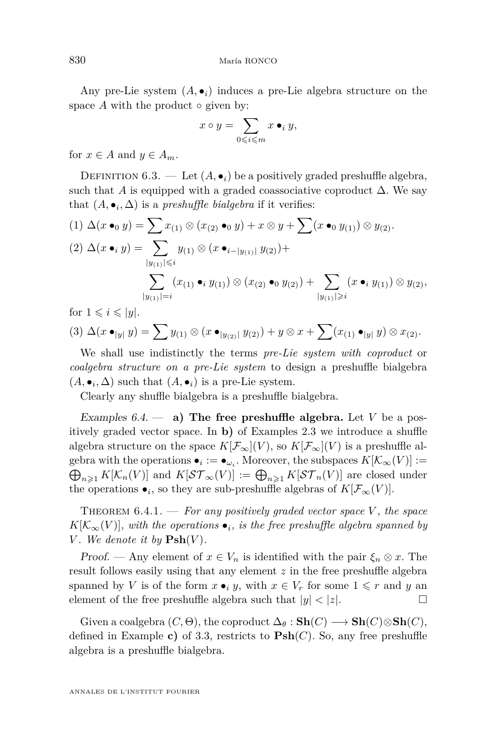Any pre-Lie system $(A, \bullet_i)$ induces a pre-Lie algebra structure on the space $A$ with the product $\circ$ given by:

$$x \circ y = \sum_{0 \leqslant i \leqslant m} x \bullet_i y,$$

for $x \in A$ and $y \in A_m$.

Definition 6.3. — Let $(A, \bullet_i)$ be a positively graded preshuffle algebra, such that $A$ is equipped with a graded coassociative coproduct $\Delta$. We say that $(A, \bullet_i, \Delta)$ is a *preshuffle bialgebra* if it verifies:

(1) $\Delta(x \bullet_0 y) = \sum x_{(1)} \otimes (x_{(2)} \bullet_0 y) + x \otimes y + \sum (x \bullet_0 y_{(1)}) \otimes y_{(2)}$.

(2) $$\Delta(x \bullet_i y) = \sum_{|y_{(1)}| \leqslant i} y_{(1)} \otimes (x \bullet_{i-|y_{(1)}|} y_{(2)}) + \sum_{|y_{(1)}|=i} (x_{(1)} \bullet_i y_{(1)}) \otimes (x_{(2)} \bullet_0 y_{(2)}) + \sum_{|y_{(1)}| \geqslant i} (x \bullet_i y_{(1)}) \otimes y_{(2)},$$

for $1 \leqslant i \leqslant |y|$.

(3) $\Delta(x \bullet_{|y|} y) = \sum y_{(1)} \otimes (x \bullet_{|y_{(2)}|} y_{(2)}) + y \otimes x + \sum (x_{(1)} \bullet_{|y|} y) \otimes x_{(2)}$.

We shall use indistinctly the terms *pre-Lie system with coproduct* or *coalgebra structure on a pre-Lie system* to design a preshuffle bialgebra $(A, \bullet_i, \Delta)$ such that $(A, \bullet_i)$ is a pre-Lie system.

Clearly any shuffle bialgebra is a preshuffle bialgebra.

*Examples 6.4.* — **a) The free preshuffle algebra.** Let $V$ be a positively graded vector space. In **b)** of Examples 2.3 we introduce a shuffle algebra structure on the space $K[\mathcal{F}_\infty](V)$, so $K[\mathcal{F}_\infty](V)$ is a preshuffle algebra with the operations $\bullet_i := \bullet_{\omega_i}$. Moreover, the subspaces $K[\mathcal{K}_\infty(V)] := \bigoplus_{n \geqslant 1} K[\mathcal{K}_n(V)]$ and $K[\mathcal{ST}_\infty(V)] := \bigoplus_{n \geqslant 1} K[\mathcal{ST}_n(V)]$ are closed under the operations $\bullet_i$, so they are sub-preshuffle algebras of $K[\mathcal{F}_\infty(V)]$.

Theorem 6.4.1. — *For any positively graded vector space $V$, the space $K[\mathcal{K}_\infty(V)]$, with the operations $\bullet_i$, is the free preshuffle algebra spanned by $V$. We denote it by $\mathbf{Psh}(V)$.*

*Proof.* — Any element of $x \in V_n$ is identified with the pair $\xi_n \otimes x$. The result follows easily using that any element $z$ in the free preshuffle algebra spanned by $V$ is of the form $x \bullet_i y$, with $x \in V_r$ for some $1 \leqslant r$ and $y$ an element of the free preshuffle algebra such that $|y| < |z|$. □

Given a coalgebra $(C, \Theta)$, the coproduct $\Delta_\theta : \mathbf{Sh}(C) \longrightarrow \mathbf{Sh}(C) \otimes \mathbf{Sh}(C)$, defined in Example **c)** of 3.3, restricts to $\mathbf{Psh}(C)$. So, any free preshuffle algebra is a preshuffle bialgebra.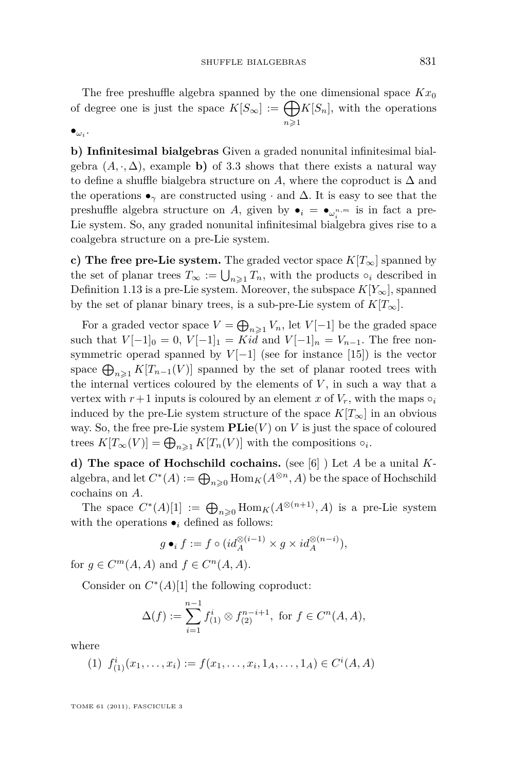The free preshuffle algebra spanned by the one dimensional space $Kx_0$ of degree one is just the space $K[S_\infty] := \bigoplus_{n\geqslant 1} K[S_n]$, with the operations $\bullet_{\omega_i}$.

**b) Infinitesimal bialgebras** Given a graded nonunital infinitesimal bialgebra $(A, \cdot, \Delta)$, example **b)** of 3.3 shows that there exists a natural way to define a shuffle bialgebra structure on $A$, where the coproduct is $\Delta$ and the operations $\bullet_\gamma$ are constructed using $\cdot$ and $\Delta$. It is easy to see that the preshuffle algebra structure on $A$, given by $\bullet_i = \bullet_{\omega_i^{n,m}}$ is in fact a pre-Lie system. So, any graded nonunital infinitesimal bialgebra gives rise to a coalgebra structure on a pre-Lie system.

**c) The free pre-Lie system.** The graded vector space $K[T_\infty]$ spanned by the set of planar trees $T_\infty := \bigcup_{n\geqslant 1} T_n$, with the products $\circ_i$ described in Definition 1.13 is a pre-Lie system. Moreover, the subspace $K[Y_\infty]$, spanned by the set of planar binary trees, is a sub-pre-Lie system of $K[T_\infty]$.

For a graded vector space $V = \bigoplus_{n\geqslant 1} V_n$, let $V[-1]$ be the graded space such that $V[-1]_0 = 0$, $V[-1]_1 = Kid$ and $V[-1]_n = V_{n-1}$. The free non-symmetric operad spanned by $V[-1]$ (see for instance [15]) is the vector space $\bigoplus_{n\geqslant 1} K[T_{n-1}(V)]$ spanned by the set of planar rooted trees with the internal vertices coloured by the elements of $V$, in such a way that a vertex with $r+1$ inputs is coloured by an element $x$ of $V_r$, with the maps $\circ_i$ induced by the pre-Lie system structure of the space $K[T_\infty]$ in an obvious way. So, the free pre-Lie system $\mathbf{PLie}(V)$ on $V$ is just the space of coloured trees $K[T_\infty(V)] = \bigoplus_{n\geqslant 1} K[T_n(V)]$ with the compositions $\circ_i$.

**d) The space of Hochschild cochains.** (see [6] ) Let $A$ be a unital $K$-algebra, and let $C^*(A) := \bigoplus_{n\geqslant 0} \mathrm{Hom}_K(A^{\otimes n}, A)$ be the space of Hochschild cochains on $A$.

The space $C^*(A)[1] := \bigoplus_{n\geqslant 0} \mathrm{Hom}_K(A^{\otimes(n+1)}, A)$ is a pre-Lie system with the operations $\bullet_i$ defined as follows:

$$g \bullet_i f := f \circ (id_A^{\otimes(i-1)} \times g \times id_A^{\otimes(n-i)}),$$

for $g \in C^m(A, A)$ and $f \in C^n(A, A)$.

Consider on $C^*(A)[1]$ the following coproduct:

$$\Delta(f) := \sum_{i=1}^{n-1} f_{(1)}^i \otimes f_{(2)}^{n-i+1}, \text{ for } f \in C^n(A, A),$$

where

(1) $f_{(1)}^i(x_1, \ldots, x_i) := f(x_1, \ldots, x_i, 1_A, \ldots, 1_A) \in C^i(A, A)$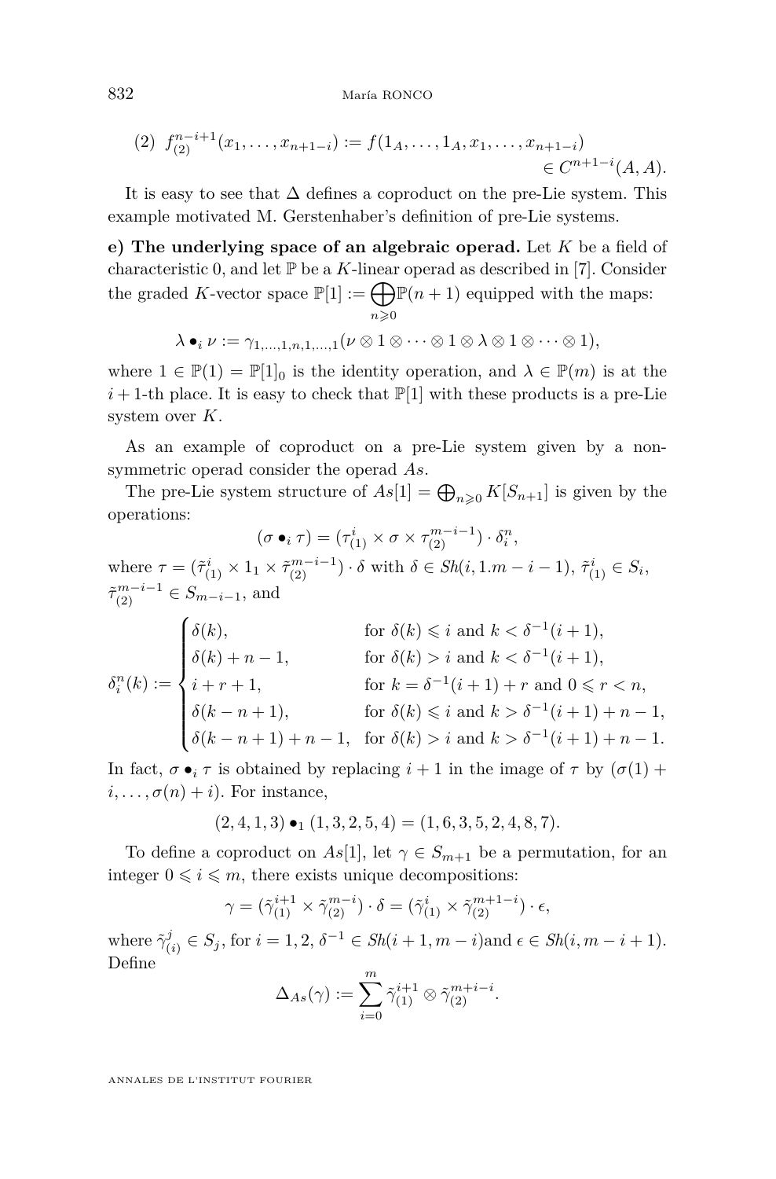(2) $f_{(2)}^{n-i+1}(x_1, \dots, x_{n+1-i}) := f(1_A, \dots, 1_A, x_1, \dots, x_{n+1-i})$
$\in C^{n+1-i}(A, A)$.

It is easy to see that $\Delta$ defines a coproduct on the pre-Lie system. This example motivated M. Gerstenhaber's definition of pre-Lie systems.

**e) The underlying space of an algebraic operad.** Let $K$ be a field of characteristic 0, and let $\mathbb{P}$ be a $K$-linear operad as described in [7]. Consider the graded $K$-vector space $\mathbb{P}[1] := \bigoplus_{n \geqslant 0} \mathbb{P}(n+1)$ equipped with the maps:

$$\lambda \bullet_i \nu := \gamma_{1,\dots,1,n,1,\dots,1}(\nu \otimes 1 \otimes \cdots \otimes 1 \otimes \lambda \otimes 1 \otimes \cdots \otimes 1),$$

where $1 \in \mathbb{P}(1) = \mathbb{P}[1]_0$ is the identity operation, and $\lambda \in \mathbb{P}(m)$ is at the $i+1$-th place. It is easy to check that $\mathbb{P}[1]$ with these products is a pre-Lie system over $K$.

As an example of coproduct on a pre-Lie system given by a non-symmetric operad consider the operad $As$.

The pre-Lie system structure of $As[1] = \bigoplus_{n \geqslant 0} K[S_{n+1}]$ is given by the operations:

$$(\sigma \bullet_i \tau) = (\tau_{(1)}^i \times \sigma \times \tau_{(2)}^{m-i-1}) \cdot \delta_i^n,$$

where $\tau = (\tilde{\tau}_{(1)}^i \times 1_1 \times \tilde{\tau}_{(2)}^{m-i-1}) \cdot \delta$ with $\delta \in Sh(i, 1.m-i-1)$, $\tilde{\tau}_{(1)}^i \in S_i$, $\tilde{\tau}_{(2)}^{m-i-1} \in S_{m-i-1}$, and

$$\delta_i^n(k) := \begin{cases} \delta(k), & \text{for } \delta(k) \leqslant i \text{ and } k < \delta^{-1}(i+1), \\ \delta(k) + n - 1, & \text{for } \delta(k) > i \text{ and } k < \delta^{-1}(i+1), \\ i + r + 1, & \text{for } k = \delta^{-1}(i+1) + r \text{ and } 0 \leqslant r < n, \\ \delta(k-n+1), & \text{for } \delta(k) \leqslant i \text{ and } k > \delta^{-1}(i+1) + n - 1, \\ \delta(k-n+1) + n - 1, & \text{for } \delta(k) > i \text{ and } k > \delta^{-1}(i+1) + n - 1. \end{cases}$$

In fact, $\sigma \bullet_i \tau$ is obtained by replacing $i+1$ in the image of $\tau$ by $(\sigma(1) + i, \dots, \sigma(n) + i)$. For instance,

$$(2, 4, 1, 3) \bullet_1 (1, 3, 2, 5, 4) = (1, 6, 3, 5, 2, 4, 8, 7).$$

To define a coproduct on $As[1]$, let $\gamma \in S_{m+1}$ be a permutation, for an integer $0 \leqslant i \leqslant m$, there exists unique decompositions:

$$\gamma = (\tilde{\gamma}_{(1)}^{i+1} \times \tilde{\gamma}_{(2)}^{m-i}) \cdot \delta = (\tilde{\gamma}_{(1)}^{i} \times \tilde{\gamma}_{(2)}^{m+1-i}) \cdot \epsilon,$$

where $\tilde{\gamma}_{(i)}^j \in S_j$, for $i = 1, 2$, $\delta^{-1} \in Sh(i+1, m-i)$and $\epsilon \in Sh(i, m-i+1)$. Define

$$\Delta_{As}(\gamma) := \sum_{i=0}^{m} \tilde{\gamma}_{(1)}^{i+1} \otimes \tilde{\gamma}_{(2)}^{m+i-i}.$$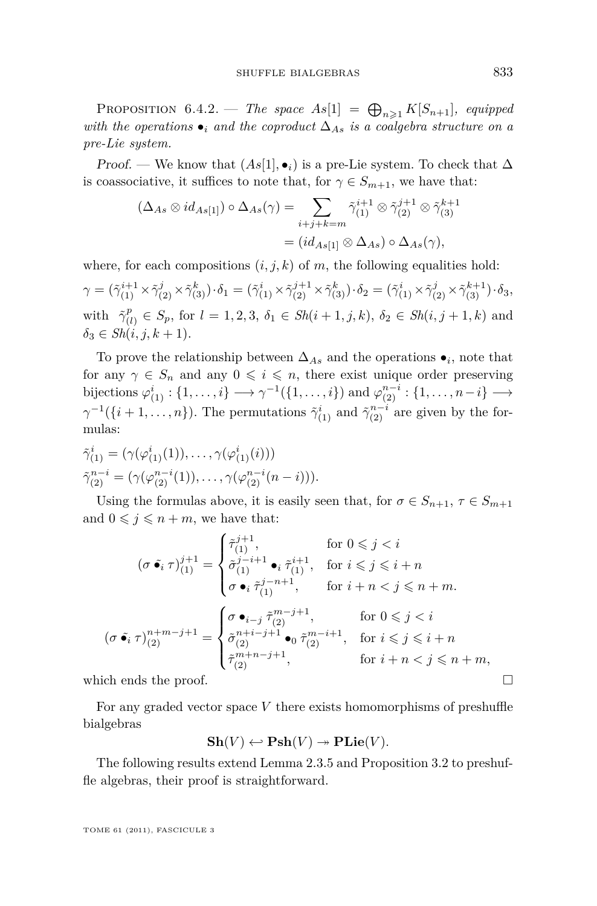Proposition 6.4.2. — *The space $As[1] = \bigoplus_{n\geqslant 1} K[S_{n+1}]$, equipped with the operations $\bullet_i$ and the coproduct $\Delta_{As}$ is a coalgebra structure on a pre-Lie system.*

*Proof.* — We know that $(As[1], \bullet_i)$ is a pre-Lie system. To check that $\Delta$ is coassociative, it suffices to note that, for $\gamma \in S_{m+1}$, we have that:

$$\begin{aligned}(\Delta_{As} \otimes id_{As[1]}) \circ \Delta_{As}(\gamma) &= \sum_{i+j+k=m} \tilde{\gamma}_{(1)}^{i+1} \otimes \tilde{\gamma}_{(2)}^{j+1} \otimes \tilde{\gamma}_{(3)}^{k+1} \\ &= (id_{As[1]} \otimes \Delta_{As}) \circ \Delta_{As}(\gamma),\end{aligned}$$

where, for each compositions $(i,j,k)$ of $m$, the following equalities hold:

$$\gamma = (\tilde{\gamma}_{(1)}^{i+1} \times \tilde{\gamma}_{(2)}^{j} \times \tilde{\gamma}_{(3)}^{k}) \cdot \delta_1 = (\tilde{\gamma}_{(1)}^{i} \times \tilde{\gamma}_{(2)}^{j+1} \times \tilde{\gamma}_{(3)}^{k}) \cdot \delta_2 = (\tilde{\gamma}_{(1)}^{i} \times \tilde{\gamma}_{(2)}^{j} \times \tilde{\gamma}_{(3)}^{k+1}) \cdot \delta_3,$$

with $\tilde{\gamma}_{(l)}^{p} \in S_p$, for $l = 1,2,3$, $\delta_1 \in Sh(i+1,j,k)$, $\delta_2 \in Sh(i,j+1,k)$ and $\delta_3 \in Sh(i,j,k+1)$.

To prove the relationship between $\Delta_{As}$ and the operations $\bullet_i$, note that for any $\gamma \in S_n$ and any $0 \leqslant i \leqslant n$, there exist unique order preserving bijections $\varphi_{(1)}^{i} : \{1,\ldots,i\} \longrightarrow \gamma^{-1}(\{1,\ldots,i\})$ and $\varphi_{(2)}^{n-i} : \{1,\ldots,n-i\} \longrightarrow \gamma^{-1}(\{i+1,\ldots,n\})$. The permutations $\tilde{\gamma}_{(1)}^{i}$ and $\tilde{\gamma}_{(2)}^{n-i}$ are given by the formulas:

$$\begin{aligned}\tilde{\gamma}_{(1)}^{i} &= (\gamma(\varphi_{(1)}^{i}(1)),\ldots,\gamma(\varphi_{(1)}^{i}(i))) \\ \tilde{\gamma}_{(2)}^{n-i} &= (\gamma(\varphi_{(2)}^{n-i}(1)),\ldots,\gamma(\varphi_{(2)}^{n-i}(n-i))).\end{aligned}$$

Using the formulas above, it is easily seen that, for $\sigma \in S_{n+1}$, $\tau \in S_{m+1}$ and $0 \leqslant j \leqslant n+m$, we have that:

$$(\sigma \,\tilde{\bullet}_i\, \tau)_{(1)}^{j+1} = \begin{cases} \tilde{\tau}_{(1)}^{j+1}, & \text{for } 0 \leqslant j < i \\ \tilde{\sigma}_{(1)}^{j-i+1} \bullet_i \tilde{\tau}_{(1)}^{i+1}, & \text{for } i \leqslant j \leqslant i+n \\ \sigma \bullet_i \tilde{\tau}_{(1)}^{j-n+1}, & \text{for } i+n < j \leqslant n+m. \end{cases}$$

$$(\sigma \,\tilde{\bullet}_i\, \tau)_{(2)}^{n+m-j+1} = \begin{cases} \sigma \bullet_{i-j} \tilde{\tau}_{(2)}^{m-j+1}, & \text{for } 0 \leqslant j < i \\ \tilde{\sigma}_{(2)}^{n+i-j+1} \bullet_0 \tilde{\tau}_{(2)}^{m-i+1}, & \text{for } i \leqslant j \leqslant i+n \\ \tilde{\tau}_{(2)}^{m+n-j+1}, & \text{for } i+n < j \leqslant n+m, \end{cases}$$

which ends the proof. □

For any graded vector space $V$ there exists homomorphisms of preshuffle bialgebras

$$\mathbf{Sh}(V) \hookrightarrow \mathbf{Psh}(V) \twoheadrightarrow \mathbf{PLie}(V).$$

The following results extend Lemma 2.3.5 and Proposition 3.2 to preshuffle algebras, their proof is straightforward.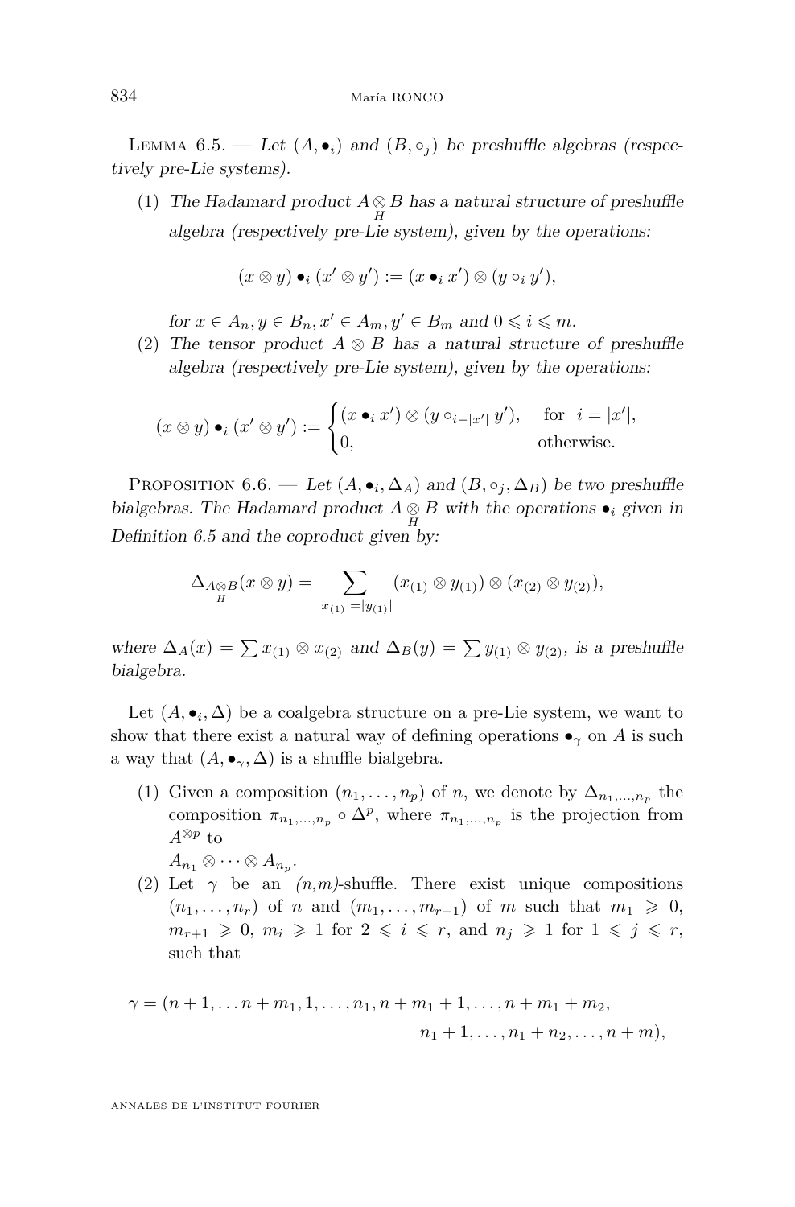Lemma 6.5. — *Let $(A, \bullet_i)$ and $(B, \circ_j)$ be preshuffle algebras (respectively pre-Lie systems).*

1. *The Hadamard product $A \underset{H}{\otimes} B$ has a natural structure of preshuffle algebra (respectively pre-Lie system), given by the operations:*

$$(x \otimes y) \bullet_i (x' \otimes y') := (x \bullet_i x') \otimes (y \circ_i y'),$$

*for $x \in A_n, y \in B_n, x' \in A_m, y' \in B_m$ and $0 \leqslant i \leqslant m$.*

2. *The tensor product $A \otimes B$ has a natural structure of preshuffle algebra (respectively pre-Lie system), given by the operations:*

$$(x \otimes y) \bullet_i (x' \otimes y') := \begin{cases} (x \bullet_i x') \otimes (y \circ_{i-|x'|} y'), & \text{for } \ i = |x'|, \\ 0, & \text{otherwise.} \end{cases}$$

Proposition 6.6. — *Let $(A, \bullet_i, \Delta_A)$ and $(B, \circ_j, \Delta_B)$ be two preshuffle bialgebras. The Hadamard product $A \underset{H}{\otimes} B$ with the operations $\bullet_i$ given in Definition 6.5 and the coproduct given by:*

$$\Delta_{A \underset{H}{\otimes} B}(x \otimes y) = \sum_{|x_{(1)}| = |y_{(1)}|} (x_{(1)} \otimes y_{(1)}) \otimes (x_{(2)} \otimes y_{(2)}),$$

*where $\Delta_A(x) = \sum x_{(1)} \otimes x_{(2)}$ and $\Delta_B(y) = \sum y_{(1)} \otimes y_{(2)}$, is a preshuffle bialgebra.*

Let $(A, \bullet_i, \Delta)$ be a coalgebra structure on a pre-Lie system, we want to show that there exist a natural way of defining operations $\bullet_\gamma$ on $A$ is such a way that $(A, \bullet_\gamma, \Delta)$ is a shuffle bialgebra.

1. Given a composition $(n_1, \dots, n_p)$ of $n$, we denote by $\Delta_{n_1,\dots,n_p}$ the composition $\pi_{n_1,\dots,n_p} \circ \Delta^p$, where $\pi_{n_1,\dots,n_p}$ is the projection from $A^{\otimes p}$ to
$A_{n_1} \otimes \cdots \otimes A_{n_p}$.
2. Let $\gamma$ be an *(n,m)*-shuffle. There exist unique compositions $(n_1, \dots, n_r)$ of $n$ and $(m_1, \dots, m_{r+1})$ of $m$ such that $m_1 \geqslant 0$, $m_{r+1} \geqslant 0$, $m_i \geqslant 1$ for $2 \leqslant i \leqslant r$, and $n_j \geqslant 1$ for $1 \leqslant j \leqslant r$, such that

$$\gamma = (n+1, \dots n+m_1, 1, \dots, n_1, n+m_1+1, \dots, n+m_1+m_2, \\ n_1+1, \dots, n_1+n_2, \dots, n+m),$$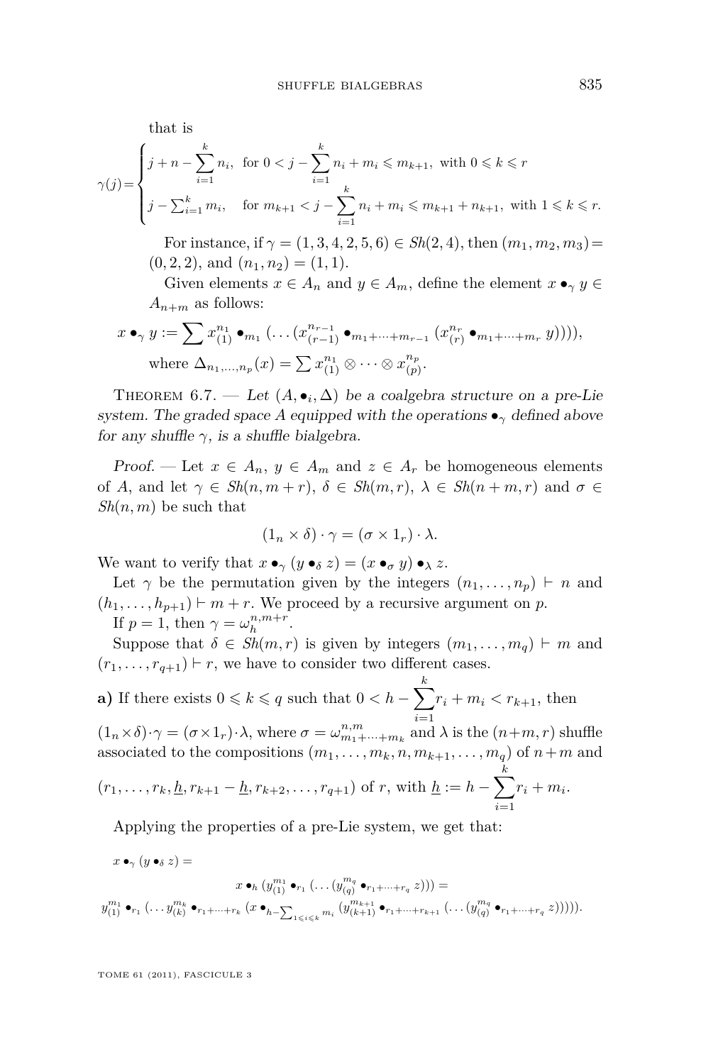that is

$$\gamma(j) = \begin{cases} j + n - \sum_{i=1}^{k} n_i, & \text{for } 0 < j - \sum_{i=1}^{k} n_i + m_i \leqslant m_{k+1}, \text{ with } 0 \leqslant k \leqslant r \\ j - \sum_{i=1}^{k} m_i, & \text{for } m_{k+1} < j - \sum_{i=1}^{k} n_i + m_i \leqslant m_{k+1} + n_{k+1}, \text{ with } 1 \leqslant k \leqslant r. \end{cases}$$

For instance, if $\gamma = (1,3,4,2,5,6) \in Sh(2,4)$, then $(m_1, m_2, m_3) = (0,2,2)$, and $(n_1, n_2) = (1,1)$.

Given elements $x \in A_n$ and $y \in A_m$, define the element $x \bullet_\gamma y \in A_{n+m}$ as follows:

$$x \bullet_\gamma y := \sum x_{(1)}^{n_1} \bullet_{m_1} (\dots (x_{(r-1)}^{n_{r-1}} \bullet_{m_1+\dots+m_{r-1}} (x_{(r)}^{n_r} \bullet_{m_1+\dots+m_r} y)))),$$

where $\Delta_{n_1,\dots,n_p}(x) = \sum x_{(1)}^{n_1} \otimes \dots \otimes x_{(p)}^{n_p}$.

Theorem 6.7. — *Let $(A, \bullet_i, \Delta)$ be a coalgebra structure on a pre-Lie system. The graded space $A$ equipped with the operations $\bullet_\gamma$ defined above for any shuffle $\gamma$, is a shuffle bialgebra.*

*Proof.* — Let $x \in A_n$, $y \in A_m$ and $z \in A_r$ be homogeneous elements of $A$, and let $\gamma \in Sh(n, m+r)$, $\delta \in Sh(m,r)$, $\lambda \in Sh(n+m, r)$ and $\sigma \in Sh(n,m)$ be such that

$$(1_n \times \delta) \cdot \gamma = (\sigma \times 1_r) \cdot \lambda.$$

We want to verify that $x \bullet_\gamma (y \bullet_\delta z) = (x \bullet_\sigma y) \bullet_\lambda z$.

Let $\gamma$ be the permutation given by the integers $(n_1, \dots, n_p) \vdash n$ and $(h_1, \dots, h_{p+1}) \vdash m + r$. We proceed by a recursive argument on $p$.

If $p = 1$, then $\gamma = \omega_h^{n,m+r}$.

Suppose that $\delta \in Sh(m,r)$ is given by integers $(m_1, \dots, m_q) \vdash m$ and $(r_1, \dots, r_{q+1}) \vdash r$, we have to consider two different cases.

**a)** If there exists $0 \leqslant k \leqslant q$ such that $0 < h - \sum_{i=1}^{k} r_i + m_i < r_{k+1}$, then $(1_n \times \delta) \cdot \gamma = (\sigma \times 1_r) \cdot \lambda$, where $\sigma = \omega_{m_1+\dots+m_k}^{n,m}$ and $\lambda$ is the $(n+m, r)$ shuffle associated to the compositions $(m_1, \dots, m_k, n, m_{k+1}, \dots, m_q)$ of $n+m$ and $(r_1, \dots, r_k, \underline{h}, r_{k+1} - \underline{h}, r_{k+2}, \dots, r_{q+1})$ of $r$, with $\underline{h} := h - \sum_{i=1}^{k} r_i + m_i$.

Applying the properties of a pre-Lie system, we get that:

$$x \bullet_\gamma (y \bullet_\delta z) =$$

$$x \bullet_h (y_{(1)}^{m_1} \bullet_{r_1} (\dots (y_{(q)}^{m_q} \bullet_{r_1+\dots+r_q} z))) =$$

$$y_{(1)}^{m_1} \bullet_{r_1} (\dots y_{(k)}^{m_k} \bullet_{r_1+\dots+r_k} (x \bullet_{h-\sum_{1 \leqslant i \leqslant k} m_i} (y_{(k+1)}^{m_{k+1}} \bullet_{r_1+\dots+r_{k+1}} (\dots (y_{(q)}^{m_q} \bullet_{r_1+\dots+r_q} z))))).$$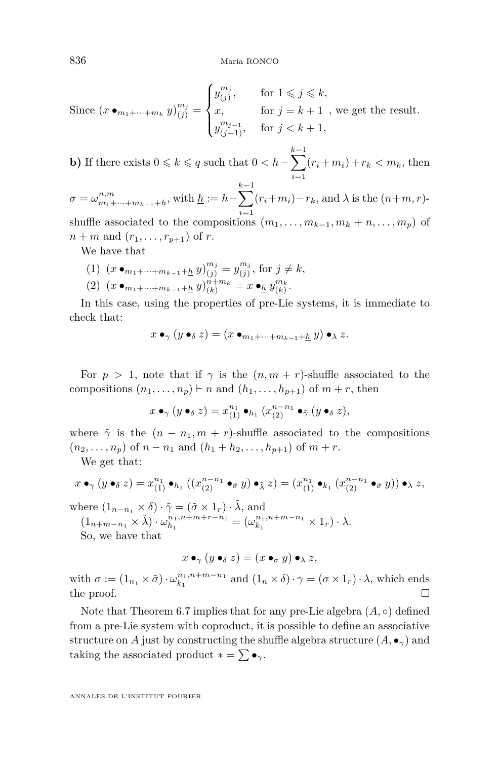Since $(x \bullet_{m_1+\cdots+m_k} y)^{m_j}_{(j)} = \begin{cases} y^{m_j}_{(j)}, & \text{for } 1 \leqslant j \leqslant k, \\ x, & \text{for } j = k+1 \\ y^{m_{j-1}}_{(j-1)}, & \text{for } j < k+1, \end{cases}$, we get the result.

**b)** If there exists $0 \leqslant k \leqslant q$ such that $0 < h - \sum_{i=1}^{k-1}(r_i + m_i) + r_k < m_k$, then $\sigma = \omega^{n,m}_{m_1+\cdots+m_{k-1}+\underline{h}}$, with $\underline{h} := h - \sum_{i=1}^{k-1}(r_i+m_i) - r_k$, and $\lambda$ is the $(n+m,r)$-shuffle associated to the compositions $(m_1,\ldots,m_{k-1},m_k+n,\ldots,m_p)$ of $n+m$ and $(r_1,\ldots,r_{p+1})$ of $r$.

We have that

(1) $(x \bullet_{m_1+\cdots+m_{k-1}+\underline{h}} y)^{m_j}_{(j)} = y^{m_j}_{(j)}$, for $j \neq k$,

(2) $(x \bullet_{m_1+\cdots+m_{k-1}+\underline{h}} y)^{n+m_k}_{(k)} = x \bullet_{\underline{h}} y^{m_k}_{(k)}$.

In this case, using the properties of pre-Lie systems, it is immediate to check that:

$$x \bullet_\gamma (y \bullet_\delta z) = (x \bullet_{m_1+\cdots+m_{k-1}+\underline{h}} y) \bullet_\lambda z.$$

For $p > 1$, note that if $\gamma$ is the $(n, m+r)$-shuffle associated to the compositions $(n_1,\ldots,n_p) \vdash n$ and $(h_1,\ldots,h_{p+1})$ of $m+r$, then

$$x \bullet_\gamma (y \bullet_\delta z) = x^{n_1}_{(1)} \bullet_{h_1} (x^{n-n_1}_{(2)} \bullet_{\tilde{\gamma}} (y \bullet_\delta z),$$

where $\tilde{\gamma}$ is the $(n-n_1, m+r)$-shuffle associated to the compositions $(n_2,\ldots,n_p)$ of $n-n_1$ and $(h_1+h_2,\ldots,h_{p+1})$ of $m+r$.

We get that:

$$x \bullet_\gamma (y \bullet_\delta z) = x^{n_1}_{(1)} \bullet_{h_1} ((x^{n-n_1}_{(2)} \bullet_{\tilde{\sigma}} y) \bullet_{\tilde{\lambda}} z) = (x^{n_1}_{(1)} \bullet_{k_1} (x^{n-n_1}_{(2)} \bullet_{\tilde{\sigma}} y)) \bullet_\lambda z,$$

where $(1_{n-n_1} \times \delta) \cdot \tilde{\gamma} = (\tilde{\sigma} \times 1_r) \cdot \tilde{\lambda}$, and $(1_{n+m-n_1} \times \tilde{\lambda}) \cdot \omega^{n_1,n+m+r-n_1}_{h_1} = (\omega^{n_1,n+m-n_1}_{k_1} \times 1_r) \cdot \lambda$.

So, we have that

$$x \bullet_\gamma (y \bullet_\delta z) = (x \bullet_\sigma y) \bullet_\lambda z,$$

with $\sigma := (1_{n_1} \times \tilde{\sigma}) \cdot \omega^{n_1,n+m-n_1}_{k_1}$ and $(1_n \times \delta) \cdot \gamma = (\sigma \times 1_r) \cdot \lambda$, which ends the proof. □

Note that Theorem 6.7 implies that for any pre-Lie algebra $(A, \circ)$ defined from a pre-Lie system with coproduct, it is possible to define an associative structure on $A$ just by constructing the shuffle algebra structure $(A, \bullet_\gamma)$ and taking the associated product $* = \sum \bullet_\gamma$.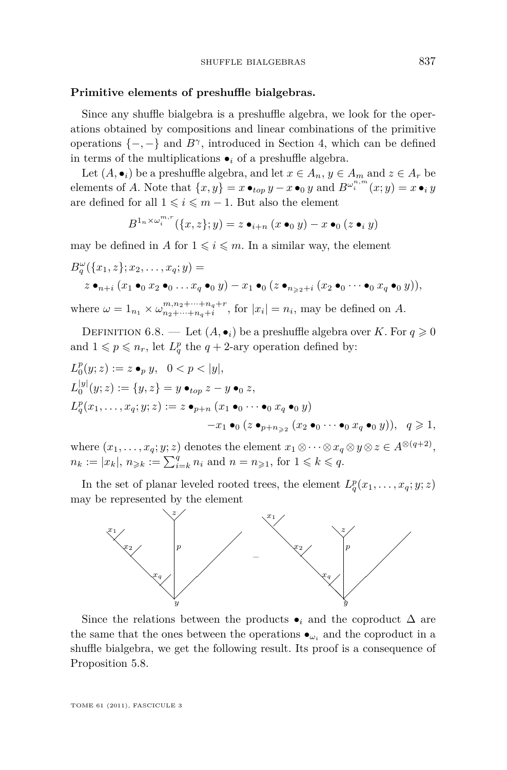**Primitive elements of preshuffle bialgebras.**

Since any shuffle bialgebra is a preshuffle algebra, we look for the operations obtained by compositions and linear combinations of the primitive operations $\{-,-\}$ and $B^{\gamma}$, introduced in Section 4, which can be defined in terms of the multiplications $\bullet_i$ of a preshuffle algebra.

Let $(A, \bullet_i)$ be a preshuffle algebra, and let $x \in A_n$, $y \in A_m$ and $z \in A_r$ be elements of $A$. Note that $\{x, y\} = x \bullet_{top} y - x \bullet_0 y$ and $B^{\omega_i^{n,m}}(x; y) = x \bullet_i y$ are defined for all $1 \leqslant i \leqslant m-1$. But also the element

$$B^{1_n \times \omega_i^{m,r}}(\{x, z\}; y) = z \bullet_{i+n} (x \bullet_0 y) - x \bullet_0 (z \bullet_i y)$$

may be defined in $A$ for $1 \leqslant i \leqslant m$. In a similar way, the element

$$B_q^{\omega}(\{x_1, z\}; x_2, \ldots, x_q; y) =$$
$$z \bullet_{n+i} (x_1 \bullet_0 x_2 \bullet_0 \ldots x_q \bullet_0 y) - x_1 \bullet_0 (z \bullet_{n_{\geqslant 2}+i} (x_2 \bullet_0 \cdots \bullet_0 x_q \bullet_0 y)),$$

where $\omega = 1_{n_1} \times \omega_{n_2+\cdots+n_q+i}^{m,n_2+\cdots+n_q+r}$, for $|x_i| = n_i$, may be defined on $A$.

Definition 6.8. — Let $(A, \bullet_i)$ be a preshuffle algebra over $K$. For $q \geqslant 0$ and $1 \leqslant p \leqslant n_r$, let $L_q^p$ the $q+2$-ary operation defined by:

$$L_0^p(y; z) := z \bullet_p y, \quad 0 < p < |y|,$$
$$L_0^{|y|}(y; z) := \{y, z\} = y \bullet_{top} z - y \bullet_0 z,$$
$$L_q^p(x_1, \ldots, x_q; y; z) := z \bullet_{p+n} (x_1 \bullet_0 \cdots \bullet_0 x_q \bullet_0 y)$$
$$-x_1 \bullet_0 (z \bullet_{p+n_{\geqslant 2}} (x_2 \bullet_0 \cdots \bullet_0 x_q \bullet_0 y)), \quad q \geqslant 1,$$

where $(x_1, \ldots, x_q; y; z)$ denotes the element $x_1 \otimes \cdots \otimes x_q \otimes y \otimes z \in A^{\otimes(q+2)}$, $n_k := |x_k|$, $n_{\geqslant k} := \sum_{i=k}^{q} n_i$ and $n = n_{\geqslant 1}$, for $1 \leqslant k \leqslant q$.

In the set of planar leveled rooted trees, the element $L_q^p(x_1, \ldots, x_q; y; z)$ may be represented by the element

Since the relations between the products $\bullet_i$ and the coproduct $\Delta$ are the same that the ones between the operations $\bullet_{\omega_i}$ and the coproduct in a shuffle bialgebra, we get the following result. Its proof is a consequence of Proposition 5.8.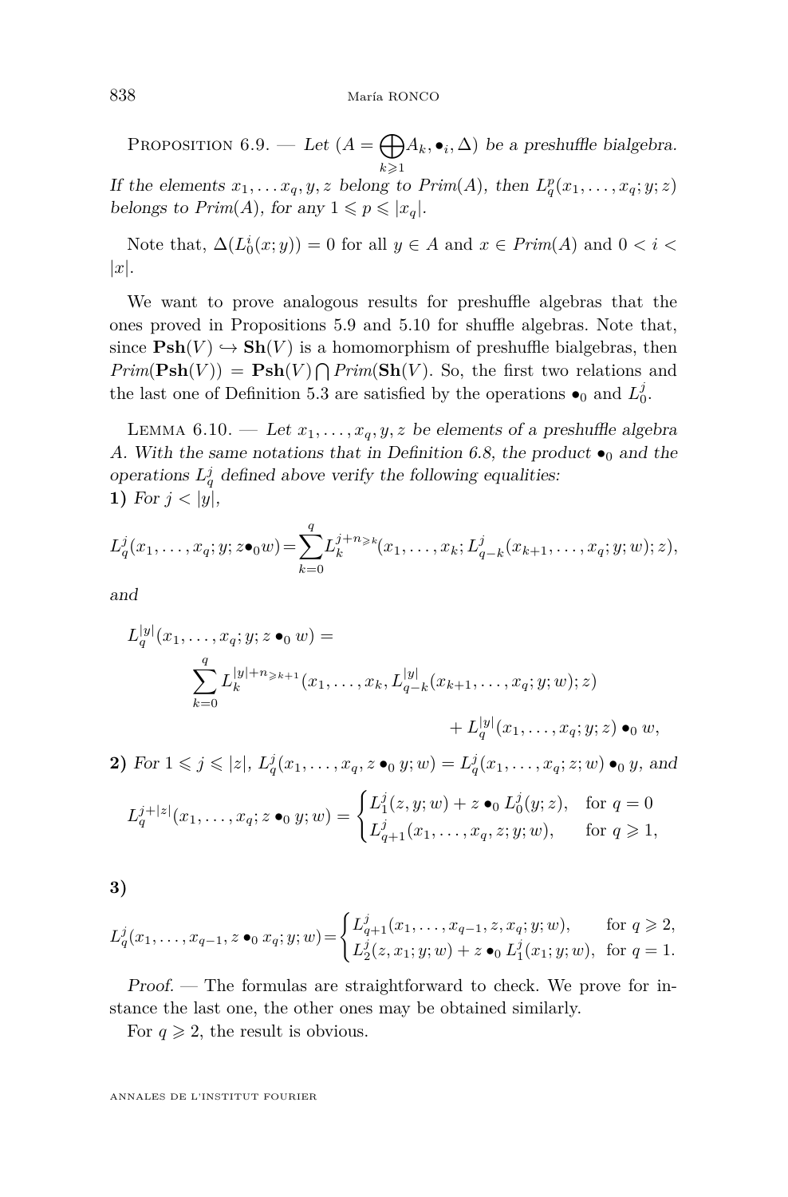PROPOSITION 6.9. — *Let* $(A = \bigoplus_{k\geqslant 1} A_k, \bullet_i, \Delta)$ *be a preshuffle bialgebra. If the elements* $x_1, \dots x_q, y, z$ *belong to* $Prim(A)$*, then* $L_q^p(x_1, \dots, x_q; y; z)$ *belongs to* $Prim(A)$*, for any* $1 \leqslant p \leqslant |x_q|$.

Note that, $\Delta(L_0^i(x; y)) = 0$ for all $y \in A$ and $x \in Prim(A)$ and $0 < i < |x|$.

We want to prove analogous results for preshuffle algebras that the ones proved in Propositions 5.9 and 5.10 for shuffle algebras. Note that, since $\mathbf{Psh}(V) \hookrightarrow \mathbf{Sh}(V)$ is a homomorphism of preshuffle bialgebras, then $Prim(\mathbf{Psh}(V)) = \mathbf{Psh}(V) \bigcap Prim(\mathbf{Sh}(V))$. So, the first two relations and the last one of Definition 5.3 are satisfied by the operations $\bullet_0$ and $L_0^j$.

LEMMA 6.10. — *Let* $x_1, \dots, x_q, y, z$ *be elements of a preshuffle algebra* $A$*. With the same notations that in Definition 6.8, the product* $\bullet_0$ *and the operations* $L_q^j$ *defined above verify the following equalities:*

**1)** *For* $j < |y|$,

$$L_q^j(x_1, \dots, x_q; y; z \bullet_0 w) = \sum_{k=0}^{q} L_k^{j+n_{\geqslant k}}(x_1, \dots, x_k; L_{q-k}^j(x_{k+1}, \dots, x_q; y; w); z),$$

*and*

$$L_q^{|y|}(x_1, \dots, x_q; y; z \bullet_0 w) = \sum_{k=0}^{q} L_k^{|y|+n_{\geqslant k+1}}(x_1, \dots, x_k, L_{q-k}^{|y|}(x_{k+1}, \dots, x_q; y; w); z) + L_q^{|y|}(x_1, \dots, x_q; y; z) \bullet_0 w,$$

**2)** *For* $1 \leqslant j \leqslant |z|$, $L_q^j(x_1, \dots, x_q, z \bullet_0 y; w) = L_q^j(x_1, \dots, x_q; z; w) \bullet_0 y$, *and*

$$L_q^{j+|z|}(x_1, \dots, x_q; z \bullet_0 y; w) = \begin{cases} L_1^j(z, y; w) + z \bullet_0 L_0^j(y; z), & \text{for } q = 0 \\ L_{q+1}^j(x_1, \dots, x_q, z; y; w), & \text{for } q \geqslant 1, \end{cases}$$

**3)**

$$L_q^j(x_1, \dots, x_{q-1}, z \bullet_0 x_q; y; w) = \begin{cases} L_{q+1}^j(x_1, \dots, x_{q-1}, z, x_q; y; w), & \text{for } q \geqslant 2, \\ L_2^j(z, x_1; y; w) + z \bullet_0 L_1^j(x_1; y; w), & \text{for } q = 1. \end{cases}$$

*Proof.* — The formulas are straightforward to check. We prove for instance the last one, the other ones may be obtained similarly.

For $q \geqslant 2$, the result is obvious.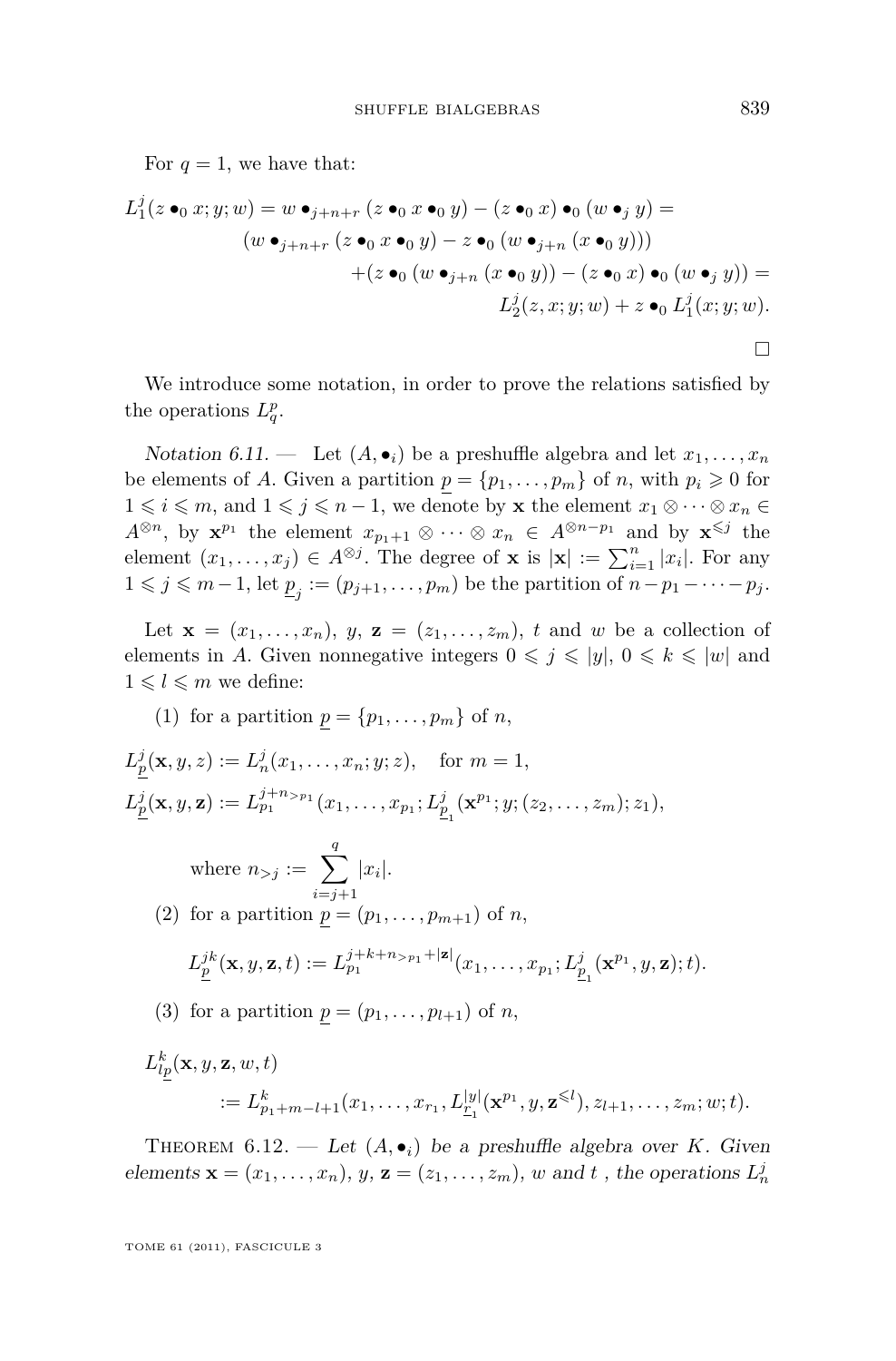For $q = 1$, we have that:

$$
\begin{aligned}
L^j_1(z \bullet_0 x; y; w) = w \bullet_{j+n+r} (z \bullet_0 x \bullet_0 y) - (z \bullet_0 x) \bullet_0 (w \bullet_j y) = \\
(w \bullet_{j+n+r} (z \bullet_0 x \bullet_0 y) - z \bullet_0 (w \bullet_{j+n} (x \bullet_0 y))) \\
+(z \bullet_0 (w \bullet_{j+n} (x \bullet_0 y)) - (z \bullet_0 x) \bullet_0 (w \bullet_j y)) = \\
L^j_2(z, x; y; w) + z \bullet_0 L^j_1(x; y; w).
\end{aligned}
$$

□

We introduce some notation, in order to prove the relations satisfied by the operations $L^p_q$.

*Notation 6.11.* — Let $(A, \bullet_i)$ be a preshuffle algebra and let $x_1, \dots, x_n$ be elements of $A$. Given a partition $\underline{p} = \{p_1, \dots, p_m\}$ of $n$, with $p_i \geqslant 0$ for $1 \leqslant i \leqslant m$, and $1 \leqslant j \leqslant n-1$, we denote by $\mathbf{x}$ the element $x_1 \otimes \cdots \otimes x_n \in A^{\otimes n}$, by $\mathbf{x}^{p_1}$ the element $x_{p_1+1} \otimes \cdots \otimes x_n \in A^{\otimes n-p_1}$ and by $\mathbf{x}^{\leqslant j}$ the element $(x_1, \dots, x_j) \in A^{\otimes j}$. The degree of $\mathbf{x}$ is $|\mathbf{x}| := \sum_{i=1}^n |x_i|$. For any $1 \leqslant j \leqslant m-1$, let $\underline{p}_j := (p_{j+1}, \dots, p_m)$ be the partition of $n - p_1 - \cdots - p_j$.

Let $\mathbf{x} = (x_1, \dots, x_n)$, $y$, $\mathbf{z} = (z_1, \dots, z_m)$, $t$ and $w$ be a collection of elements in $A$. Given nonnegative integers $0 \leqslant j \leqslant |y|$, $0 \leqslant k \leqslant |w|$ and $1 \leqslant l \leqslant m$ we define:

(1) for a partition $\underline{p} = \{p_1, \dots, p_m\}$ of $n$,

$$
\begin{aligned}
&L^j_{\underline{p}}(\mathbf{x}, y, z) := L^j_n(x_1, \dots, x_n; y; z), \quad \text{for } m = 1, \\
&L^j_{\underline{p}}(\mathbf{x}, y, \mathbf{z}) := L^{j+n_{>p_1}}_{p_1}(x_1, \dots, x_{p_1}; L^j_{\underline{p}_1}(\mathbf{x}^{p_1}; y; (z_2, \dots, z_m); z_1),
\end{aligned}
$$

where $n_{>j} := \sum_{i=j+1}^{q} |x_i|$.

(2) for a partition $\underline{p} = (p_1, \dots, p_{m+1})$ of $n$,

$$L^{jk}_{\underline{p}}(\mathbf{x}, y, \mathbf{z}, t) := L^{j+k+n_{>p_1}+|\mathbf{z}|}_{p_1}(x_1, \dots, x_{p_1}; L^j_{\underline{p}_1}(\mathbf{x}^{p_1}, y, \mathbf{z}); t).$$

(3) for a partition $\underline{p} = (p_1, \dots, p_{l+1})$ of $n$,

$$
\begin{aligned}
&L^k_{l\underline{p}}(\mathbf{x}, y, \mathbf{z}, w, t) \\
&\quad := L^k_{p_1+m-l+1}(x_1, \dots, x_{r_1}, L^{|y|}_{\underline{r}_1}(\mathbf{x}^{p_1}, y, \mathbf{z}^{\leqslant l}), z_{l+1}, \dots, z_m; w; t).
\end{aligned}
$$

Theorem 6.12. — *Let $(A, \bullet_i)$ be a preshuffle algebra over $K$. Given elements $\mathbf{x} = (x_1, \dots, x_n)$, $y$, $\mathbf{z} = (z_1, \dots, z_m)$, $w$ and $t$ , the operations $L^j_n$*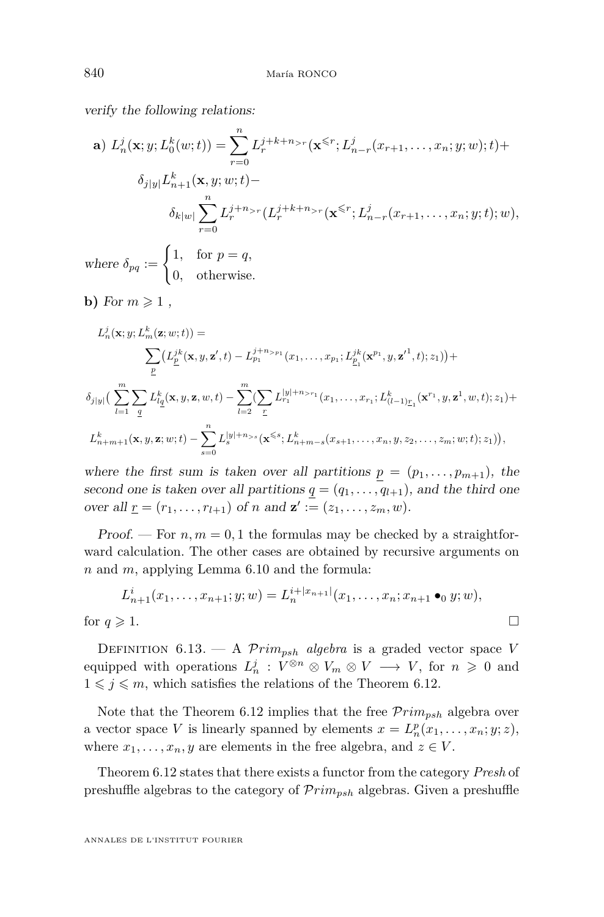*verify the following relations:*

**a)** $L^j_n(\mathbf{x};y;L^k_0(w;t)) = \sum_{r=0}^{n} L^{j+k+n_{>r}}_r(\mathbf{x}^{\leqslant r};L^j_{n-r}(x_{r+1},\dots,x_n;y;w);t)+$

$$\delta_{j|y|}L^k_{n+1}(\mathbf{x},y;w;t)-$$

$$\delta_{k|w|}\sum_{r=0}^{n} L^{j+n_{>r}}_r(L^{j+k+n_{>r}}_r(\mathbf{x}^{\leqslant r};L^j_{n-r}(x_{r+1},\dots,x_n;y;t);w),$$

*where* $\delta_{pq} := \begin{cases} 1, & \text{for } p=q, \\ 0, & \text{otherwise.}\end{cases}$

**b)** *For* $m \geqslant 1$ ,

$$L^j_n(\mathbf{x};y;L^k_m(\mathbf{z};w;t)) =$$

$$\sum_{\underline{p}}\big(L^{jk}_{\underline{p}}(\mathbf{x},y,\mathbf{z}',t) - L^{j+n_{>p_1}}_{p_1}(x_1,\dots,x_{p_1};L^{jk}_{\underline{p}_1}(\mathbf{x}^{p_1},y,\mathbf{z}'^1,t);z_1)\big)+$$

$$\delta_{j|y|}\big(\sum_{l=1}^{m}\sum_{\underline{q}}L^k_{l\underline{q}}(\mathbf{x},y,\mathbf{z},w,t) - \sum_{l=2}^{m}(\sum_{\underline{r}}L^{|y|+n_{>r_1}}_{r_1}(x_1,\dots,x_{r_1};L^k_{(l-1)\underline{r}_1}(\mathbf{x}^{r_1},y,\mathbf{z}^1,w,t);z_1)+$$

$$L^k_{n+m+1}(\mathbf{x},y,\mathbf{z};w;t) - \sum_{s=0}^{n}L^{|y|+n_{>s}}_s(\mathbf{x}^{\leqslant s};L^k_{n+m-s}(x_{s+1},\dots,x_n,y,z_2,\dots,z_m;w;t);z_1)\big),$$

*where the first sum is taken over all partitions* $\underline{p} = (p_1,\dots,p_{m+1})$*, the second one is taken over all partitions* $\underline{q} = (q_1,\dots,q_{l+1})$*, and the third one over all* $\underline{r} = (r_1,\dots,r_{l+1})$ *of* $n$ *and* $\mathbf{z}' := (z_1,\dots,z_m,w)$*.*

*Proof.* — For $n,m = 0,1$ the formulas may be checked by a straightforward calculation. The other cases are obtained by recursive arguments on $n$ and $m$, applying Lemma 6.10 and the formula:

$$L^i_{n+1}(x_1,\dots,x_{n+1};y;w) = L^{i+|x_{n+1}|}_n(x_1,\dots,x_n;x_{n+1}\bullet_0 y;w),$$

for $q \geqslant 1$. □

Definition 6.13. — A $\mathcal{P}rim_{psh}$ *algebra* is a graded vector space $V$ equipped with operations $L^j_n : V^{\otimes n}\otimes V_m \otimes V \longrightarrow V$, for $n \geqslant 0$ and $1 \leqslant j \leqslant m$, which satisfies the relations of the Theorem 6.12.

Note that the Theorem 6.12 implies that the free $\mathcal{P}rim_{psh}$ algebra over a vector space $V$ is linearly spanned by elements $x = L^p_n(x_1,\dots,x_n;y;z)$, where $x_1,\dots,x_n,y$ are elements in the free algebra, and $z \in V$.

Theorem 6.12 states that there exists a functor from the category *Presh* of preshuffle algebras to the category of $\mathcal{P}rim_{psh}$ algebras. Given a preshuffle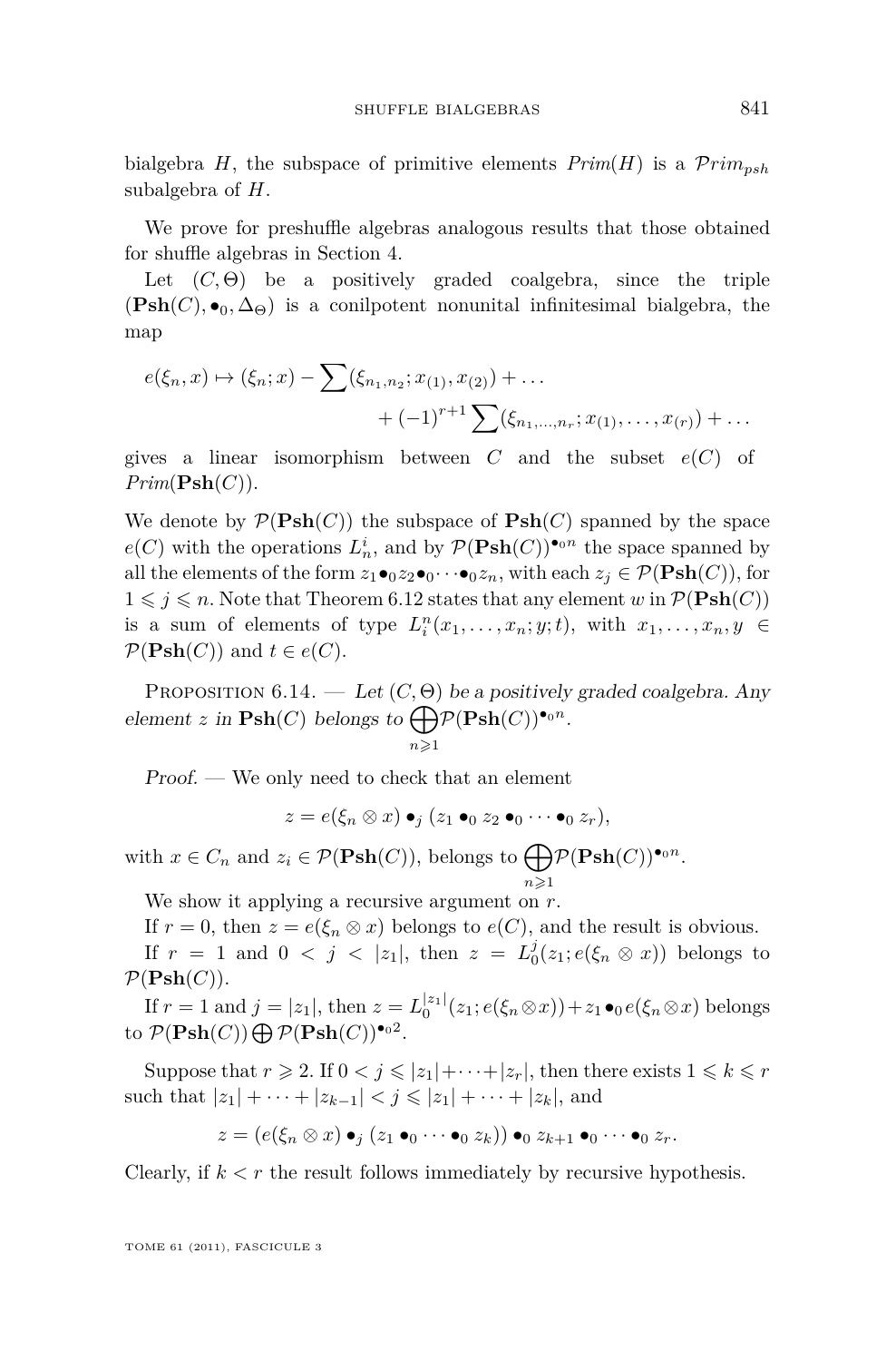bialgebra $H$, the subspace of primitive elements $Prim(H)$ is a $\mathcal{P}rim_{psh}$ subalgebra of $H$.

We prove for preshuffle algebras analogous results that those obtained for shuffle algebras in Section 4.

Let $(C,\Theta)$ be a positively graded coalgebra, since the triple $(\mathbf{Psh}(C),\bullet_0,\Delta_\Theta)$ is a conilpotent nonunital infinitesimal bialgebra, the map

$$e(\xi_n,x)\mapsto(\xi_n;x)-\sum(\xi_{n_1,n_2};x_{(1)},x_{(2)})+\dots\\ +(-1)^{r+1}\sum(\xi_{n_1,\dots,n_r};x_{(1)},\dots,x_{(r)})+\dots$$

gives a linear isomorphism between $C$ and the subset $e(C)$ of $Prim(\mathbf{Psh}(C))$.

We denote by $\mathcal{P}(\mathbf{Psh}(C))$ the subspace of $\mathbf{Psh}(C)$ spanned by the space $e(C)$ with the operations $L_n^i$, and by $\mathcal{P}(\mathbf{Psh}(C))^{\bullet_0 n}$ the space spanned by all the elements of the form $z_1\bullet_0 z_2\bullet_0\cdots\bullet_0 z_n$, with each $z_j\in\mathcal{P}(\mathbf{Psh}(C))$, for $1\leqslant j\leqslant n$. Note that Theorem 6.12 states that any element $w$ in $\mathcal{P}(\mathbf{Psh}(C))$ is a sum of elements of type $L_i^n(x_1,\dots,x_n;y;t)$, with $x_1,\dots,x_n,y\in\mathcal{P}(\mathbf{Psh}(C))$ and $t\in e(C)$.

Proposition 6.14. — *Let $(C,\Theta)$ be a positively graded coalgebra. Any element $z$ in $\mathbf{Psh}(C)$ belongs to $\bigoplus_{n\geqslant 1}\mathcal{P}(\mathbf{Psh}(C))^{\bullet_0 n}$.*

*Proof.* — We only need to check that an element

$$z=e(\xi_n\otimes x)\bullet_j(z_1\bullet_0 z_2\bullet_0\cdots\bullet_0 z_r),$$

with $x\in C_n$ and $z_i\in\mathcal{P}(\mathbf{Psh}(C))$, belongs to $\bigoplus_{n\geqslant 1}\mathcal{P}(\mathbf{Psh}(C))^{\bullet_0 n}$.

We show it applying a recursive argument on $r$.

If $r=0$, then $z=e(\xi_n\otimes x)$ belongs to $e(C)$, and the result is obvious.

If $r=1$ and $0<j<|z_1|$, then $z=L_0^j(z_1;e(\xi_n\otimes x))$ belongs to $\mathcal{P}(\mathbf{Psh}(C))$.

If $r=1$ and $j=|z_1|$, then $z=L_0^{|z_1|}(z_1;e(\xi_n\otimes x))+z_1\bullet_0 e(\xi_n\otimes x)$ belongs to $\mathcal{P}(\mathbf{Psh}(C))\bigoplus\mathcal{P}(\mathbf{Psh}(C))^{\bullet_0 2}$.

Suppose that $r\geqslant 2$. If $0<j\leqslant|z_1|+\dots+|z_r|$, then there exists $1\leqslant k\leqslant r$ such that $|z_1|+\dots+|z_{k-1}|<j\leqslant|z_1|+\dots+|z_k|$, and

$$z=(e(\xi_n\otimes x)\bullet_j(z_1\bullet_0\cdots\bullet_0 z_k))\bullet_0 z_{k+1}\bullet_0\cdots\bullet_0 z_r.$$

Clearly, if $k<r$ the result follows immediately by recursive hypothesis.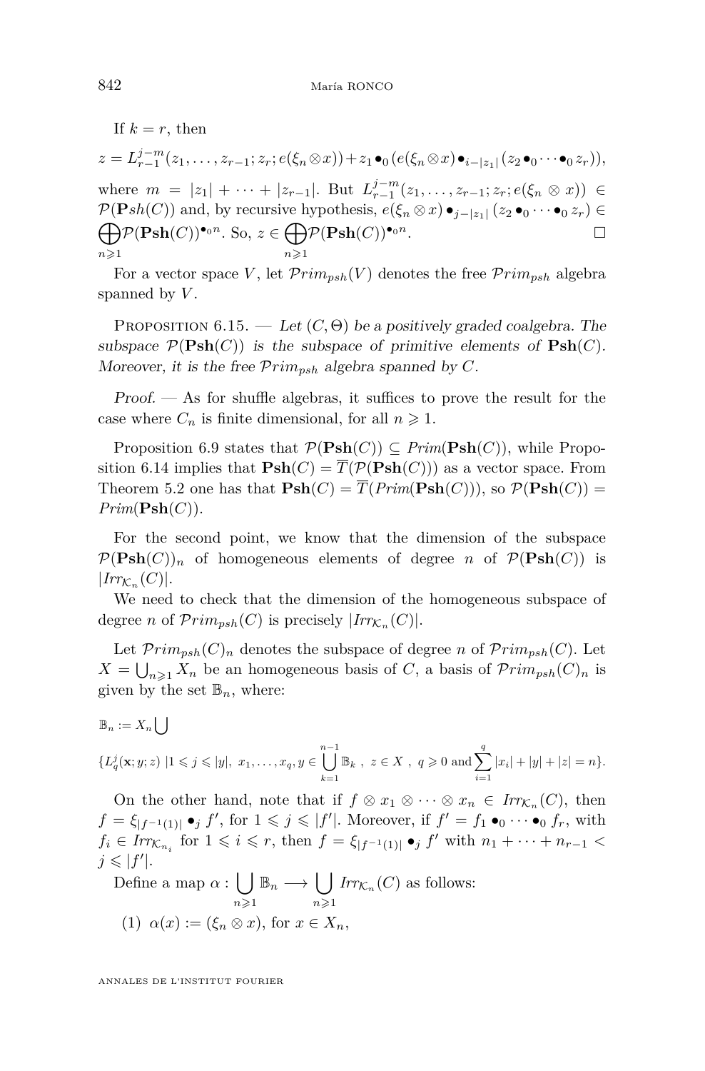If $k = r$, then

$$z = L^{j-m}_{r-1}(z_1, \dots, z_{r-1}; z_r; e(\xi_n \otimes x)) + z_1 \bullet_0 (e(\xi_n \otimes x) \bullet_{i-|z_1|} (z_2 \bullet_0 \cdots \bullet_0 z_r)),$$

where $m = |z_1| + \cdots + |z_{r-1}|$. But $L^{j-m}_{r-1}(z_1, \dots, z_{r-1}; z_r; e(\xi_n \otimes x)) \in \mathcal{P}(\mathbf{P}sh(C))$ and, by recursive hypothesis, $e(\xi_n \otimes x) \bullet_{j-|z_1|} (z_2 \bullet_0 \cdots \bullet_0 z_r) \in \bigoplus_{n \geqslant 1} \mathcal{P}(\mathbf{Psh}(C))^{\bullet_0 n}$. So, $z \in \bigoplus_{n \geqslant 1} \mathcal{P}(\mathbf{Psh}(C))^{\bullet_0 n}$. □

For a vector space $V$, let $\mathcal{P}rim_{psh}(V)$ denotes the free $\mathcal{P}rim_{psh}$ algebra spanned by $V$.

Proposition 6.15. — *Let $(C, \Theta)$ be a positively graded coalgebra. The subspace $\mathcal{P}(\mathbf{Psh}(C))$ is the subspace of primitive elements of $\mathbf{Psh}(C)$. Moreover, it is the free $\mathcal{P}rim_{psh}$ algebra spanned by $C$.*

*Proof.* — As for shuffle algebras, it suffices to prove the result for the case where $C_n$ is finite dimensional, for all $n \geqslant 1$.

Proposition 6.9 states that $\mathcal{P}(\mathbf{Psh}(C)) \subseteq Prim(\mathbf{Psh}(C))$, while Proposition 6.14 implies that $\mathbf{Psh}(C) = \overline{T}(\mathcal{P}(\mathbf{Psh}(C)))$ as a vector space. From Theorem 5.2 one has that $\mathbf{Psh}(C) = \overline{T}(Prim(\mathbf{Psh}(C)))$, so $\mathcal{P}(\mathbf{Psh}(C)) = Prim(\mathbf{Psh}(C))$.

For the second point, we know that the dimension of the subspace $\mathcal{P}(\mathbf{Psh}(C))_n$ of homogeneous elements of degree $n$ of $\mathcal{P}(\mathbf{Psh}(C))$ is $|Irr_{\mathcal{K}_n}(C)|$.

We need to check that the dimension of the homogeneous subspace of degree $n$ of $\mathcal{P}rim_{psh}(C)$ is precisely $|Irr_{\mathcal{K}_n}(C)|$.

Let $\mathcal{P}rim_{psh}(C)_n$ denotes the subspace of degree $n$ of $\mathcal{P}rim_{psh}(C)$. Let $X = \bigcup_{n \geqslant 1} X_n$ be an homogeneous basis of $C$, a basis of $\mathcal{P}rim_{psh}(C)_n$ is given by the set $\mathbb{B}_n$, where:

$$\mathbb{B}_n := X_n \bigcup$$
$$\{L^j_q(\mathbf{x}; y; z) \mid 1 \leqslant j \leqslant |y|,\ x_1, \dots, x_q, y \in \bigcup_{k=1}^{n-1} \mathbb{B}_k\ ,\ z \in X\ ,\ q \geqslant 0 \text{ and} \sum_{i=1}^{q} |x_i| + |y| + |z| = n\}.$$

On the other hand, note that if $f \otimes x_1 \otimes \cdots \otimes x_n \in Irr_{\mathcal{K}_n}(C)$, then $f = \xi_{|f^{-1}(1)|} \bullet_j f'$, for $1 \leqslant j \leqslant |f'|$. Moreover, if $f' = f_1 \bullet_0 \cdots \bullet_0 f_r$, with $f_i \in Irr_{\mathcal{K}_{n_i}}$ for $1 \leqslant i \leqslant r$, then $f = \xi_{|f^{-1}(1)|} \bullet_j f'$ with $n_1 + \cdots + n_{r-1} < j \leqslant |f'|$.

Define a map $\alpha : \bigcup_{n \geqslant 1} \mathbb{B}_n \longrightarrow \bigcup_{n \geqslant 1} Irr_{\mathcal{K}_n}(C)$ as follows:

(1) $\alpha(x) := (\xi_n \otimes x)$, for $x \in X_n$,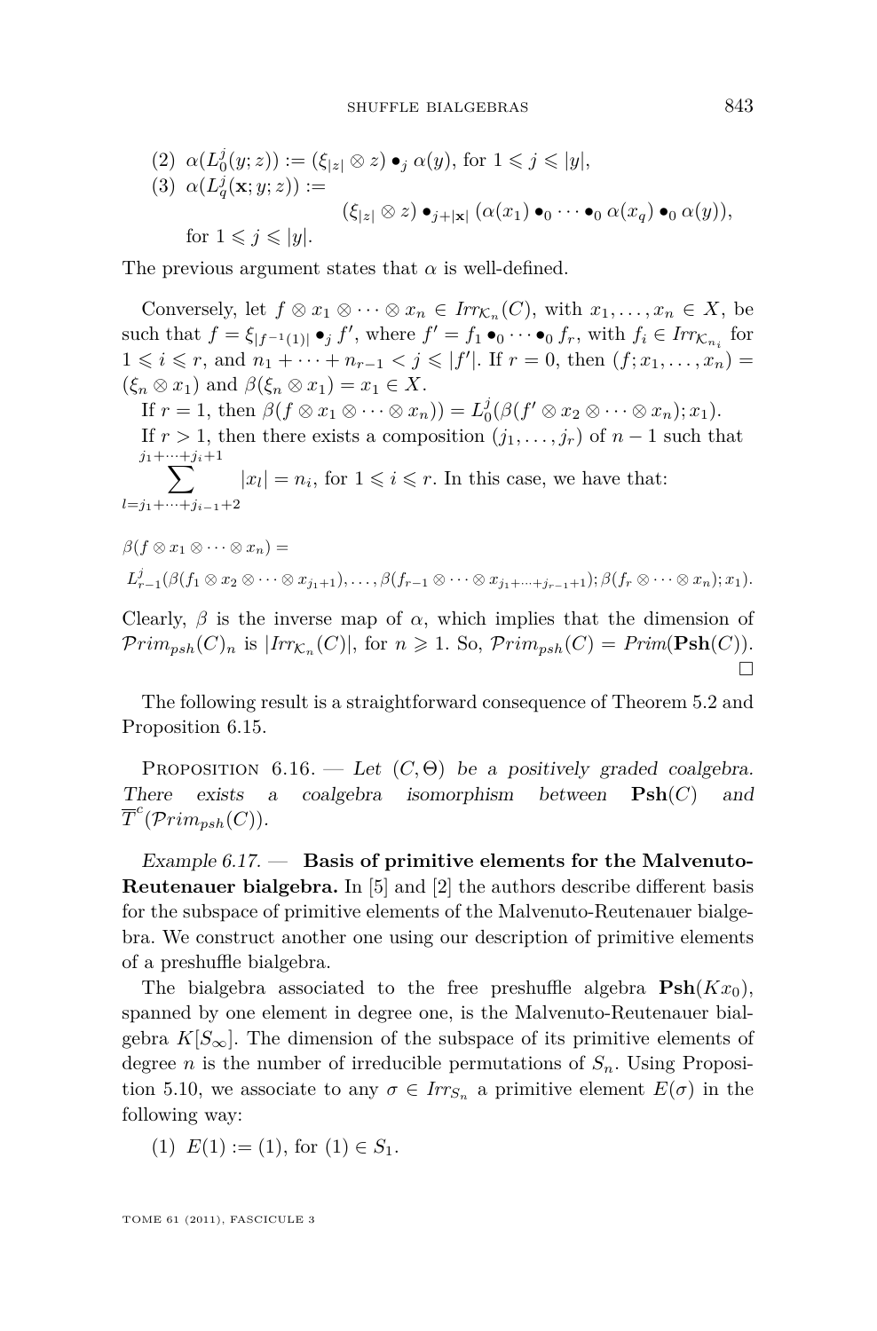(2) $\alpha(L_0^j(y;z)) := (\xi_{|z|} \otimes z) \bullet_j \alpha(y)$, for $1 \leqslant j \leqslant |y|$,

(3) $\alpha(L_q^j(\mathbf{x};y;z)) :=$

$$(\xi_{|z|} \otimes z) \bullet_{j+|\mathbf{x}|} (\alpha(x_1) \bullet_0 \cdots \bullet_0 \alpha(x_q) \bullet_0 \alpha(y)),$$

for $1 \leqslant j \leqslant |y|$.

The previous argument states that $\alpha$ is well-defined.

Conversely, let $f \otimes x_1 \otimes \cdots \otimes x_n \in Irr_{\mathcal{K}_n}(C)$, with $x_1, \ldots, x_n \in X$, be such that $f = \xi_{|f^{-1}(1)|} \bullet_j f'$, where $f' = f_1 \bullet_0 \cdots \bullet_0 f_r$, with $f_i \in Irr_{\mathcal{K}_{n_i}}$ for $1 \leqslant i \leqslant r$, and $n_1 + \cdots + n_{r-1} < j \leqslant |f'|$. If $r = 0$, then $(f; x_1, \ldots, x_n) = (\xi_n \otimes x_1)$ and $\beta(\xi_n \otimes x_1) = x_1 \in X$.

If $r = 1$, then $\beta(f \otimes x_1 \otimes \cdots \otimes x_n)) = L_0^j(\beta(f' \otimes x_2 \otimes \cdots \otimes x_n); x_1)$.

If $r > 1$, then there exists a composition $(j_1, \ldots, j_r)$ of $n-1$ such that $\displaystyle\sum_{l=j_1+\cdots+j_{i-1}+2}^{j_1+\cdots+j_i+1} |x_l| = n_i$, for $1 \leqslant i \leqslant r$. In this case, we have that:

$$\beta(f \otimes x_1 \otimes \cdots \otimes x_n) =$$

$$L_{r-1}^j(\beta(f_1 \otimes x_2 \otimes \cdots \otimes x_{j_1+1}), \ldots, \beta(f_{r-1} \otimes \cdots \otimes x_{j_1+\cdots+j_{r-1}+1}); \beta(f_r \otimes \cdots \otimes x_n); x_1).$$

Clearly, $\beta$ is the inverse map of $\alpha$, which implies that the dimension of $\mathcal{P}rim_{psh}(C)_n$ is $|Irr_{\mathcal{K}_n}(C)|$, for $n \geqslant 1$. So, $\mathcal{P}rim_{psh}(C) = Prim(\mathbf{Psh}(C))$. □

The following result is a straightforward consequence of Theorem 5.2 and Proposition 6.15.

Proposition 6.16. — *Let $(C, \Theta)$ be a positively graded coalgebra. There exists a coalgebra isomorphism between $\mathbf{Psh}(C)$ and $\overline{T}^c(\mathcal{P}rim_{psh}(C))$.*

*Example 6.17.* — **Basis of primitive elements for the Malvenuto-Reutenauer bialgebra.** In [5] and [2] the authors describe different basis for the subspace of primitive elements of the Malvenuto-Reutenauer bialgebra. We construct another one using our description of primitive elements of a preshuffle bialgebra.

The bialgebra associated to the free preshuffle algebra $\mathbf{Psh}(Kx_0)$, spanned by one element in degree one, is the Malvenuto-Reutenauer bialgebra $K[S_\infty]$. The dimension of the subspace of its primitive elements of degree $n$ is the number of irreducible permutations of $S_n$. Using Proposition 5.10, we associate to any $\sigma \in Irr_{S_n}$ a primitive element $E(\sigma)$ in the following way:

(1) $E(1) := (1)$, for $(1) \in S_1$.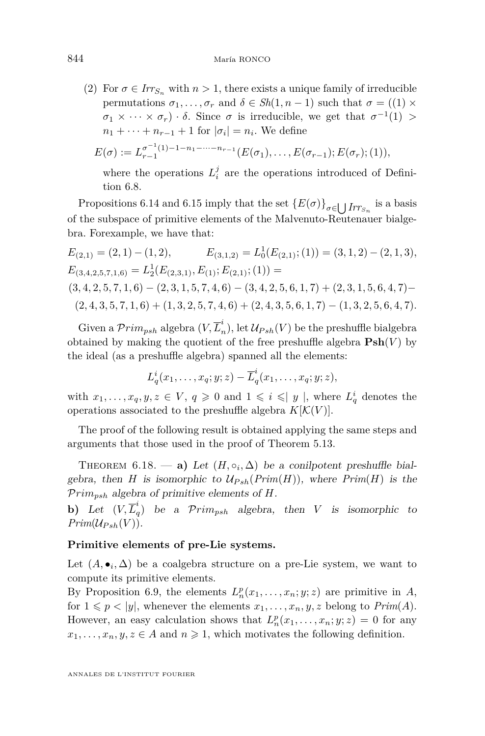(2) For $\sigma \in Irr_{S_n}$ with $n > 1$, there exists a unique family of irreducible permutations $\sigma_1, \dots, \sigma_r$ and $\delta \in Sh(1, n-1)$ such that $\sigma = ((1) \times \sigma_1 \times \cdots \times \sigma_r) \cdot \delta$. Since $\sigma$ is irreducible, we get that $\sigma^{-1}(1) > n_1 + \cdots + n_{r-1} + 1$ for $|\sigma_i| = n_i$. We define

$$E(\sigma) := L_{r-1}^{\sigma^{-1}(1)-1-n_1-\cdots-n_{r-1}}(E(\sigma_1), \dots, E(\sigma_{r-1}); E(\sigma_r); (1)),$$

where the operations $L_i^j$ are the operations introduced of Definition 6.8.

Propositions 6.14 and 6.15 imply that the set $\{E(\sigma)\}_{\sigma \in \bigcup Irr_{S_n}}$ is a basis of the subspace of primitive elements of the Malvenuto-Reutenauer bialgebra. Forexample, we have that:

$$E_{(2,1)} = (2,1) - (1,2), \qquad E_{(3,1,2)} = L_0^1(E_{(2,1)}; (1)) = (3,1,2) - (2,1,3),$$

$$E_{(3,4,2,5,7,1,6)} = L_2^1(E_{(2,3,1)}, E_{(1)}; E_{(2,1)}; (1)) =$$

$$(3,4,2,5,7,1,6) - (2,3,1,5,7,4,6) - (3,4,2,5,6,1,7) + (2,3,1,5,6,4,7) -$$

$$(2,4,3,5,7,1,6) + (1,3,2,5,7,4,6) + (2,4,3,5,6,1,7) - (1,3,2,5,6,4,7).$$

Given a $\mathcal{P}rim_{psh}$ algebra $(V, \overline{L}_n^i)$, let $\mathcal{U}_{Psh}(V)$ be the preshuffle bialgebra obtained by making the quotient of the free preshuffle algebra $\mathbf{Psh}(V)$ by the ideal (as a preshuffle algebra) spanned all the elements:

$$L_q^i(x_1, \dots, x_q; y; z) - \overline{L}_q^i(x_1, \dots, x_q; y; z),$$

with $x_1, \dots, x_q, y, z \in V$, $q \geqslant 0$ and $1 \leqslant i \leqslant \mid y \mid$, where $L_q^i$ denotes the operations associated to the preshuffle algebra $K[\mathcal{K}(V)]$.

The proof of the following result is obtained applying the same steps and arguments that those used in the proof of Theorem 5.13.

Theorem 6.18. — **a)** *Let $(H, \circ_i, \Delta)$ be a conilpotent preshuffle bialgebra, then $H$ is isomorphic to $\mathcal{U}_{Psh}(Prim(H))$, where $Prim(H)$ is the $\mathcal{P}rim_{psh}$ algebra of primitive elements of $H$.*

**b)** *Let $(V, \overline{L}_q^i)$ be a $\mathcal{P}rim_{psh}$ algebra, then $V$ is isomorphic to $Prim(\mathcal{U}_{Psh}(V))$.*

**Primitive elements of pre-Lie systems.**

Let $(A, \bullet_i, \Delta)$ be a coalgebra structure on a pre-Lie system, we want to compute its primitive elements.

By Proposition 6.9, the elements $L_n^p(x_1, \dots, x_n; y; z)$ are primitive in $A$, for $1 \leqslant p < |y|$, whenever the elements $x_1, \dots, x_n, y, z$ belong to $Prim(A)$. However, an easy calculation shows that $L_n^p(x_1, \dots, x_n; y; z) = 0$ for any $x_1, \dots, x_n, y, z \in A$ and $n \geqslant 1$, which motivates the following definition.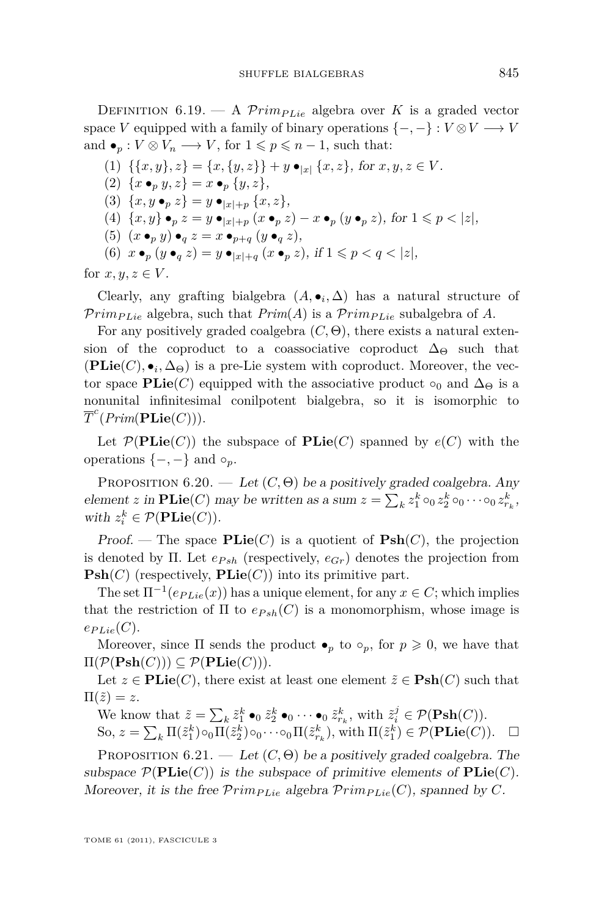Definition 6.19. — A $\mathcal{P}rim_{PLie}$ algebra over $K$ is a graded vector space $V$ equipped with a family of binary operations $\{-,-\} : V \otimes V \longrightarrow V$ and $\bullet_p : V \otimes V_n \longrightarrow V$, for $1 \leqslant p \leqslant n-1$, such that:

(1) $\{\{x,y\},z\} = \{x,\{y,z\}\} + y \bullet_{|x|} \{x,z\}$, *for* $x,y,z \in V$.

(2) $\{x \bullet_p y, z\} = x \bullet_p \{y,z\}$,

(3) $\{x, y \bullet_p z\} = y \bullet_{|x|+p} \{x,z\}$,

(4) $\{x,y\} \bullet_p z = y \bullet_{|x|+p} (x \bullet_p z) - x \bullet_p (y \bullet_p z)$, *for* $1 \leqslant p < |z|$,

(5) $(x \bullet_p y) \bullet_q z = x \bullet_{p+q} (y \bullet_q z)$,

(6) $x \bullet_p (y \bullet_q z) = y \bullet_{|x|+q} (x \bullet_p z)$, *if* $1 \leqslant p < q < |z|$,

for $x,y,z \in V$.

Clearly, any grafting bialgebra $(A, \bullet_i, \Delta)$ has a natural structure of $\mathcal{P}rim_{PLie}$ algebra, such that $Prim(A)$ is a $\mathcal{P}rim_{PLie}$ subalgebra of $A$.

For any positively graded coalgebra $(C, \Theta)$, there exists a natural extension of the coproduct to a coassociative coproduct $\Delta_\Theta$ such that $(\mathbf{PLie}(C), \bullet_i, \Delta_\Theta)$ is a pre-Lie system with coproduct. Moreover, the vector space $\mathbf{PLie}(C)$ equipped with the associative product $\circ_0$ and $\Delta_\Theta$ is a nonunital infinitesimal conilpotent bialgebra, so it is isomorphic to $\overline{T}^c(Prim(\mathbf{PLie}(C)))$.

Let $\mathcal{P}(\mathbf{PLie}(C))$ the subspace of $\mathbf{PLie}(C)$ spanned by $e(C)$ with the operations $\{-,-\}$ and $\circ_p$.

Proposition 6.20. — *Let $(C,\Theta)$ be a positively graded coalgebra. Any element $z$ in $\mathbf{PLie}(C)$ may be written as a sum $z = \sum_k z_1^k \circ_0 z_2^k \circ_0 \cdots \circ_0 z_{r_k}^k$, with $z_i^k \in \mathcal{P}(\mathbf{PLie}(C))$.*

*Proof.* — The space $\mathbf{PLie}(C)$ is a quotient of $\mathbf{Psh}(C)$, the projection is denoted by $\Pi$. Let $e_{Psh}$ (respectively, $e_{Gr}$) denotes the projection from $\mathbf{Psh}(C)$ (respectively, $\mathbf{PLie}(C)$) into its primitive part.

The set $\Pi^{-1}(e_{PLie}(x))$ has a unique element, for any $x \in C$; which implies that the restriction of $\Pi$ to $e_{Psh}(C)$ is a monomorphism, whose image is $e_{PLie}(C)$.

Moreover, since $\Pi$ sends the product $\bullet_p$ to $\circ_p$, for $p \geqslant 0$, we have that $\Pi(\mathcal{P}(\mathbf{Psh}(C))) \subseteq \mathcal{P}(\mathbf{PLie}(C)))$.

Let $z \in \mathbf{PLie}(C)$, there exist at least one element $\tilde{z} \in \mathbf{Psh}(C)$ such that $\Pi(\tilde{z}) = z$.

We know that $\tilde{z} = \sum_k \tilde{z}_1^k \bullet_0 \tilde{z}_2^k \bullet_0 \cdots \bullet_0 \tilde{z}_{r_k}^k$, with $\tilde{z}_i^j \in \mathcal{P}(\mathbf{Psh}(C))$.

So, $z = \sum_k \Pi(\tilde{z}_1^k) \circ_0 \Pi(\tilde{z}_2^k) \circ_0 \cdots \circ_0 \Pi(\tilde{z}_{r_k}^k)$, with $\Pi(\tilde{z}_1^k) \in \mathcal{P}(\mathbf{PLie}(C))$. □

Proposition 6.21. — *Let $(C,\Theta)$ be a positively graded coalgebra. The subspace $\mathcal{P}(\mathbf{PLie}(C))$ is the subspace of primitive elements of $\mathbf{PLie}(C)$. Moreover, it is the free $\mathcal{P}rim_{PLie}$ algebra $\mathcal{P}rim_{PLie}(C)$, spanned by $C$.*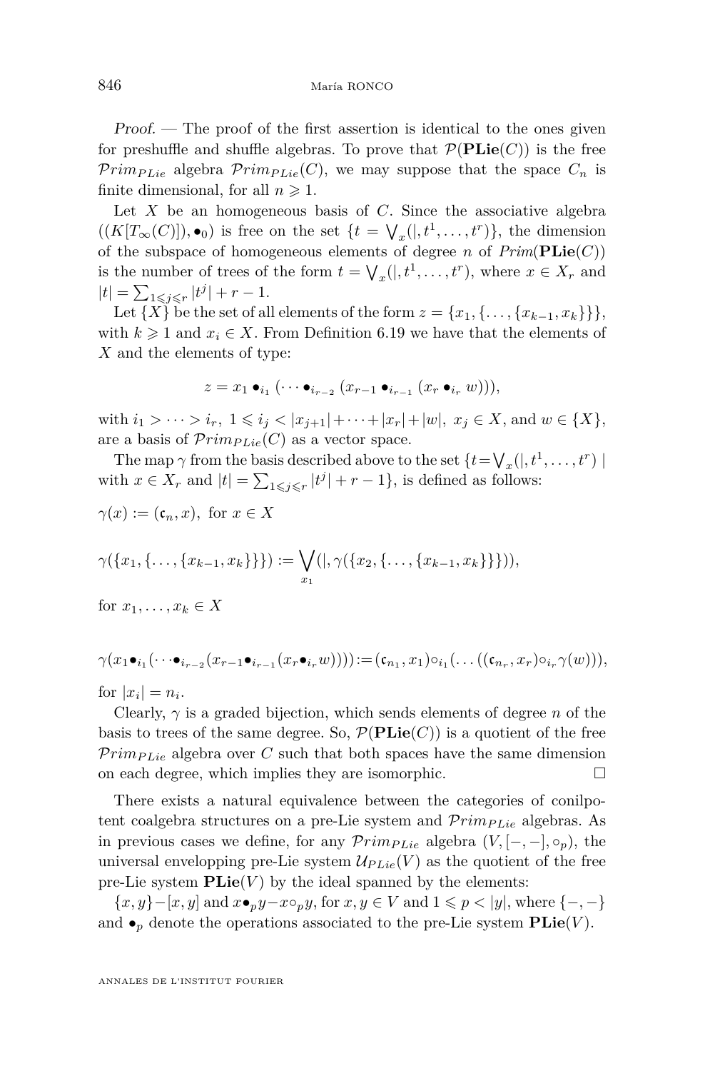*Proof.* — The proof of the first assertion is identical to the ones given for preshuffle and shuffle algebras. To prove that $\mathcal{P}(\mathbf{PLie}(C))$ is the free $\mathcal{P}rim_{PLie}$ algebra $\mathcal{P}rim_{PLie}(C)$, we may suppose that the space $C_n$ is finite dimensional, for all $n \geqslant 1$.

Let $X$ be an homogeneous basis of $C$. Since the associative algebra $((K[T_\infty(C)]), \bullet_0)$ is free on the set $\{t = \bigvee_x(|, t^1, \dots, t^r)\}$, the dimension of the subspace of homogeneous elements of degree $n$ of $Prim(\mathbf{PLie}(C))$ is the number of trees of the form $t = \bigvee_x(|, t^1, \dots, t^r)$, where $x \in X_r$ and $|t| = \sum_{1 \leqslant j \leqslant r} |t^j| + r - 1$.

Let $\{X\}$ be the set of all elements of the form $z = \{x_1, \{\dots, \{x_{k-1}, x_k\}\}\}$, with $k \geqslant 1$ and $x_i \in X$. From Definition 6.19 we have that the elements of $X$ and the elements of type:

$$z = x_1 \bullet_{i_1} (\cdots \bullet_{i_{r-2}} (x_{r-1} \bullet_{i_{r-1}} (x_r \bullet_{i_r} w))),$$

with $i_1 > \cdots > i_r$, $1 \leqslant i_j < |x_{j+1}| + \cdots + |x_r| + |w|$, $x_j \in X$, and $w \in \{X\}$, are a basis of $\mathcal{P}rim_{PLie}(C)$ as a vector space.

The map $\gamma$ from the basis described above to the set $\{t = \bigvee_x(|, t^1, \dots, t^r) \mid$ with $x \in X_r$ and $|t| = \sum_{1 \leqslant j \leqslant r} |t^j| + r - 1\}$, is defined as follows:

$$\gamma(x) := (\mathfrak{c}_n, x), \text{ for } x \in X$$

$$\gamma(\{x_1, \{\dots, \{x_{k-1}, x_k\}\}\}) := \bigvee_{x_1}(|, \gamma(\{x_2, \{\dots, \{x_{k-1}, x_k\}\}\})),$$

for $x_1, \dots, x_k \in X$

$$\gamma(x_1 \bullet_{i_1} (\cdots \bullet_{i_{r-2}} (x_{r-1} \bullet_{i_{r-1}} (x_r \bullet_{i_r} w)))) := (\mathfrak{c}_{n_1}, x_1) \circ_{i_1} (\dots ((\mathfrak{c}_{n_r}, x_r) \circ_{i_r} \gamma(w))),$$

for $|x_i| = n_i$.

Clearly, $\gamma$ is a graded bijection, which sends elements of degree $n$ of the basis to trees of the same degree. So, $\mathcal{P}(\mathbf{PLie}(C))$ is a quotient of the free $\mathcal{P}rim_{PLie}$ algebra over $C$ such that both spaces have the same dimension on each degree, which implies they are isomorphic. $\square$

There exists a natural equivalence between the categories of conilpotent coalgebra structures on a pre-Lie system and $\mathcal{P}rim_{PLie}$ algebras. As in previous cases we define, for any $\mathcal{P}rim_{PLie}$ algebra $(V, [-,-], \circ_p)$, the universal envelopping pre-Lie system $\mathcal{U}_{PLie}(V)$ as the quotient of the free pre-Lie system $\mathbf{PLie}(V)$ by the ideal spanned by the elements:

$\{x, y\} - [x, y]$ and $x \bullet_p y - x \circ_p y$, for $x, y \in V$ and $1 \leqslant p < |y|$, where $\{-,-\}$ and $\bullet_p$ denote the operations associated to the pre-Lie system $\mathbf{PLie}(V)$.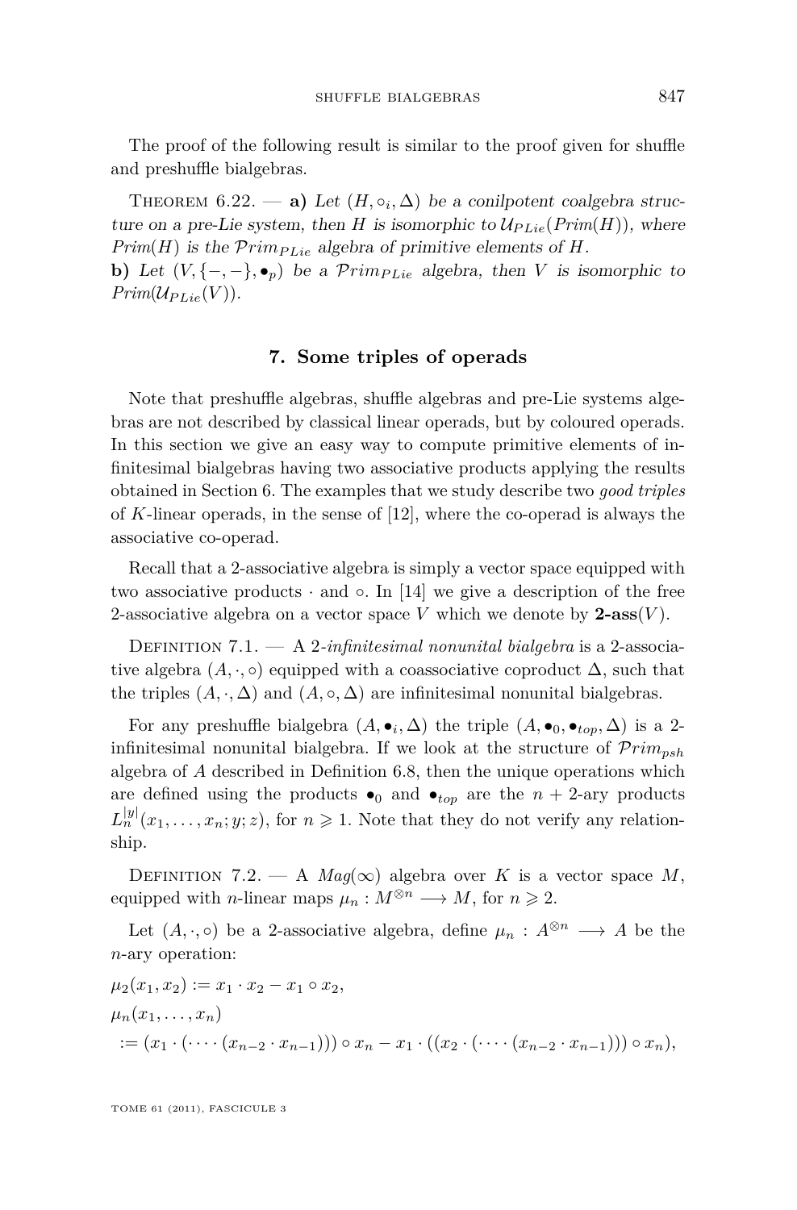The proof of the following result is similar to the proof given for shuffle and preshuffle bialgebras.

Theorem 6.22. — **a)** *Let $(H, \circ_i, \Delta)$ be a conilpotent coalgebra structure on a pre-Lie system, then $H$ is isomorphic to $\mathcal{U}_{PLie}(Prim(H))$, where $Prim(H)$ is the $\mathcal{P}rim_{PLie}$ algebra of primitive elements of $H$.*
**b)** *Let $(V, \{-,-\}, \bullet_p)$ be a $\mathcal{P}rim_{PLie}$ algebra, then $V$ is isomorphic to $Prim(\mathcal{U}_{PLie}(V))$.*

## 7. Some triples of operads

Note that preshuffle algebras, shuffle algebras and pre-Lie systems algebras are not described by classical linear operads, but by coloured operads. In this section we give an easy way to compute primitive elements of infinitesimal bialgebras having two associative products applying the results obtained in Section 6. The examples that we study describe two *good triples* of $K$-linear operads, in the sense of [12], where the co-operad is always the associative co-operad.

Recall that a 2-associative algebra is simply a vector space equipped with two associative products $\cdot$ and $\circ$. In [14] we give a description of the free 2-associative algebra on a vector space $V$ which we denote by **2-ass**$(V)$.

Definition 7.1. — A *2-infinitesimal nonunital bialgebra* is a 2-associative algebra $(A, \cdot, \circ)$ equipped with a coassociative coproduct $\Delta$, such that the triples $(A, \cdot, \Delta)$ and $(A, \circ, \Delta)$ are infinitesimal nonunital bialgebras.

For any preshuffle bialgebra $(A, \bullet_i, \Delta)$ the triple $(A, \bullet_0, \bullet_{top}, \Delta)$ is a 2-infinitesimal nonunital bialgebra. If we look at the structure of $\mathcal{P}rim_{psh}$ algebra of $A$ described in Definition 6.8, then the unique operations which are defined using the products $\bullet_0$ and $\bullet_{top}$ are the $n+2$-ary products $L_n^{|y|}(x_1, \dots, x_n; y; z)$, for $n \geqslant 1$. Note that they do not verify any relationship.

Definition 7.2. — A *Mag*$(\infty)$ algebra over $K$ is a vector space $M$, equipped with $n$-linear maps $\mu_n : M^{\otimes n} \longrightarrow M$, for $n \geqslant 2$.

Let $(A, \cdot, \circ)$ be a 2-associative algebra, define $\mu_n : A^{\otimes n} \longrightarrow A$ be the $n$-ary operation:

$$\mu_2(x_1, x_2) := x_1 \cdot x_2 - x_1 \circ x_2,$$
$$\mu_n(x_1, \dots, x_n)$$
$$:= (x_1 \cdot (\cdots (x_{n-2} \cdot x_{n-1}))) \circ x_n - x_1 \cdot ((x_2 \cdot (\cdots (x_{n-2} \cdot x_{n-1}))) \circ x_n),$$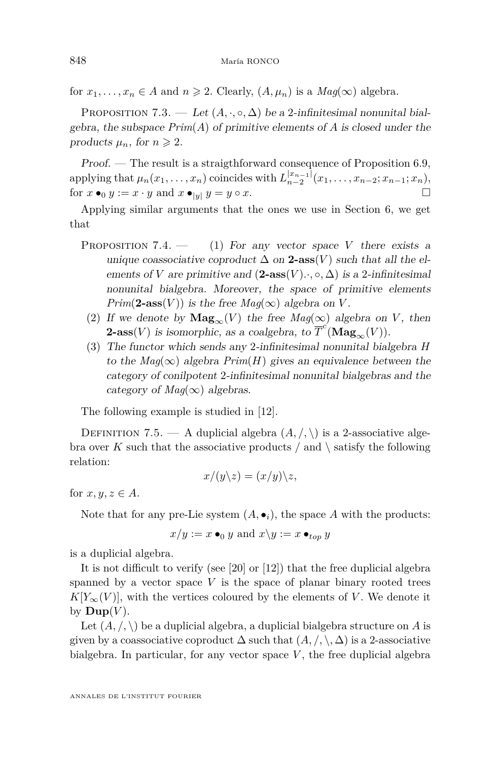for $x_1, \dots, x_n \in A$ and $n \geqslant 2$. Clearly, $(A, \mu_n)$ is a $Mag(\infty)$ algebra.

Proposition 7.3. — *Let $(A, \cdot, \circ, \Delta)$ be a 2-infinitesimal nonunital bialgebra, the subspace $Prim(A)$ of primitive elements of $A$ is closed under the products $\mu_n$, for $n \geqslant 2$.*

*Proof.* — The result is a straigthforward consequence of Proposition 6.9, applying that $\mu_n(x_1, \dots, x_n)$ coincides with $L_{n-2}^{|x_{n-1}|}(x_1, \dots, x_{n-2}; x_{n-1}; x_n)$, for $x \bullet_0 y := x \cdot y$ and $x \bullet_{|y|} y = y \circ x$. □

Applying similar arguments that the ones we use in Section 6, we get that

Proposition 7.4. —
(1) *For any vector space $V$ there exists a unique coassociative coproduct $\Delta$ on $\mathbf{2}\text{-}\mathbf{ass}(V)$ such that all the elements of $V$ are primitive and $(\mathbf{2}\text{-}\mathbf{ass}(V).\cdot, \circ, \Delta)$ is a 2-infinitesimal nonunital bialgebra. Moreover, the space of primitive elements $Prim(\mathbf{2}\text{-}\mathbf{ass}(V))$ is the free $Mag(\infty)$ algebra on $V$.*
(2) *If we denote by $\mathbf{Mag}_\infty(V)$ the free $Mag(\infty)$ algebra on $V$, then $\mathbf{2}\text{-}\mathbf{ass}(V)$ is isomorphic, as a coalgebra, to $\overline{T}^c(\mathbf{Mag}_\infty(V))$.*
(3) *The functor which sends any 2-infinitesimal nonunital bialgebra $H$ to the $Mag(\infty)$ algebra $Prim(H)$ gives an equivalence between the category of conilpotent 2-infinitesimal nonunital bialgebras and the category of $Mag(\infty)$ algebras.*

The following example is studied in [12].

Definition 7.5. — A duplicial algebra $(A, /, \backslash)$ is a 2-associative algebra over $K$ such that the associative products $/$ and $\backslash$ satisfy the following relation:

$$x/(y\backslash z) = (x/y)\backslash z,$$

for $x, y, z \in A$.

Note that for any pre-Lie system $(A, \bullet_i)$, the space $A$ with the products:

$$x/y := x \bullet_0 y \text{ and } x\backslash y := x \bullet_{top} y$$

is a duplicial algebra.

It is not difficult to verify (see [20] or [12]) that the free duplicial algebra spanned by a vector space $V$ is the space of planar binary rooted trees $K[Y_\infty(V)]$, with the vertices coloured by the elements of $V$. We denote it by $\mathbf{Dup}(V)$.

Let $(A, /, \backslash)$ be a duplicial algebra, a duplicial bialgebra structure on $A$ is given by a coassociative coproduct $\Delta$ such that $(A, /, \backslash, \Delta)$ is a 2-associative bialgebra. In particular, for any vector space $V$, the free duplicial algebra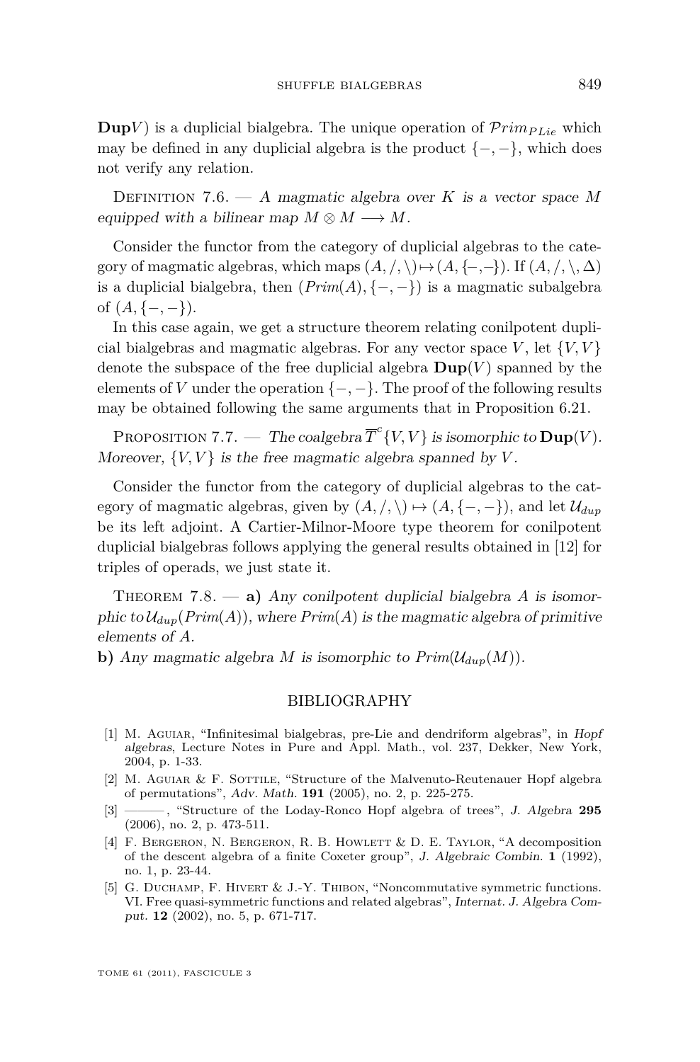**Dup**$V$) is a duplicial bialgebra. The unique operation of $\mathcal{P}rim_{PLie}$ which may be defined in any duplicial algebra is the product $\{-,-\}$, which does not verify any relation.

Definition 7.6. — *A magmatic algebra over $K$ is a vector space $M$ equipped with a bilinear map $M \otimes M \longrightarrow M$.*

Consider the functor from the category of duplicial algebras to the category of magmatic algebras, which maps $(A, /, \backslash) \mapsto (A, \{-,-\})$. If $(A, /, \backslash, \Delta)$ is a duplicial bialgebra, then $(Prim(A), \{-,-\})$ is a magmatic subalgebra of $(A, \{-,-\})$.

In this case again, we get a structure theorem relating conilpotent duplicial bialgebras and magmatic algebras. For any vector space $V$, let $\{V, V\}$ denote the subspace of the free duplicial algebra $\mathbf{Dup}(V)$ spanned by the elements of $V$ under the operation $\{-,-\}$. The proof of the following results may be obtained following the same arguments that in Proposition 6.21.

Proposition 7.7. — *The coalgebra $\overline{T}^c\{V, V\}$ is isomorphic to $\mathbf{Dup}(V)$. Moreover, $\{V, V\}$ is the free magmatic algebra spanned by $V$.*

Consider the functor from the category of duplicial algebras to the category of magmatic algebras, given by $(A, /, \backslash) \mapsto (A, \{-,-\})$, and let $\mathcal{U}_{dup}$ be its left adjoint. A Cartier-Milnor-Moore type theorem for conilpotent duplicial bialgebras follows applying the general results obtained in [12] for triples of operads, we just state it.

Theorem 7.8. — **a)** *Any conilpotent duplicial bialgebra $A$ is isomorphic to $\mathcal{U}_{dup}(Prim(A))$, where $Prim(A)$ is the magmatic algebra of primitive elements of $A$.*
**b)** *Any magmatic algebra $M$ is isomorphic to $Prim(\mathcal{U}_{dup}(M))$.*

## BIBLIOGRAPHY

[1] M. Aguiar, "Infinitesimal bialgebras, pre-Lie and dendriform algebras", in *Hopf algebras*, Lecture Notes in Pure and Appl. Math., vol. 237, Dekker, New York, 2004, p. 1-33.

[2] M. Aguiar & F. Sottile, "Structure of the Malvenuto-Reutenauer Hopf algebra of permutations", *Adv. Math.* **191** (2005), no. 2, p. 225-275.

[3] ———, "Structure of the Loday-Ronco Hopf algebra of trees", *J. Algebra* **295** (2006), no. 2, p. 473-511.

[4] F. Bergeron, N. Bergeron, R. B. Howlett & D. E. Taylor, "A decomposition of the descent algebra of a finite Coxeter group", *J. Algebraic Combin.* **1** (1992), no. 1, p. 23-44.

[5] G. Duchamp, F. Hivert & J.-Y. Thibon, "Noncommutative symmetric functions. VI. Free quasi-symmetric functions and related algebras", *Internat. J. Algebra Comput.* **12** (2002), no. 5, p. 671-717.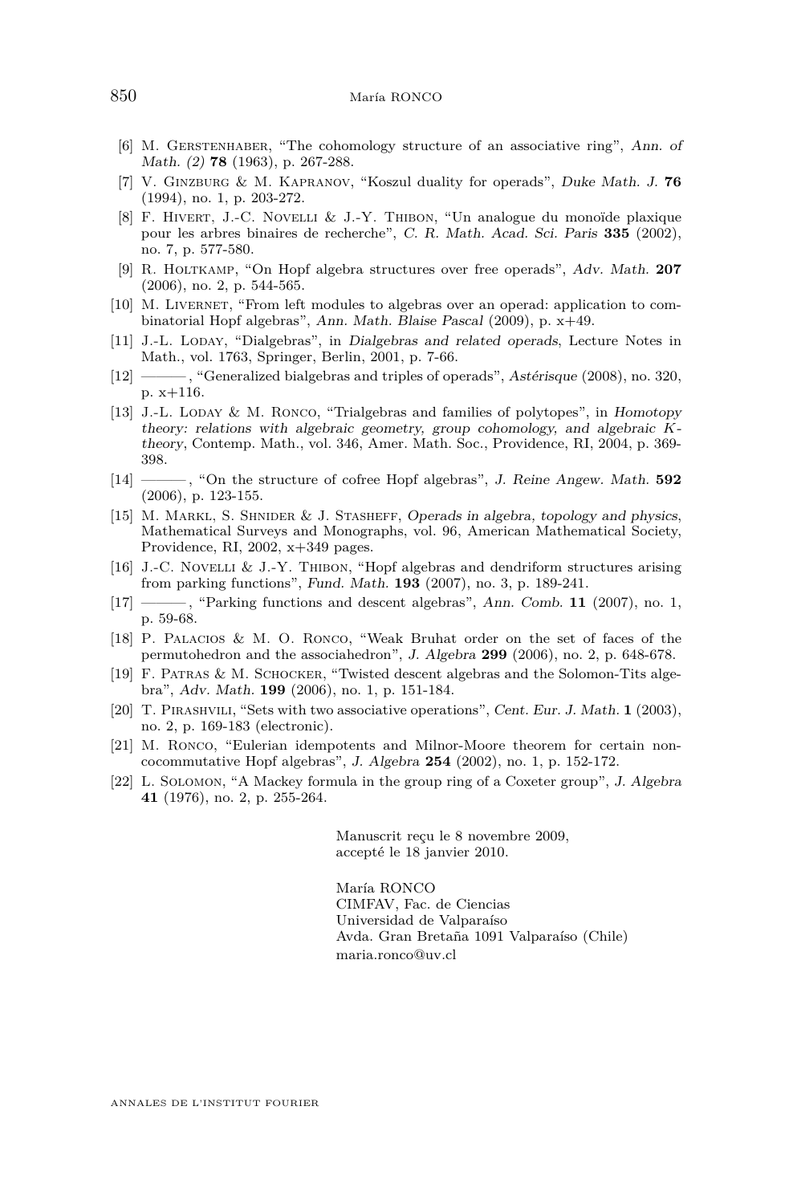[6] M. Gerstenhaber, "The cohomology structure of an associative ring", *Ann. of Math. (2)* **78** (1963), p. 267-288.

[7] V. Ginzburg & M. Kapranov, "Koszul duality for operads", *Duke Math. J.* **76** (1994), no. 1, p. 203-272.

[8] F. Hivert, J.-C. Novelli & J.-Y. Thibon, "Un analogue du monoïde plaxique pour les arbres binaires de recherche", *C. R. Math. Acad. Sci. Paris* **335** (2002), no. 7, p. 577-580.

[9] R. Holtkamp, "On Hopf algebra structures over free operads", *Adv. Math.* **207** (2006), no. 2, p. 544-565.

[10] M. Livernet, "From left modules to algebras over an operad: application to combinatorial Hopf algebras", *Ann. Math. Blaise Pascal* (2009), p. x+49.

[11] J.-L. Loday, "Dialgebras", in *Dialgebras and related operads*, Lecture Notes in Math., vol. 1763, Springer, Berlin, 2001, p. 7-66.

[12] ———, "Generalized bialgebras and triples of operads", *Astérisque* (2008), no. 320, p. x+116.

[13] J.-L. Loday & M. Ronco, "Trialgebras and families of polytopes", in *Homotopy theory: relations with algebraic geometry, group cohomology, and algebraic K-theory*, Contemp. Math., vol. 346, Amer. Math. Soc., Providence, RI, 2004, p. 369-398.

[14] ———, "On the structure of cofree Hopf algebras", *J. Reine Angew. Math.* **592** (2006), p. 123-155.

[15] M. Markl, S. Shnider & J. Stasheff, *Operads in algebra, topology and physics*, Mathematical Surveys and Monographs, vol. 96, American Mathematical Society, Providence, RI, 2002, x+349 pages.

[16] J.-C. Novelli & J.-Y. Thibon, "Hopf algebras and dendriform structures arising from parking functions", *Fund. Math.* **193** (2007), no. 3, p. 189-241.

[17] ———, "Parking functions and descent algebras", *Ann. Comb.* **11** (2007), no. 1, p. 59-68.

[18] P. Palacios & M. O. Ronco, "Weak Bruhat order on the set of faces of the permutohedron and the associahedron", *J. Algebra* **299** (2006), no. 2, p. 648-678.

[19] F. Patras & M. Schocker, "Twisted descent algebras and the Solomon-Tits algebra", *Adv. Math.* **199** (2006), no. 1, p. 151-184.

[20] T. Pirashvili, "Sets with two associative operations", *Cent. Eur. J. Math.* **1** (2003), no. 2, p. 169-183 (electronic).

[21] M. Ronco, "Eulerian idempotents and Milnor-Moore theorem for certain non-cocommutative Hopf algebras", *J. Algebra* **254** (2002), no. 1, p. 152-172.

[22] L. Solomon, "A Mackey formula in the group ring of a Coxeter group", *J. Algebra* **41** (1976), no. 2, p. 255-264.

Manuscrit reçu le 8 novembre 2009,
accepté le 18 janvier 2010.

María RONCO
CIMFAV, Fac. de Ciencias
Universidad de Valparaíso
Avda. Gran Bretaña 1091 Valparaíso (Chile)
maria.ronco@uv.cl